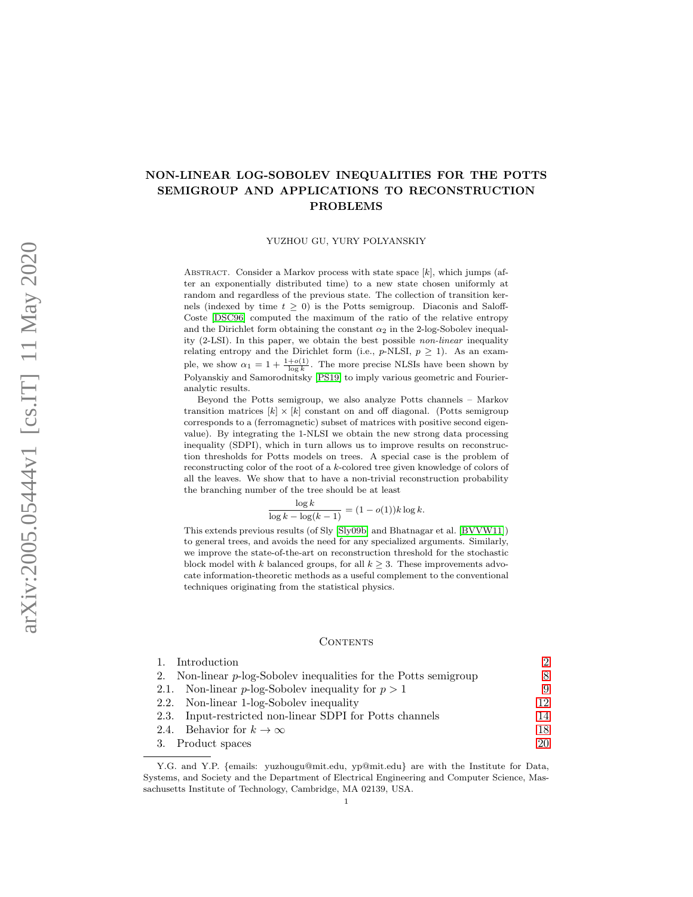# NON-LINEAR LOG-SOBOLEV INEQUALITIES FOR THE POTTS SEMIGROUP AND APPLICATIONS TO RECONSTRUCTION PROBLEMS

YUZHOU GU, YURY POLYANSKIY

Abstract. Consider a Markov process with state space $[k]$, which jumps (after an exponentially distributed time) to a new state chosen uniformly at random and regardless of the previous state. The collection of transition kernels (indexed by time $t \ge 0$) is the Potts semigroup. Diaconis and Saloff-Coste [DSC96] computed the maximum of the ratio of the relative entropy and the Dirichlet form obtaining the constant $\alpha_2$ in the 2-log-Sobolev inequality (2-LSI). In this paper, we obtain the best possible *non-linear* inequality relating entropy and the Dirichlet form (i.e., $p$-NLSI, $p \ge 1$). As an example, we show $\alpha_1 = 1 + \frac{1+o(1)}{\log k}$. The more precise NLSIs have been shown by Polyanskiy and Samorodnitsky [PS19] to imply various geometric and Fourier-analytic results.

Beyond the Potts semigroup, we also analyze Potts channels – Markov transition matrices $[k] \times [k]$ constant on and off diagonal. (Potts semigroup corresponds to a (ferromagnetic) subset of matrices with positive second eigenvalue). By integrating the 1-NLSI we obtain the new strong data processing inequality (SDPI), which in turn allows us to improve results on reconstruction thresholds for Potts models on trees. A special case is the problem of reconstructing color of the root of a $k$-colored tree given knowledge of colors of all the leaves. We show that to have a non-trivial reconstruction probability the branching number of the tree should be at least

$$\frac{\log k}{\log k - \log(k-1)} = (1 - o(1))k \log k.$$

This extends previous results (of Sly [Sly09b] and Bhatnagar et al. [BVVW11]) to general trees, and avoids the need for any specialized arguments. Similarly, we improve the state-of-the-art on reconstruction threshold for the stochastic block model with $k$ balanced groups, for all $k \ge 3$. These improvements advocate information-theoretic methods as a useful complement to the conventional techniques originating from the statistical physics.

## Contents

1. Introduction — 2
2. Non-linear $p$-log-Sobolev inequalities for the Potts semigroup — 8
2.1. Non-linear $p$-log-Sobolev inequality for $p > 1$ — 9
2.2. Non-linear 1-log-Sobolev inequality — 12
2.3. Input-restricted non-linear SDPI for Potts channels — 14
2.4. Behavior for $k \to \infty$ — 18
3. Product spaces — 20

Y.G. and Y.P. {emails: yuzhougu@mit.edu, yp@mit.edu} are with the Institute for Data, Systems, and Society and the Department of Electrical Engineering and Computer Science, Massachusetts Institute of Technology, Cambridge, MA 02139, USA.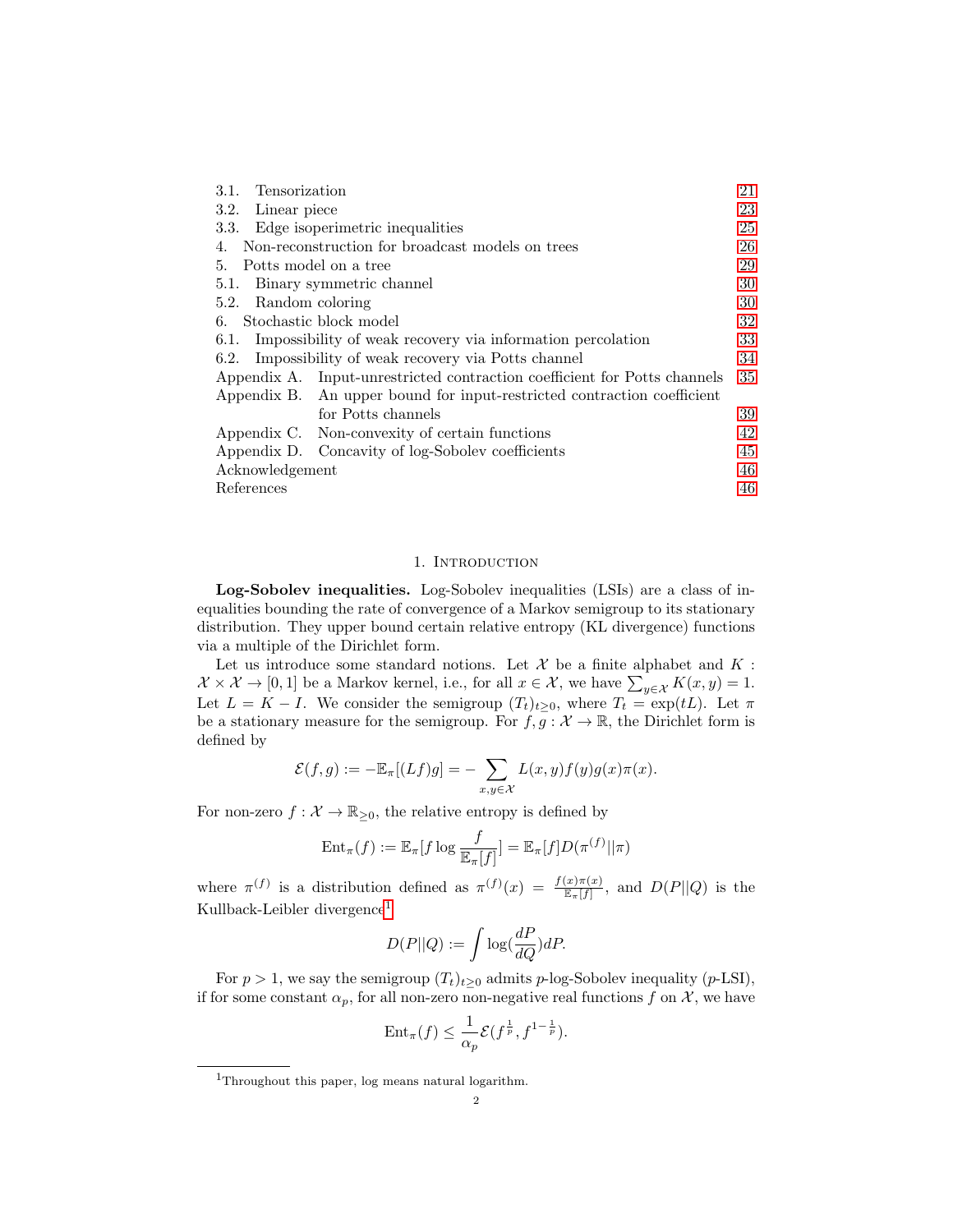| | | |
|---|---|---|
| 3.1. | Tensorization | 21 |
| 3.2. | Linear piece | 23 |
| 3.3. | Edge isoperimetric inequalities | 25 |
| 4. | Non-reconstruction for broadcast models on trees | 26 |
| 5. | Potts model on a tree | 29 |
| 5.1. | Binary symmetric channel | 30 |
| 5.2. | Random coloring | 30 |
| 6. | Stochastic block model | 32 |
| 6.1. | Impossibility of weak recovery via information percolation | 33 |
| 6.2. | Impossibility of weak recovery via Potts channel | 34 |
| Appendix A. | Input-unrestricted contraction coefficient for Potts channels | 35 |
| Appendix B. | An upper bound for input-restricted contraction coefficient for Potts channels | 39 |
| Appendix C. | Non-convexity of certain functions | 42 |
| Appendix D. | Concavity of log-Sobolev coefficients | 45 |
| Acknowledgement | | 46 |
| References | | 46 |

## 1. Introduction

**Log-Sobolev inequalities.** Log-Sobolev inequalities (LSIs) are a class of inequalities bounding the rate of convergence of a Markov semigroup to its stationary distribution. They upper bound certain relative entropy (KL divergence) functions via a multiple of the Dirichlet form.

Let us introduce some standard notions. Let $\mathcal{X}$ be a finite alphabet and $K : \mathcal{X} \times \mathcal{X} \to [0, 1]$ be a Markov kernel, i.e., for all $x \in \mathcal{X}$, we have $\sum_{y \in \mathcal{X}} K(x, y) = 1$. Let $L = K - I$. We consider the semigroup $(T_t)_{t \geq 0}$, where $T_t = \exp(tL)$. Let $\pi$ be a stationary measure for the semigroup. For $f, g : \mathcal{X} \to \mathbb{R}$, the Dirichlet form is defined by

$$\mathcal{E}(f, g) := -\mathbb{E}_\pi[(Lf)g] = -\sum_{x,y \in \mathcal{X}} L(x, y)f(y)g(x)\pi(x).$$

For non-zero $f : \mathcal{X} \to \mathbb{R}_{\geq 0}$, the relative entropy is defined by

$$\mathrm{Ent}_\pi(f) := \mathbb{E}_\pi[f \log \frac{f}{\mathbb{E}_\pi[f]}] = \mathbb{E}_\pi[f]D(\pi^{(f)}||\pi)$$

where $\pi^{(f)}$ is a distribution defined as $\pi^{(f)}(x) = \frac{f(x)\pi(x)}{\mathbb{E}_\pi[f]}$, and $D(P||Q)$ is the Kullback-Leibler divergence[1]

$$D(P||Q) := \int \log(\frac{dP}{dQ})dP.$$

For $p > 1$, we say the semigroup $(T_t)_{t \geq 0}$ admits $p$-log-Sobolev inequality ($p$-LSI), if for some constant $\alpha_p$, for all non-zero non-negative real functions $f$ on $\mathcal{X}$, we have

$$\mathrm{Ent}_\pi(f) \leq \frac{1}{\alpha_p}\mathcal{E}(f^{\frac{1}{p}}, f^{1-\frac{1}{p}}).$$

[1] Throughout this paper, log means natural logarithm.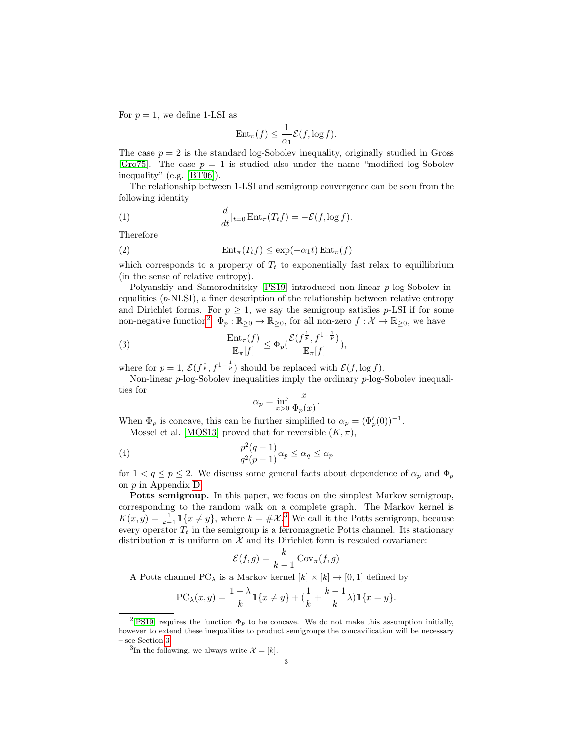For $p = 1$, we define 1-LSI as

$$\mathrm{Ent}_\pi(f) \le \frac{1}{\alpha_1}\mathcal{E}(f, \log f).$$

The case $p = 2$ is the standard log-Sobolev inequality, originally studied in Gross [Gro75]. The case $p = 1$ is studied also under the name "modified log-Sobolev inequality" (e.g. [BT06]).

The relationship between 1-LSI and semigroup convergence can be seen from the following identity

$$\frac{d}{dt}|_{t=0}\,\mathrm{Ent}_\pi(T_t f) = -\mathcal{E}(f, \log f). \tag{1}$$

Therefore

$$\mathrm{Ent}_\pi(T_t f) \le \exp(-\alpha_1 t)\,\mathrm{Ent}_\pi(f) \tag{2}$$

which corresponds to a property of $T_t$ to exponentially fast relax to equillibrium (in the sense of relative entropy).

Polyanskiy and Samorodnitsky [PS19] introduced non-linear $p$-log-Sobolev inequalities ($p$-NLSI), a finer description of the relationship between relative entropy and Dirichlet forms. For $p \ge 1$, we say the semigroup satisfies $p$-LSI if for some non-negative function[2] $\Phi_p : \mathbb{R}_{\ge 0} \to \mathbb{R}_{\ge 0}$, for all non-zero $f : \mathcal{X} \to \mathbb{R}_{\ge 0}$, we have

$$\frac{\mathrm{Ent}_\pi(f)}{\mathbb{E}_\pi[f]} \le \Phi_p\Big(\frac{\mathcal{E}(f^{\frac{1}{p}}, f^{1-\frac{1}{p}})}{\mathbb{E}_\pi[f]}\Big), \tag{3}$$

where for $p = 1$, $\mathcal{E}(f^{\frac{1}{p}}, f^{1-\frac{1}{p}})$ should be replaced with $\mathcal{E}(f, \log f)$.

Non-linear $p$-log-Sobolev inequalities imply the ordinary $p$-log-Sobolev inequalities for

$$\alpha_p = \inf_{x>0}\frac{x}{\Phi_p(x)}.$$

When $\Phi_p$ is concave, this can be further simplified to $\alpha_p = (\Phi_p'(0))^{-1}$.

Mossel et al. [MOS13] proved that for reversible $(K, \pi)$,

$$\frac{p^2(q-1)}{q^2(p-1)}\alpha_p \le \alpha_q \le \alpha_p \tag{4}$$

for $1 < q \le p \le 2$. We discuss some general facts about dependence of $\alpha_p$ and $\Phi_p$ on $p$ in Appendix D.

**Potts semigroup.** In this paper, we focus on the simplest Markov semigroup, corresponding to the random walk on a complete graph. The Markov kernel is $K(x, y) = \frac{1}{k-1}\mathbb{1}\{x \ne y\}$, where $k = \#\mathcal{X}$.[3] We call it the Potts semigroup, because every operator $T_t$ in the semigroup is a ferromagnetic Potts channel. Its stationary distribution $\pi$ is uniform on $\mathcal{X}$ and its Dirichlet form is rescaled covariance:

$$\mathcal{E}(f, g) = \frac{k}{k-1}\mathrm{Cov}_\pi(f, g)$$

A Potts channel $\mathrm{PC}_\lambda$ is a Markov kernel $[k] \times [k] \to [0, 1]$ defined by

$$\mathrm{PC}_\lambda(x, y) = \frac{1-\lambda}{k}\mathbb{1}\{x \ne y\} + \Big(\frac{1}{k} + \frac{k-1}{k}\lambda\Big)\mathbb{1}\{x = y\}.$$

---

[2] [PS19] requires the function $\Phi_p$ to be concave. We do not make this assumption initially, however to extend these inequalities to product semigroups the concavification will be necessary – see Section 3.

[3] In the following, we always write $\mathcal{X} = [k]$.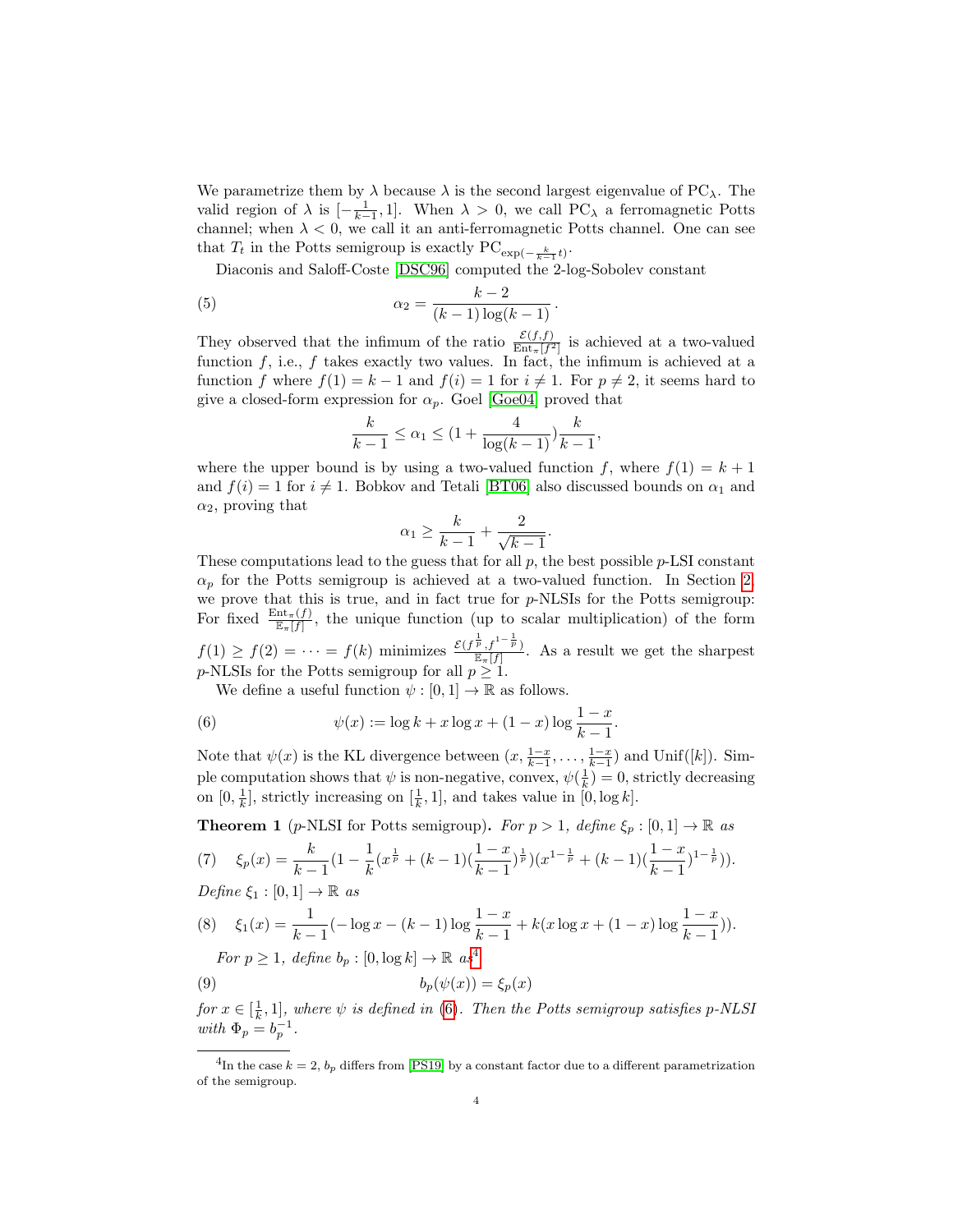We parametrize them by $\lambda$ because $\lambda$ is the second largest eigenvalue of $\mathrm{PC}_\lambda$. The valid region of $\lambda$ is $[-\frac{1}{k-1}, 1]$. When $\lambda > 0$, we call $\mathrm{PC}_\lambda$ a ferromagnetic Potts channel; when $\lambda < 0$, we call it an anti-ferromagnetic Potts channel. One can see that $T_t$ in the Potts semigroup is exactly $\mathrm{PC}_{\exp(-\frac{k}{k-1}t)}$.

Diaconis and Saloff-Coste [DSC96] computed the 2-log-Sobolev constant

$$\alpha_2 = \frac{k-2}{(k-1)\log(k-1)}\,. \tag{5}$$

They observed that the infimum of the ratio $\frac{\mathcal{E}(f,f)}{\mathrm{Ent}_\pi[f^2]}$ is achieved at a two-valued function $f$, i.e., $f$ takes exactly two values. In fact, the infimum is achieved at a function $f$ where $f(1) = k-1$ and $f(i) = 1$ for $i \neq 1$. For $p \neq 2$, it seems hard to give a closed-form expression for $\alpha_p$. Goel [Goe04] proved that

$$\frac{k}{k-1} \le \alpha_1 \le (1 + \frac{4}{\log(k-1)})\frac{k}{k-1},$$

where the upper bound is by using a two-valued function $f$, where $f(1) = k+1$ and $f(i) = 1$ for $i \neq 1$. Bobkov and Tetali [BT06] also discussed bounds on $\alpha_1$ and $\alpha_2$, proving that

$$\alpha_1 \ge \frac{k}{k-1} + \frac{2}{\sqrt{k-1}}.$$

These computations lead to the guess that for all $p$, the best possible $p$-LSI constant $\alpha_p$ for the Potts semigroup is achieved at a two-valued function. In Section 2 we prove that this is true, and in fact true for $p$-NLSIs for the Potts semigroup: For fixed $\frac{\mathrm{Ent}_\pi(f)}{\mathbb{E}_\pi[f]}$, the unique function (up to scalar multiplication) of the form $f(1) \ge f(2) = \cdots = f(k)$ minimizes $\frac{\mathcal{E}(f^{\frac{1}{p}}, f^{1-\frac{1}{p}})}{\mathbb{E}_\pi[f]}$. As a result we get the sharpest $p$-NLSIs for the Potts semigroup for all $p \ge 1$.

We define a useful function $\psi : [0,1] \to \mathbb{R}$ as follows.

$$\psi(x) := \log k + x \log x + (1-x)\log\frac{1-x}{k-1}. \tag{6}$$

Note that $\psi(x)$ is the KL divergence between $(x, \frac{1-x}{k-1}, \ldots, \frac{1-x}{k-1})$ and $\mathrm{Unif}([k])$. Simple computation shows that $\psi$ is non-negative, convex, $\psi(\frac{1}{k}) = 0$, strictly decreasing on $[0, \frac{1}{k}]$, strictly increasing on $[\frac{1}{k}, 1]$, and takes value in $[0, \log k]$.

**Theorem 1** ($p$-NLSI for Potts semigroup)**.** *For $p > 1$, define $\xi_p : [0,1] \to \mathbb{R}$ as*

$$\xi_p(x) = \frac{k}{k-1}(1 - \frac{1}{k}(x^{\frac{1}{p}} + (k-1)(\frac{1-x}{k-1})^{\frac{1}{p}})(x^{1-\frac{1}{p}} + (k-1)(\frac{1-x}{k-1})^{1-\frac{1}{p}})). \tag{7}$$

*Define $\xi_1 : [0,1] \to \mathbb{R}$ as*

$$\xi_1(x) = \frac{1}{k-1}(-\log x - (k-1)\log\frac{1-x}{k-1} + k(x\log x + (1-x)\log\frac{1-x}{k-1})). \tag{8}$$

*For $p \ge 1$, define $b_p : [0, \log k] \to \mathbb{R}$ as*[4]

$$b_p(\psi(x)) = \xi_p(x) \tag{9}$$

*for $x \in [\frac{1}{k}, 1]$, where $\psi$ is defined in (6). Then the Potts semigroup satisfies $p$-NLSI with $\Phi_p = b_p^{-1}$.*

[4] In the case $k = 2$, $b_p$ differs from [PS19] by a constant factor due to a different parametrization of the semigroup.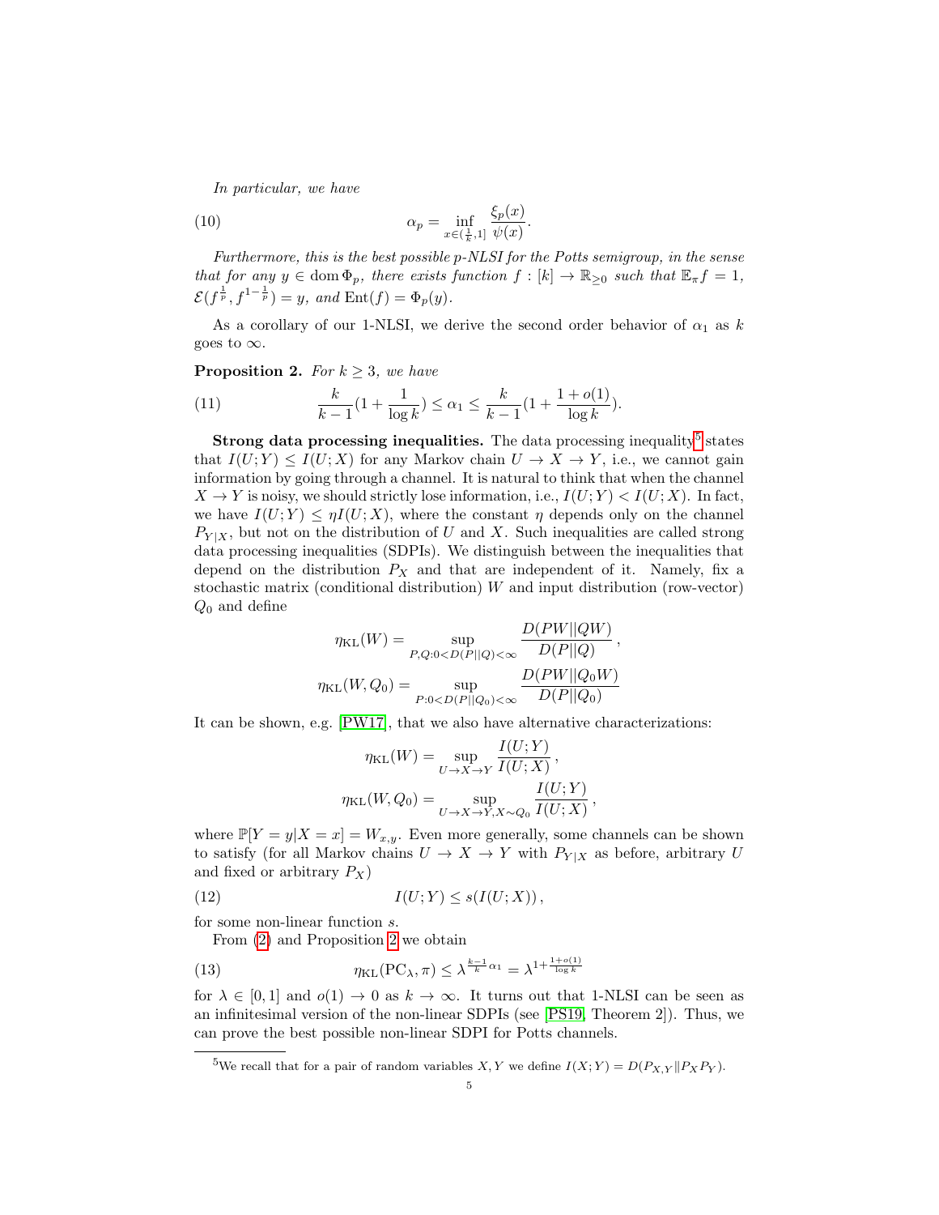*In particular, we have*

$$\alpha_p = \inf_{x \in (\frac{1}{k}, 1]} \frac{\xi_p(x)}{\psi(x)}. \tag{10}$$

*Furthermore, this is the best possible p-NLSI for the Potts semigroup, in the sense that for any $y \in \operatorname{dom} \Phi_p$, there exists function $f : [k] \to \mathbb{R}_{\geq 0}$ such that $\mathbb{E}_\pi f = 1$, $\mathcal{E}(f^{\frac{1}{p}}, f^{1-\frac{1}{p}}) = y$, and $\operatorname{Ent}(f) = \Phi_p(y)$.*

As a corollary of our 1-NLSI, we derive the second order behavior of $\alpha_1$ as $k$ goes to $\infty$.

**Proposition 2.** *For $k \geq 3$, we have*

$$\frac{k}{k-1}\left(1 + \frac{1}{\log k}\right) \leq \alpha_1 \leq \frac{k}{k-1}\left(1 + \frac{1+o(1)}{\log k}\right). \tag{11}$$

**Strong data processing inequalities.** The data processing inequality[5] states that $I(U;Y) \leq I(U;X)$ for any Markov chain $U \to X \to Y$, i.e., we cannot gain information by going through a channel. It is natural to think that when the channel $X \to Y$ is noisy, we should strictly lose information, i.e., $I(U;Y) < I(U;X)$. In fact, we have $I(U;Y) \leq \eta I(U;X)$, where the constant $\eta$ depends only on the channel $P_{Y|X}$, but not on the distribution of $U$ and $X$. Such inequalities are called strong data processing inequalities (SDPIs). We distinguish between the inequalities that depend on the distribution $P_X$ and that are independent of it. Namely, fix a stochastic matrix (conditional distribution) $W$ and input distribution (row-vector) $Q_0$ and define

$$\eta_{\mathrm{KL}}(W) = \sup_{P,Q: 0 < D(P||Q) < \infty} \frac{D(PW||QW)}{D(P||Q)},$$

$$\eta_{\mathrm{KL}}(W, Q_0) = \sup_{P: 0 < D(P||Q_0) < \infty} \frac{D(PW||Q_0W)}{D(P||Q_0)}$$

It can be shown, e.g. [PW17], that we also have alternative characterizations:

$$\eta_{\mathrm{KL}}(W) = \sup_{U \to X \to Y} \frac{I(U;Y)}{I(U;X)},$$

$$\eta_{\mathrm{KL}}(W, Q_0) = \sup_{U \to X \to Y, X \sim Q_0} \frac{I(U;Y)}{I(U;X)},$$

where $\mathbb{P}[Y = y | X = x] = W_{x,y}$. Even more generally, some channels can be shown to satisfy (for all Markov chains $U \to X \to Y$ with $P_{Y|X}$ as before, arbitrary $U$ and fixed or arbitrary $P_X$)

$$I(U;Y) \leq s(I(U;X)), \tag{12}$$

for some non-linear function $s$.

From (2) and Proposition 2 we obtain

$$\eta_{\mathrm{KL}}(\mathrm{PC}_\lambda, \pi) \leq \lambda^{\frac{k-1}{k}\alpha_1} = \lambda^{1 + \frac{1+o(1)}{\log k}} \tag{13}$$

for $\lambda \in [0,1]$ and $o(1) \to 0$ as $k \to \infty$. It turns out that 1-NLSI can be seen as an infinitesimal version of the non-linear SDPIs (see [PS19, Theorem 2]). Thus, we can prove the best possible non-linear SDPI for Potts channels.

---

[5] We recall that for a pair of random variables $X, Y$ we define $I(X;Y) = D(P_{X,Y} \| P_X P_Y)$.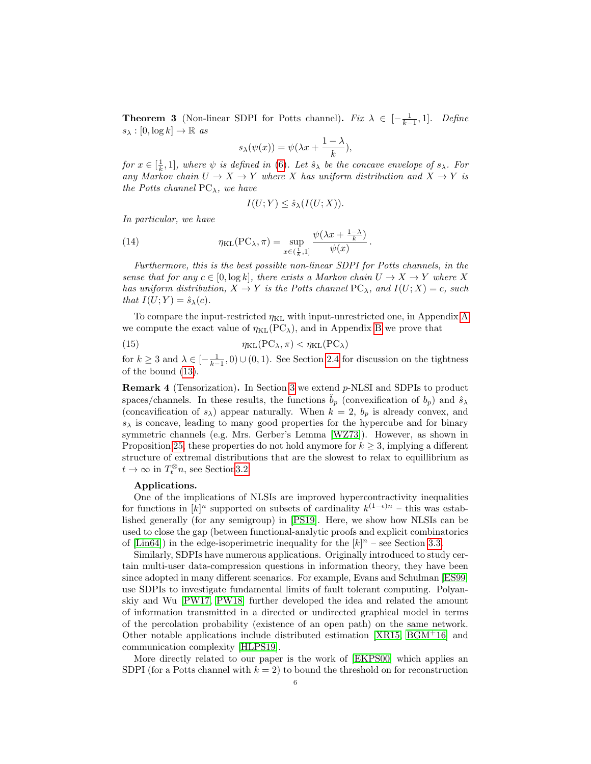**Theorem 3** (Non-linear SDPI for Potts channel)**.** *Fix $\lambda \in [-\frac{1}{k-1}, 1]$. Define $s_\lambda : [0, \log k] \to \mathbb{R}$ as*

$$s_\lambda(\psi(x)) = \psi(\lambda x + \frac{1-\lambda}{k}),$$

*for $x \in [\frac{1}{k}, 1]$, where $\psi$ is defined in (6). Let $\hat{s}_\lambda$ be the concave envelope of $s_\lambda$. For any Markov chain $U \to X \to Y$ where $X$ has uniform distribution and $X \to Y$ is the Potts channel $\mathrm{PC}_\lambda$, we have*

$$I(U;Y) \le \hat{s}_\lambda(I(U;X)).$$

*In particular, we have*

$$\eta_{\mathrm{KL}}(\mathrm{PC}_\lambda, \pi) = \sup_{x \in (\frac{1}{k}, 1]} \frac{\psi(\lambda x + \frac{1-\lambda}{k})}{\psi(x)}. \tag{14}$$

*Furthermore, this is the best possible non-linear SDPI for Potts channels, in the sense that for any $c \in [0, \log k]$, there exists a Markov chain $U \to X \to Y$ where $X$ has uniform distribution, $X \to Y$ is the Potts channel $\mathrm{PC}_\lambda$, and $I(U;X) = c$, such that $I(U;Y) = \hat{s}_\lambda(c)$.*

To compare the input-restricted $\eta_{\mathrm{KL}}$ with input-unrestricted one, in Appendix A we compute the exact value of $\eta_{\mathrm{KL}}(\mathrm{PC}_\lambda)$, and in Appendix B we prove that

$$\eta_{\mathrm{KL}}(\mathrm{PC}_\lambda, \pi) < \eta_{\mathrm{KL}}(\mathrm{PC}_\lambda) \tag{15}$$

for $k \ge 3$ and $\lambda \in [-\frac{1}{k-1}, 0) \cup (0, 1)$. See Section 2.4 for discussion on the tightness of the bound (13).

**Remark 4** (Tensorization)**.** In Section 3 we extend $p$-NLSI and SDPIs to product spaces/channels. In these results, the functions $\check{b}_p$ (convexification of $b_p$) and $\hat{s}_\lambda$ (concavification of $s_\lambda$) appear naturally. When $k = 2$, $b_p$ is already convex, and $s_\lambda$ is concave, leading to many good properties for the hypercube and for binary symmetric channels (e.g. Mrs. Gerber's Lemma [WZ73]). However, as shown in Proposition 25, these properties do not hold anymore for $k \ge 3$, implying a different structure of extremal distributions that are the slowest to relax to equillibrium as $t \to \infty$ in $T_t^{\otimes} n$, see Section 3.2.

**Applications.**

One of the implications of NLSIs are improved hypercontractivity inequalities for functions in $[k]^n$ supported on subsets of cardinality $k^{(1-\epsilon)n}$ – this was established generally (for any semigroup) in [PS19]. Here, we show how NLSIs can be used to close the gap (between functional-analytic proofs and explicit combinatorics of [Lin64]) in the edge-isoperimetric inequality for the $[k]^n$ – see Section 3.3.

Similarly, SDPIs have numerous applications. Originally introduced to study certain multi-user data-compression questions in information theory, they have been since adopted in many different scenarios. For example, Evans and Schulman [ES99] use SDPIs to investigate fundamental limits of fault tolerant computing. Polyanskiy and Wu [PW17, PW18] further developed the idea and related the amount of information transmitted in a directed or undirected graphical model in terms of the percolation probability (existence of an open path) on the same network. Other notable applications include distributed estimation [XR15, BGM+16] and communication complexity [HLPS19].

More directly related to our paper is the work of [EKPS00] which applies an SDPI (for a Potts channel with $k = 2$) to bound the threshold on for reconstruction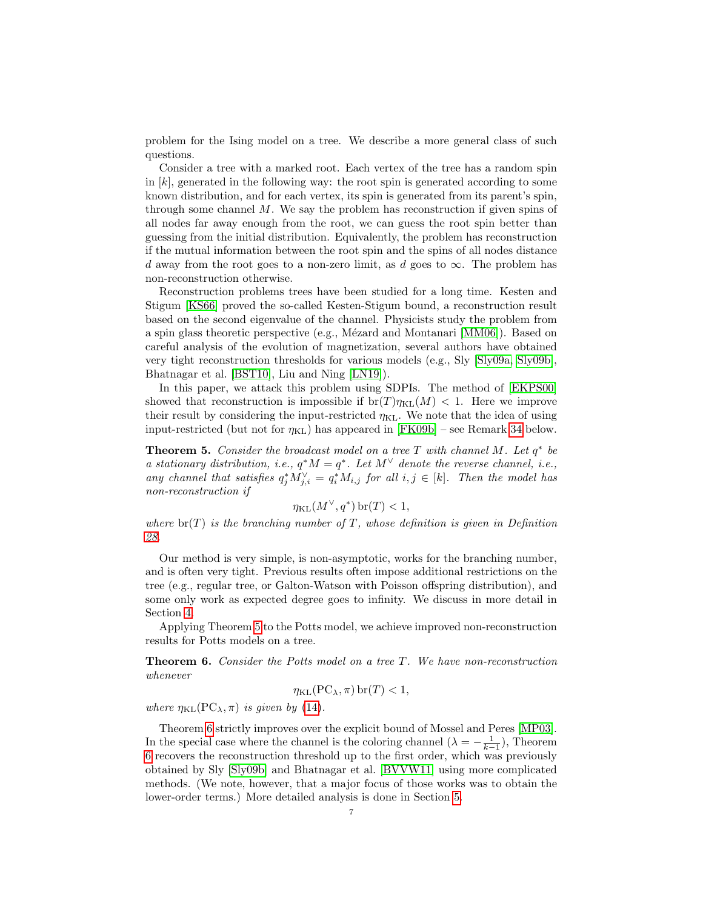problem for the Ising model on a tree. We describe a more general class of such questions.

Consider a tree with a marked root. Each vertex of the tree has a random spin in $[k]$, generated in the following way: the root spin is generated according to some known distribution, and for each vertex, its spin is generated from its parent's spin, through some channel $M$. We say the problem has reconstruction if given spins of all nodes far away enough from the root, we can guess the root spin better than guessing from the initial distribution. Equivalently, the problem has reconstruction if the mutual information between the root spin and the spins of all nodes distance $d$ away from the root goes to a non-zero limit, as $d$ goes to $\infty$. The problem has non-reconstruction otherwise.

Reconstruction problems trees have been studied for a long time. Kesten and Stigum [KS66] proved the so-called Kesten-Stigum bound, a reconstruction result based on the second eigenvalue of the channel. Physicists study the problem from a spin glass theoretic perspective (e.g., Mézard and Montanari [MM06]). Based on careful analysis of the evolution of magnetization, several authors have obtained very tight reconstruction thresholds for various models (e.g., Sly [Sly09a, Sly09b], Bhatnagar et al. [BST10], Liu and Ning [LN19]).

In this paper, we attack this problem using SDPIs. The method of [EKPS00] showed that reconstruction is impossible if $\mathrm{br}(T)\eta_{\mathrm{KL}}(M) < 1$. Here we improve their result by considering the input-restricted $\eta_{\mathrm{KL}}$. We note that the idea of using input-restricted (but not for $\eta_{\mathrm{KL}}$) has appeared in [FK09b] – see Remark 34 below.

**Theorem 5.** *Consider the broadcast model on a tree $T$ with channel $M$. Let $q^*$ be a stationary distribution, i.e., $q^* M = q^*$. Let $M^\vee$ denote the reverse channel, i.e., any channel that satisfies $q^*_j M^\vee_{j,i} = q^*_i M_{i,j}$ for all $i, j \in [k]$. Then the model has non-reconstruction if*

$$\eta_{\mathrm{KL}}(M^\vee, q^*)\,\mathrm{br}(T) < 1,$$

*where $\mathrm{br}(T)$ is the branching number of $T$, whose definition is given in Definition 28.*

Our method is very simple, is non-asymptotic, works for the branching number, and is often very tight. Previous results often impose additional restrictions on the tree (e.g., regular tree, or Galton-Watson with Poisson offspring distribution), and some only work as expected degree goes to infinity. We discuss in more detail in Section 4.

Applying Theorem 5 to the Potts model, we achieve improved non-reconstruction results for Potts models on a tree.

**Theorem 6.** *Consider the Potts model on a tree $T$. We have non-reconstruction whenever*

$$\eta_{\mathrm{KL}}(\mathrm{PC}_\lambda, \pi)\,\mathrm{br}(T) < 1,$$

*where $\eta_{\mathrm{KL}}(\mathrm{PC}_\lambda, \pi)$ is given by (14).*

Theorem 6 strictly improves over the explicit bound of Mossel and Peres [MP03]. In the special case where the channel is the coloring channel ($\lambda = -\frac{1}{k-1}$), Theorem 6 recovers the reconstruction threshold up to the first order, which was previously obtained by Sly [Sly09b] and Bhatnagar et al. [BVVW11] using more complicated methods. (We note, however, that a major focus of those works was to obtain the lower-order terms.) More detailed analysis is done in Section 5.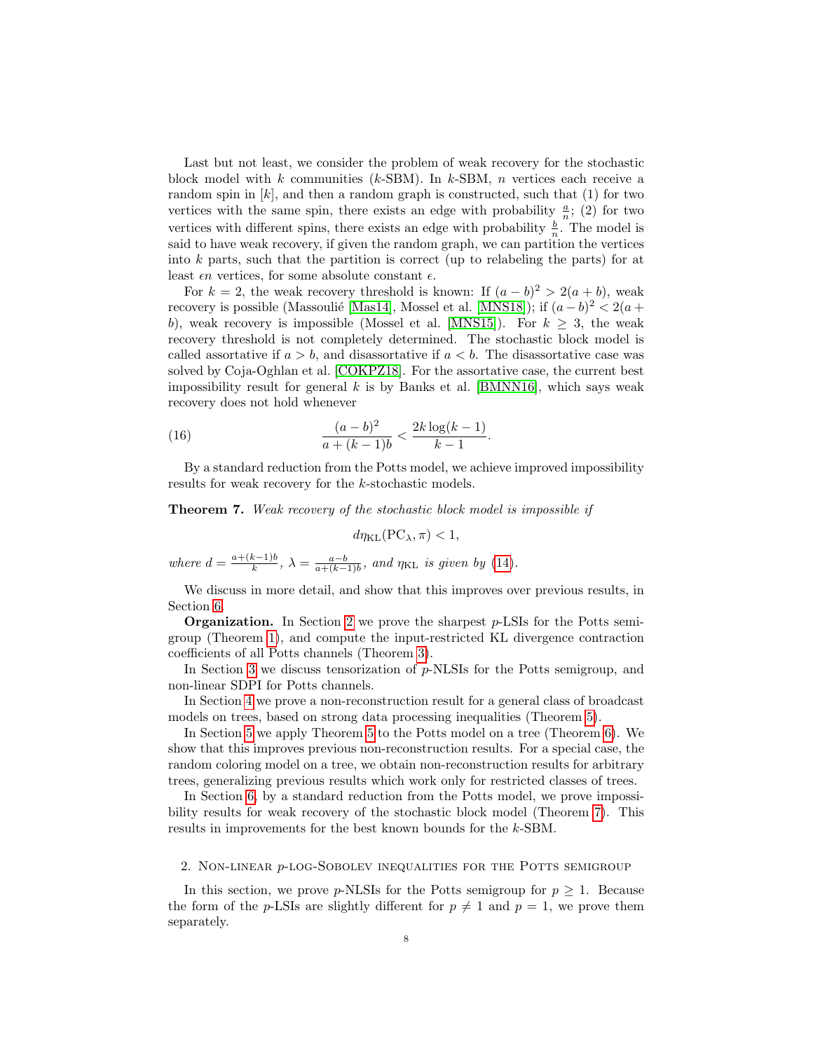Last but not least, we consider the problem of weak recovery for the stochastic block model with $k$ communities ($k$-SBM). In $k$-SBM, $n$ vertices each receive a random spin in $[k]$, and then a random graph is constructed, such that (1) for two vertices with the same spin, there exists an edge with probability $\frac{a}{n}$; (2) for two vertices with different spins, there exists an edge with probability $\frac{b}{n}$. The model is said to have weak recovery, if given the random graph, we can partition the vertices into $k$ parts, such that the partition is correct (up to relabeling the parts) for at least $\epsilon n$ vertices, for some absolute constant $\epsilon$.

For $k = 2$, the weak recovery threshold is known: If $(a-b)^2 > 2(a+b)$, weak recovery is possible (Massoulié [Mas14], Mossel et al. [MNS18]); if $(a-b)^2 < 2(a+b)$, weak recovery is impossible (Mossel et al. [MNS15]). For $k \ge 3$, the weak recovery threshold is not completely determined. The stochastic block model is called assortative if $a > b$, and disassortative if $a < b$. The disassortative case was solved by Coja-Oghlan et al. [COKPZ18]. For the assortative case, the current best impossibility result for general $k$ is by Banks et al. [BMNN16], which says weak recovery does not hold whenever

$$\frac{(a-b)^2}{a+(k-1)b} < \frac{2k\log(k-1)}{k-1}. \tag{16}$$

By a standard reduction from the Potts model, we achieve improved impossibility results for weak recovery for the $k$-stochastic models.

**Theorem 7.** *Weak recovery of the stochastic block model is impossible if*

$$d\eta_{\mathrm{KL}}(\mathrm{PC}_\lambda, \pi) < 1,$$

*where* $d = \frac{a+(k-1)b}{k}$, $\lambda = \frac{a-b}{a+(k-1)b}$, *and* $\eta_{\mathrm{KL}}$ *is given by* (14).

We discuss in more detail, and show that this improves over previous results, in Section 6.

**Organization.** In Section 2 we prove the sharpest $p$-LSIs for the Potts semigroup (Theorem 1), and compute the input-restricted KL divergence contraction coefficients of all Potts channels (Theorem 3).

In Section 3 we discuss tensorization of $p$-NLSIs for the Potts semigroup, and non-linear SDPI for Potts channels.

In Section 4 we prove a non-reconstruction result for a general class of broadcast models on trees, based on strong data processing inequalities (Theorem 5).

In Section 5 we apply Theorem 5 to the Potts model on a tree (Theorem 6). We show that this improves previous non-reconstruction results. For a special case, the random coloring model on a tree, we obtain non-reconstruction results for arbitrary trees, generalizing previous results which work only for restricted classes of trees.

In Section 6, by a standard reduction from the Potts model, we prove impossibility results for weak recovery of the stochastic block model (Theorem 7). This results in improvements for the best known bounds for the $k$-SBM.

## 2. Non-linear $p$-log-Sobolev inequalities for the Potts semigroup

In this section, we prove $p$-NLSIs for the Potts semigroup for $p \ge 1$. Because the form of the $p$-LSIs are slightly different for $p \ne 1$ and $p = 1$, we prove them separately.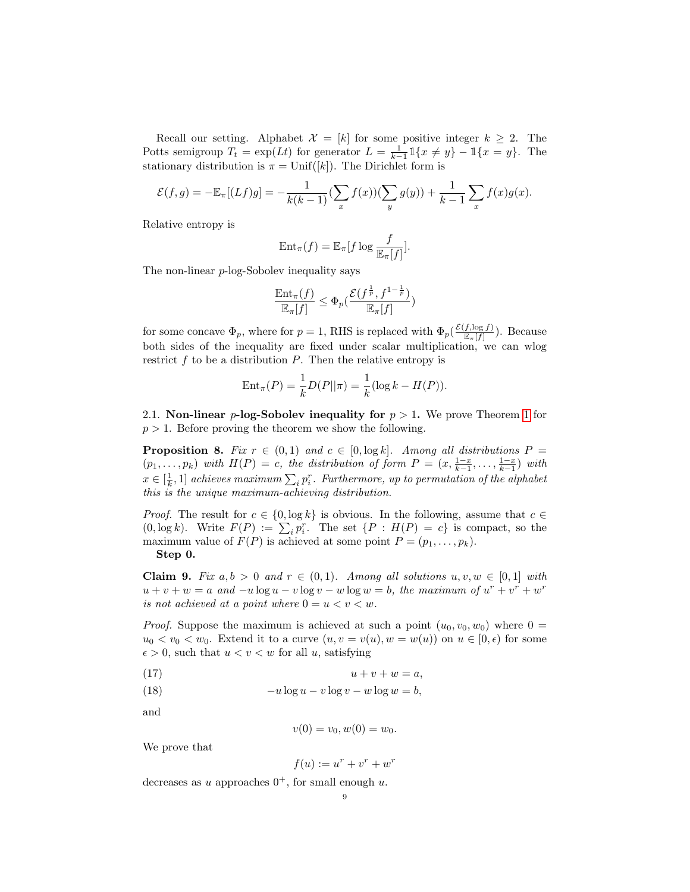Recall our setting. Alphabet $\mathcal{X} = [k]$ for some positive integer $k \geq 2$. The Potts semigroup $T_t = \exp(Lt)$ for generator $L = \frac{1}{k-1}\mathbb{1}\{x \neq y\} - \mathbb{1}\{x = y\}$. The stationary distribution is $\pi = \mathrm{Unif}([k])$. The Dirichlet form is

$$\mathcal{E}(f,g) = -\mathbb{E}_\pi[(Lf)g] = -\frac{1}{k(k-1)}(\sum_x f(x))(\sum_y g(y)) + \frac{1}{k-1}\sum_x f(x)g(x).$$

Relative entropy is

$$\mathrm{Ent}_\pi(f) = \mathbb{E}_\pi[f \log \frac{f}{\mathbb{E}_\pi[f]}].$$

The non-linear $p$-log-Sobolev inequality says

$$\frac{\mathrm{Ent}_\pi(f)}{\mathbb{E}_\pi[f]} \leq \Phi_p(\frac{\mathcal{E}(f^{\frac{1}{p}}, f^{1-\frac{1}{p}})}{\mathbb{E}_\pi[f]})$$

for some concave $\Phi_p$, where for $p = 1$, RHS is replaced with $\Phi_p(\frac{\mathcal{E}(f, \log f)}{\mathbb{E}_\pi[f]})$. Because both sides of the inequality are fixed under scalar multiplication, we can wlog restrict $f$ to be a distribution $P$. Then the relative entropy is

$$\mathrm{Ent}_\pi(P) = \frac{1}{k}D(P||\pi) = \frac{1}{k}(\log k - H(P)).$$

2.1. **Non-linear $p$-log-Sobolev inequality for $p > 1$.** We prove Theorem 1 for $p > 1$. Before proving the theorem we show the following.

**Proposition 8.** *Fix $r \in (0,1)$ and $c \in [0, \log k]$. Among all distributions $P = (p_1, \ldots, p_k)$ with $H(P) = c$, the distribution of form $P = (x, \frac{1-x}{k-1}, \ldots, \frac{1-x}{k-1})$ with $x \in [\frac{1}{k}, 1]$ achieves maximum $\sum_i p_i^r$. Furthermore, up to permutation of the alphabet this is the unique maximum-achieving distribution.*

*Proof.* The result for $c \in \{0, \log k\}$ is obvious. In the following, assume that $c \in (0, \log k)$. Write $F(P) := \sum_i p_i^r$. The set $\{P : H(P) = c\}$ is compact, so the maximum value of $F(P)$ is achieved at some point $P = (p_1, \ldots, p_k)$.

**Step 0.**

**Claim 9.** *Fix $a, b > 0$ and $r \in (0,1)$. Among all solutions $u, v, w \in [0,1]$ with $u + v + w = a$ and $-u\log u - v\log v - w\log w = b$, the maximum of $u^r + v^r + w^r$ is not achieved at a point where $0 = u < v < w$.*

*Proof.* Suppose the maximum is achieved at such a point $(u_0, v_0, w_0)$ where $0 = u_0 < v_0 < w_0$. Extend it to a curve $(u, v = v(u), w = w(u))$ on $u \in [0, \epsilon)$ for some $\epsilon > 0$, such that $u < v < w$ for all $u$, satisfying

$$u + v + w = a, \tag{17}$$

$$-u\log u - v\log v - w\log w = b, \tag{18}$$

and

$$v(0) = v_0, w(0) = w_0.$$

We prove that

$$f(u) := u^r + v^r + w^r$$

decreases as $u$ approaches $0^+$, for small enough $u$.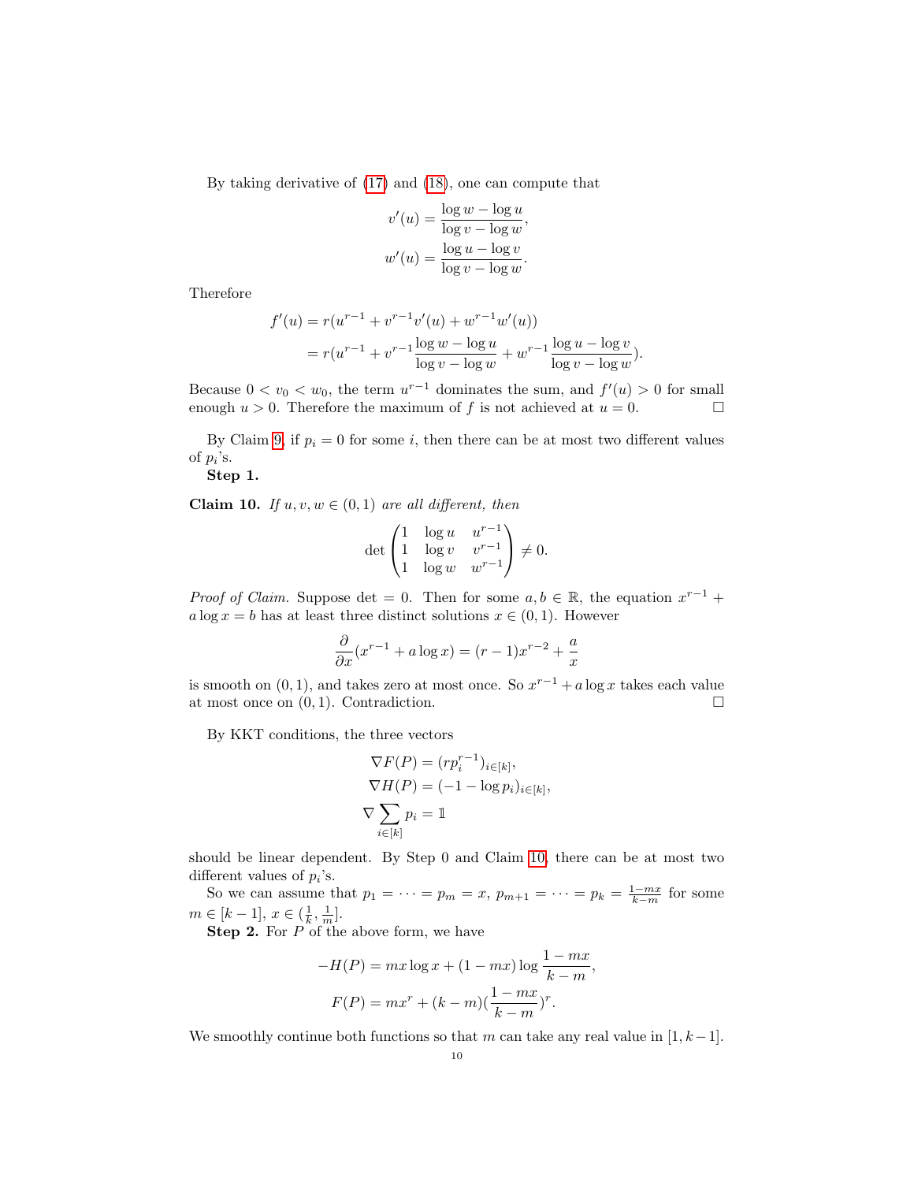By taking derivative of (17) and (18), one can compute that

$$v'(u) = \frac{\log w - \log u}{\log v - \log w},$$
$$w'(u) = \frac{\log u - \log v}{\log v - \log w}.$$

Therefore

$$\begin{aligned} f'(u) &= r(u^{r-1} + v^{r-1}v'(u) + w^{r-1}w'(u)) \\ &= r(u^{r-1} + v^{r-1}\frac{\log w - \log u}{\log v - \log w} + w^{r-1}\frac{\log u - \log v}{\log v - \log w}). \end{aligned}$$

Because $0 < v_0 < w_0$, the term $u^{r-1}$ dominates the sum, and $f'(u) > 0$ for small enough $u > 0$. Therefore the maximum of $f$ is not achieved at $u = 0$. □

By Claim 9, if $p_i = 0$ for some $i$, then there can be at most two different values of $p_i$'s.

**Step 1.**

**Claim 10.** *If $u, v, w \in (0,1)$ are all different, then*

$$\det \begin{pmatrix} 1 & \log u & u^{r-1} \\ 1 & \log v & v^{r-1} \\ 1 & \log w & w^{r-1} \end{pmatrix} \neq 0.$$

*Proof of Claim.* Suppose det $= 0$. Then for some $a, b \in \mathbb{R}$, the equation $x^{r-1} + a\log x = b$ has at least three distinct solutions $x \in (0,1)$. However

$$\frac{\partial}{\partial x}(x^{r-1} + a\log x) = (r-1)x^{r-2} + \frac{a}{x}$$

is smooth on $(0,1)$, and takes zero at most once. So $x^{r-1} + a\log x$ takes each value at most once on $(0,1)$. Contradiction. □

By KKT conditions, the three vectors

$$\begin{aligned} \nabla F(P) &= (rp_i^{r-1})_{i\in[k]}, \\ \nabla H(P) &= (-1 - \log p_i)_{i\in[k]}, \\ \nabla \sum_{i\in[k]} p_i &= \mathbb{1} \end{aligned}$$

should be linear dependent. By Step 0 and Claim 10, there can be at most two different values of $p_i$'s.

So we can assume that $p_1 = \cdots = p_m = x$, $p_{m+1} = \cdots = p_k = \frac{1-mx}{k-m}$ for some $m \in [k-1]$, $x \in (\frac{1}{k}, \frac{1}{m}]$.

**Step 2.** For $P$ of the above form, we have

$$-H(P) = mx\log x + (1-mx)\log\frac{1-mx}{k-m},$$
$$F(P) = mx^r + (k-m)(\frac{1-mx}{k-m})^r.$$

We smoothly continue both functions so that $m$ can take any real value in $[1, k-1]$.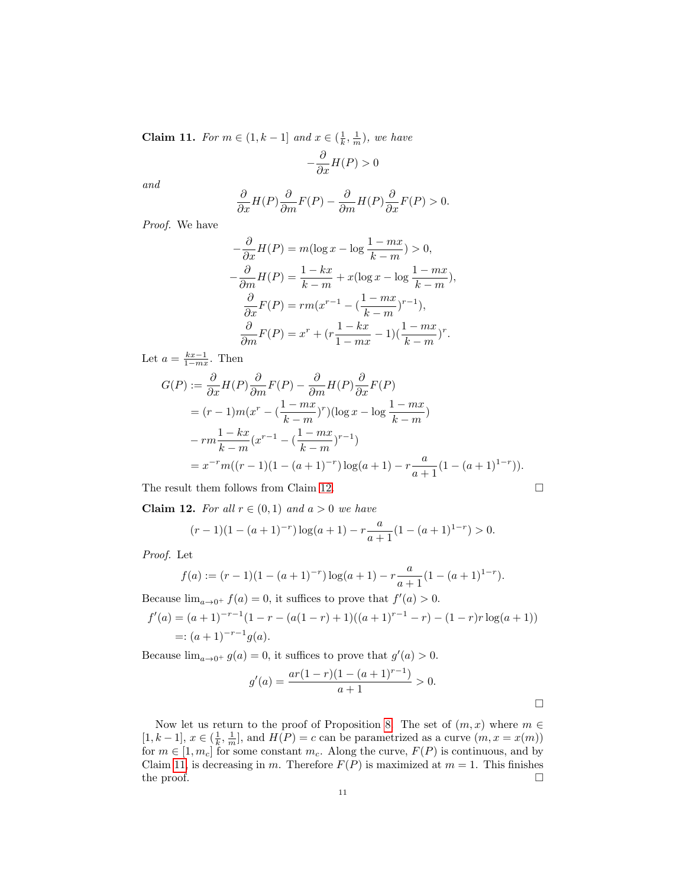**Claim 11.** *For $m \in (1, k-1]$ and $x \in (\frac{1}{k}, \frac{1}{m})$, we have*

$$-\frac{\partial}{\partial x} H(P) > 0$$

*and*

$$\frac{\partial}{\partial x} H(P) \frac{\partial}{\partial m} F(P) - \frac{\partial}{\partial m} H(P) \frac{\partial}{\partial x} F(P) > 0.$$

*Proof.* We have

$$\begin{aligned}
-\frac{\partial}{\partial x} H(P) &= m(\log x - \log \frac{1-mx}{k-m}) > 0, \\
-\frac{\partial}{\partial m} H(P) &= \frac{1-kx}{k-m} + x(\log x - \log \frac{1-mx}{k-m}), \\
\frac{\partial}{\partial x} F(P) &= rm(x^{r-1} - (\frac{1-mx}{k-m})^{r-1}), \\
\frac{\partial}{\partial m} F(P) &= x^r + (r\frac{1-kx}{1-mx} - 1)(\frac{1-mx}{k-m})^r.
\end{aligned}$$

Let $a = \frac{kx-1}{1-mx}$. Then

$$\begin{aligned}
G(P) &:= \frac{\partial}{\partial x} H(P) \frac{\partial}{\partial m} F(P) - \frac{\partial}{\partial m} H(P) \frac{\partial}{\partial x} F(P) \\
&= (r-1)m(x^r - (\frac{1-mx}{k-m})^r)(\log x - \log \frac{1-mx}{k-m}) \\
&\quad - rm\frac{1-kx}{k-m}(x^{r-1} - (\frac{1-mx}{k-m})^{r-1}) \\
&= x^{-r} m((r-1)(1-(a+1)^{-r})\log(a+1) - r\frac{a}{a+1}(1-(a+1)^{1-r})).
\end{aligned}$$

The result them follows from Claim 12. $\square$

**Claim 12.** *For all $r \in (0,1)$ and $a > 0$ we have*

$$(r-1)(1-(a+1)^{-r})\log(a+1) - r\frac{a}{a+1}(1-(a+1)^{1-r}) > 0.$$

*Proof.* Let

$$f(a) := (r-1)(1-(a+1)^{-r})\log(a+1) - r\frac{a}{a+1}(1-(a+1)^{1-r}).$$

Because $\lim_{a \to 0^+} f(a) = 0$, it suffices to prove that $f'(a) > 0$.

$$\begin{aligned}
f'(a) &= (a+1)^{-r-1}(1 - r - (a(1-r)+1)((a+1)^{r-1} - r) - (1-r)r\log(a+1)) \\
&=: (a+1)^{-r-1} g(a).
\end{aligned}$$

Because $\lim_{a \to 0^+} g(a) = 0$, it suffices to prove that $g'(a) > 0$.

$$g'(a) = \frac{ar(1-r)(1-(a+1)^{r-1})}{a+1} > 0.$$

$\square$

Now let us return to the proof of Proposition 8. The set of $(m,x)$ where $m \in [1, k-1]$, $x \in (\frac{1}{k}, \frac{1}{m}]$, and $H(P) = c$ can be parametrized as a curve $(m, x = x(m))$ for $m \in [1, m_c]$ for some constant $m_c$. Along the curve, $F(P)$ is continuous, and by Claim 11, is decreasing in $m$. Therefore $F(P)$ is maximized at $m = 1$. This finishes the proof. $\square$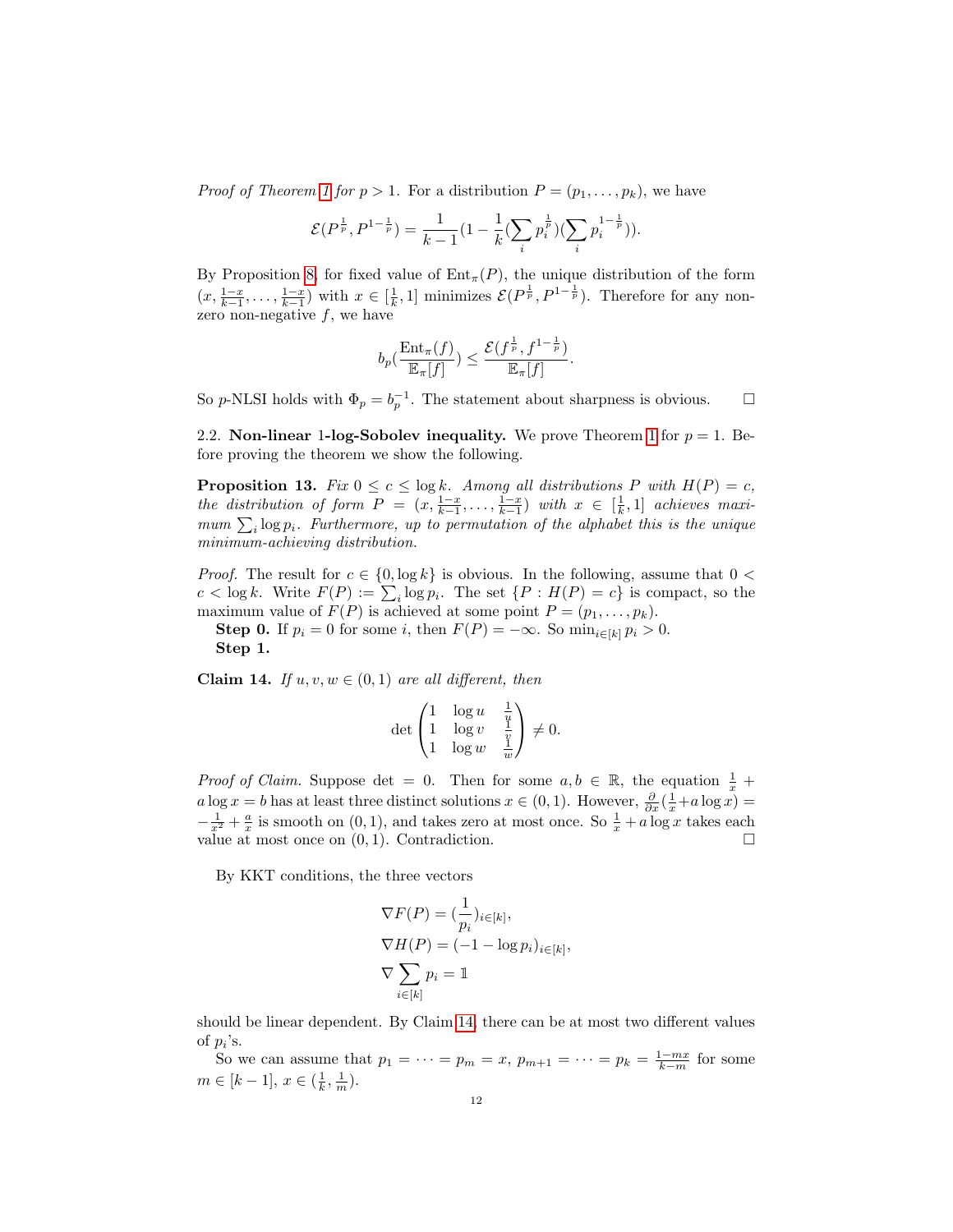*Proof of Theorem 1 for $p > 1$.* For a distribution $P = (p_1, \ldots, p_k)$, we have

$$\mathcal{E}(P^{\frac{1}{p}}, P^{1-\frac{1}{p}}) = \frac{1}{k-1}(1 - \frac{1}{k}(\sum_i p_i^{\frac{1}{p}})(\sum_i p_i^{1-\frac{1}{p}})).$$

By Proposition 8, for fixed value of $\operatorname{Ent}_\pi(P)$, the unique distribution of the form $(x, \frac{1-x}{k-1}, \ldots, \frac{1-x}{k-1})$ with $x \in [\frac{1}{k}, 1]$ minimizes $\mathcal{E}(P^{\frac{1}{p}}, P^{1-\frac{1}{p}})$. Therefore for any non-zero non-negative $f$, we have

$$b_p(\frac{\operatorname{Ent}_\pi(f)}{\mathbb{E}_\pi[f]}) \le \frac{\mathcal{E}(f^{\frac{1}{p}}, f^{1-\frac{1}{p}})}{\mathbb{E}_\pi[f]}.$$

So $p$-NLSI holds with $\Phi_p = b_p^{-1}$. The statement about sharpness is obvious. □

2.2. **Non-linear 1-log-Sobolev inequality.** We prove Theorem 1 for $p = 1$. Before proving the theorem we show the following.

**Proposition 13.** *Fix $0 \le c \le \log k$. Among all distributions $P$ with $H(P) = c$, the distribution of form $P = (x, \frac{1-x}{k-1}, \ldots, \frac{1-x}{k-1})$ with $x \in [\frac{1}{k}, 1]$ achieves maximum $\sum_i \log p_i$. Furthermore, up to permutation of the alphabet this is the unique minimum-achieving distribution.*

*Proof.* The result for $c \in \{0, \log k\}$ is obvious. In the following, assume that $0 < c < \log k$. Write $F(P) := \sum_i \log p_i$. The set $\{P : H(P) = c\}$ is compact, so the maximum value of $F(P)$ is achieved at some point $P = (p_1, \ldots, p_k)$.

**Step 0.** If $p_i = 0$ for some $i$, then $F(P) = -\infty$. So $\min_{i \in [k]} p_i > 0$.

**Step 1.**

**Claim 14.** *If $u, v, w \in (0, 1)$ are all different, then*

$$\det \begin{pmatrix} 1 & \log u & \frac{1}{u} \\ 1 & \log v & \frac{1}{v} \\ 1 & \log w & \frac{1}{w} \end{pmatrix} \ne 0.$$

*Proof of Claim.* Suppose $\det = 0$. Then for some $a, b \in \mathbb{R}$, the equation $\frac{1}{x} + a \log x = b$ has at least three distinct solutions $x \in (0, 1)$. However, $\frac{\partial}{\partial x}(\frac{1}{x} + a \log x) = -\frac{1}{x^2} + \frac{a}{x}$ is smooth on $(0, 1)$, and takes zero at most once. So $\frac{1}{x} + a \log x$ takes each value at most once on $(0, 1)$. Contradiction. □

By KKT conditions, the three vectors

$$\nabla F(P) = (\frac{1}{p_i})_{i \in [k]},$$
$$\nabla H(P) = (-1 - \log p_i)_{i \in [k]},$$
$$\nabla \sum_{i \in [k]} p_i = \mathbb{1}$$

should be linear dependent. By Claim 14, there can be at most two different values of $p_i$'s.

So we can assume that $p_1 = \cdots = p_m = x$, $p_{m+1} = \cdots = p_k = \frac{1-mx}{k-m}$ for some $m \in [k-1]$, $x \in (\frac{1}{k}, \frac{1}{m})$.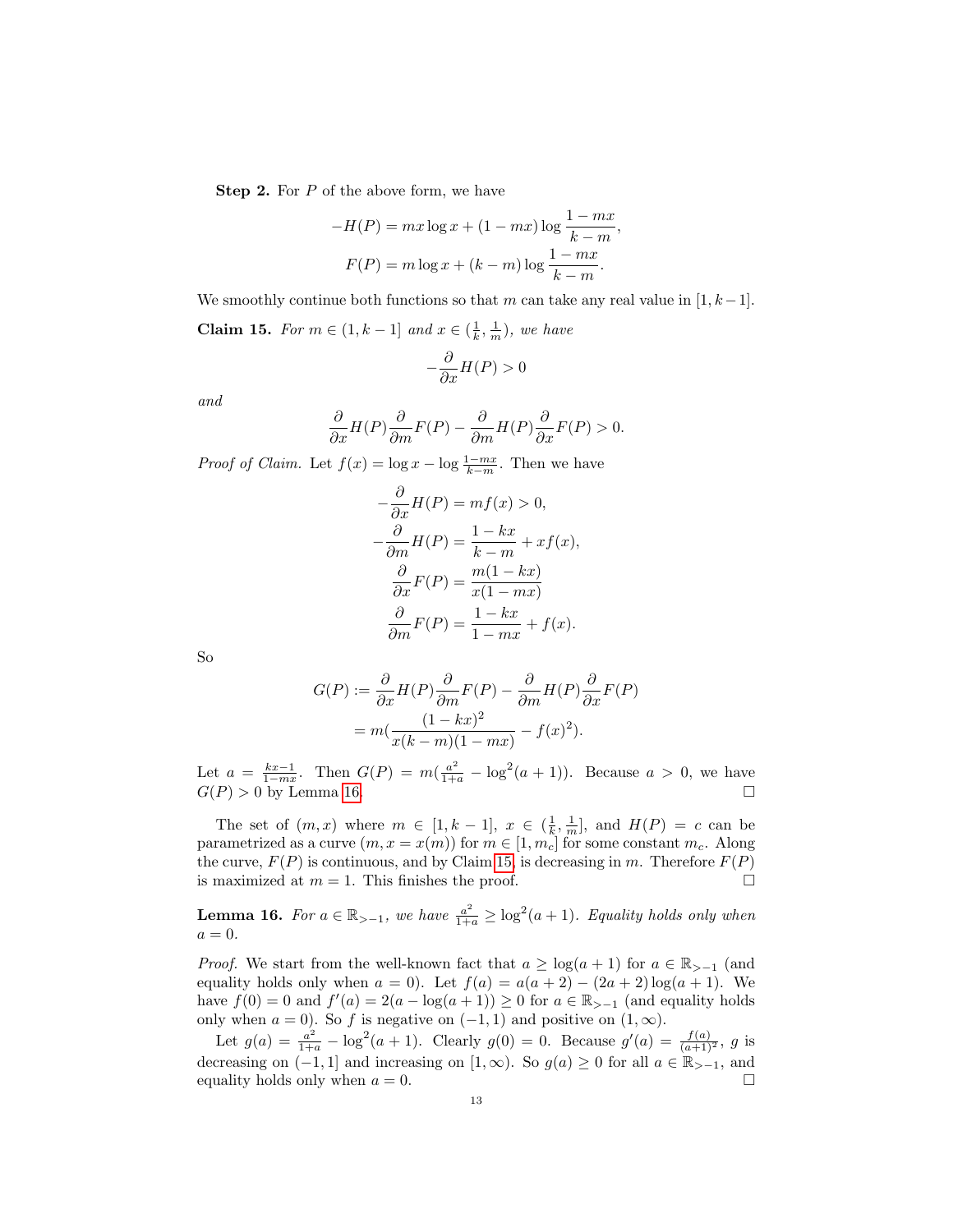**Step 2.** For $P$ of the above form, we have

$$-H(P) = mx \log x + (1 - mx) \log \frac{1 - mx}{k - m},$$

$$F(P) = m \log x + (k - m) \log \frac{1 - mx}{k - m}.$$

We smoothly continue both functions so that $m$ can take any real value in $[1, k-1]$.

**Claim 15.** *For $m \in (1, k-1]$ and $x \in (\frac{1}{k}, \frac{1}{m})$, we have*

$$-\frac{\partial}{\partial x} H(P) > 0$$

*and*

$$\frac{\partial}{\partial x} H(P) \frac{\partial}{\partial m} F(P) - \frac{\partial}{\partial m} H(P) \frac{\partial}{\partial x} F(P) > 0.$$

*Proof of Claim.* Let $f(x) = \log x - \log \frac{1-mx}{k-m}$. Then we have

$$-\frac{\partial}{\partial x} H(P) = m f(x) > 0,$$

$$-\frac{\partial}{\partial m} H(P) = \frac{1 - kx}{k - m} + x f(x),$$

$$\frac{\partial}{\partial x} F(P) = \frac{m(1 - kx)}{x(1 - mx)}$$

$$\frac{\partial}{\partial m} F(P) = \frac{1 - kx}{1 - mx} + f(x).$$

So

$$G(P) := \frac{\partial}{\partial x} H(P) \frac{\partial}{\partial m} F(P) - \frac{\partial}{\partial m} H(P) \frac{\partial}{\partial x} F(P)$$

$$= m\left(\frac{(1 - kx)^2}{x(k - m)(1 - mx)} - f(x)^2\right).$$

Let $a = \frac{kx-1}{1-mx}$. Then $G(P) = m(\frac{a^2}{1+a} - \log^2(a+1))$. Because $a > 0$, we have $G(P) > 0$ by Lemma 16. □

The set of $(m, x)$ where $m \in [1, k-1]$, $x \in (\frac{1}{k}, \frac{1}{m}]$, and $H(P) = c$ can be parametrized as a curve $(m, x = x(m))$ for $m \in [1, m_c]$ for some constant $m_c$. Along the curve, $F(P)$ is continuous, and by Claim 15, is decreasing in $m$. Therefore $F(P)$ is maximized at $m = 1$. This finishes the proof. □

**Lemma 16.** *For $a \in \mathbb{R}_{>-1}$, we have $\frac{a^2}{1+a} \geq \log^2(a+1)$. Equality holds only when $a = 0$.*

*Proof.* We start from the well-known fact that $a \geq \log(a+1)$ for $a \in \mathbb{R}_{>-1}$ (and equality holds only when $a = 0$). Let $f(a) = a(a+2) - (2a+2)\log(a+1)$. We have $f(0) = 0$ and $f'(a) = 2(a - \log(a+1)) \geq 0$ for $a \in \mathbb{R}_{>-1}$ (and equality holds only when $a = 0$). So $f$ is negative on $(-1, 1)$ and positive on $(1, \infty)$.

Let $g(a) = \frac{a^2}{1+a} - \log^2(a+1)$. Clearly $g(0) = 0$. Because $g'(a) = \frac{f(a)}{(a+1)^2}$, $g$ is decreasing on $(-1, 1]$ and increasing on $[1, \infty)$. So $g(a) \geq 0$ for all $a \in \mathbb{R}_{>-1}$, and equality holds only when $a = 0$. □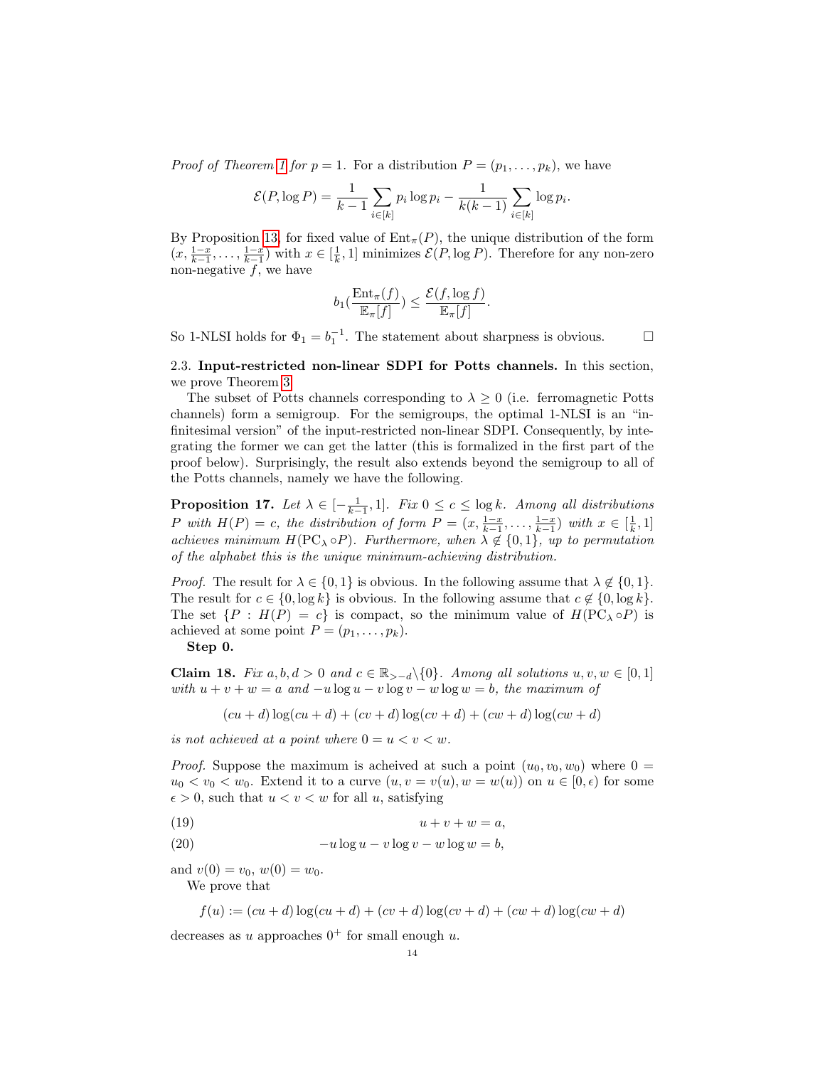*Proof of Theorem 1 for $p = 1$.* For a distribution $P = (p_1, \dots, p_k)$, we have

$$\mathcal{E}(P, \log P) = \frac{1}{k-1} \sum_{i \in [k]} p_i \log p_i - \frac{1}{k(k-1)} \sum_{i \in [k]} \log p_i.$$

By Proposition 13, for fixed value of $\mathrm{Ent}_\pi(P)$, the unique distribution of the form $(x, \frac{1-x}{k-1}, \dots, \frac{1-x}{k-1})$ with $x \in [\frac{1}{k}, 1]$ minimizes $\mathcal{E}(P, \log P)$. Therefore for any non-zero non-negative $f$, we have

$$b_1\left(\frac{\mathrm{Ent}_\pi(f)}{\mathbb{E}_\pi[f]}\right) \le \frac{\mathcal{E}(f, \log f)}{\mathbb{E}_\pi[f]}.$$

So 1-NLSI holds for $\Phi_1 = b_1^{-1}$. The statement about sharpness is obvious. $\square$

2.3. **Input-restricted non-linear SDPI for Potts channels.** In this section, we prove Theorem 3.

The subset of Potts channels corresponding to $\lambda \ge 0$ (i.e. ferromagnetic Potts channels) form a semigroup. For the semigroups, the optimal 1-NLSI is an "infinitesimal version" of the input-restricted non-linear SDPI. Consequently, by integrating the former we can get the latter (this is formalized in the first part of the proof below). Surprisingly, the result also extends beyond the semigroup to all of the Potts channels, namely we have the following.

**Proposition 17.** *Let $\lambda \in [-\frac{1}{k-1}, 1]$. Fix $0 \le c \le \log k$. Among all distributions $P$ with $H(P) = c$, the distribution of form $P = (x, \frac{1-x}{k-1}, \dots, \frac{1-x}{k-1})$ with $x \in [\frac{1}{k}, 1]$ achieves minimum $H(\mathrm{PC}_\lambda \circ P)$. Furthermore, when $\lambda \notin \{0, 1\}$, up to permutation of the alphabet this is the unique minimum-achieving distribution.*

*Proof.* The result for $\lambda \in \{0, 1\}$ is obvious. In the following assume that $\lambda \notin \{0, 1\}$. The result for $c \in \{0, \log k\}$ is obvious. In the following assume that $c \notin \{0, \log k\}$. The set $\{P : H(P) = c\}$ is compact, so the minimum value of $H(\mathrm{PC}_\lambda \circ P)$ is achieved at some point $P = (p_1, \dots, p_k)$.

**Step 0.**

**Claim 18.** *Fix $a, b, d > 0$ and $c \in \mathbb{R}_{>-d} \backslash \{0\}$. Among all solutions $u, v, w \in [0, 1]$ with $u + v + w = a$ and $-u \log u - v \log v - w \log w = b$, the maximum of*

$$(cu + d) \log(cu + d) + (cv + d) \log(cv + d) + (cw + d) \log(cw + d)$$

*is not achieved at a point where $0 = u < v < w$.*

*Proof.* Suppose the maximum is acheived at such a point $(u_0, v_0, w_0)$ where $0 = u_0 < v_0 < w_0$. Extend it to a curve $(u, v = v(u), w = w(u))$ on $u \in [0, \epsilon)$ for some $\epsilon > 0$, such that $u < v < w$ for all $u$, satisfying

$$u + v + w = a, \tag{19}$$

$$-u \log u - v \log v - w \log w = b, \tag{20}$$

and $v(0) = v_0$, $w(0) = w_0$.

We prove that

$$f(u) := (cu + d) \log(cu + d) + (cv + d) \log(cv + d) + (cw + d) \log(cw + d)$$

decreases as $u$ approaches $0^+$ for small enough $u$.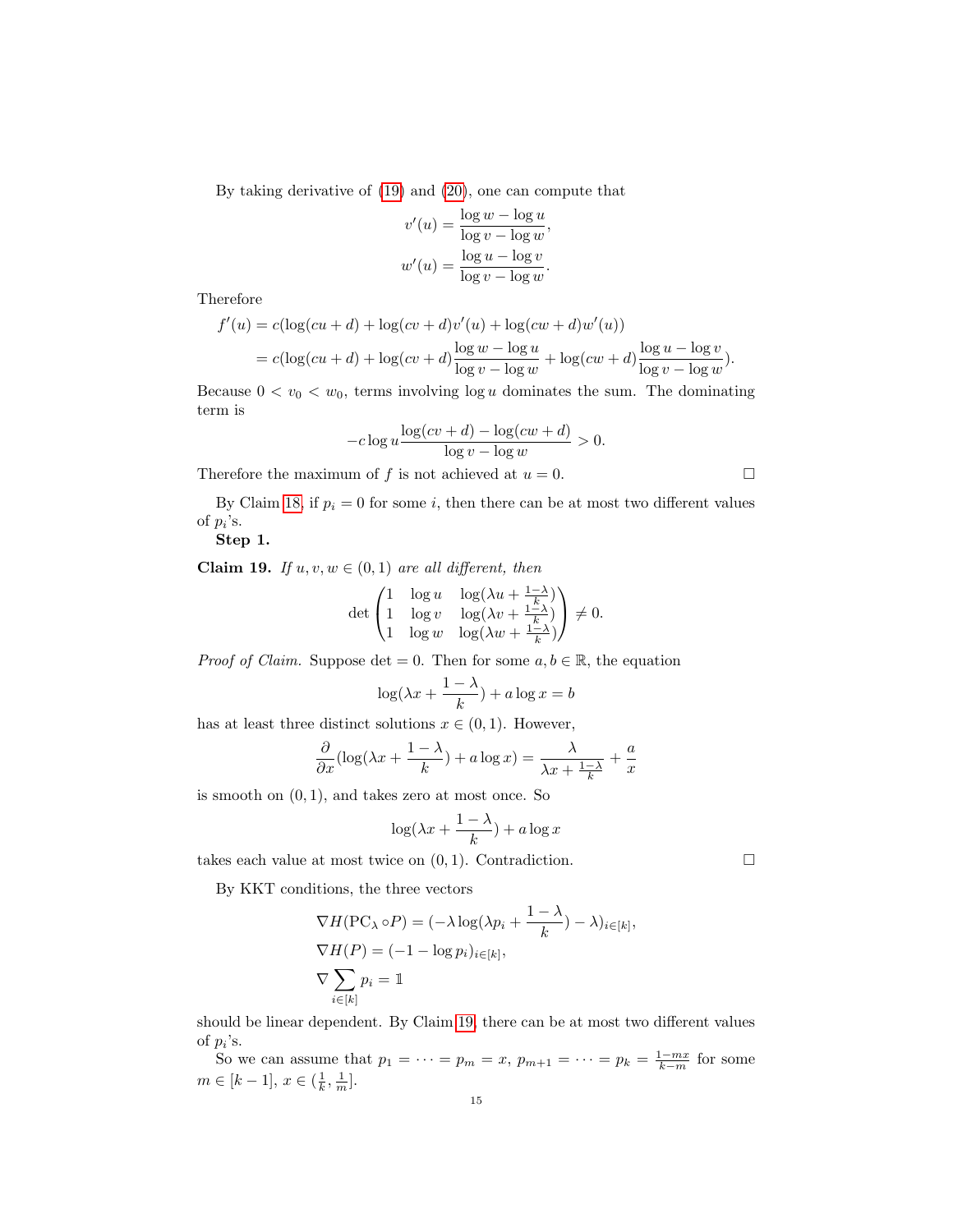By taking derivative of (19) and (20), one can compute that

$$v'(u) = \frac{\log w - \log u}{\log v - \log w},$$
$$w'(u) = \frac{\log u - \log v}{\log v - \log w}.$$

Therefore

$$\begin{aligned} f'(u) &= c(\log(cu+d) + \log(cv+d)v'(u) + \log(cw+d)w'(u)) \\ &= c(\log(cu+d) + \log(cv+d)\frac{\log w - \log u}{\log v - \log w} + \log(cw+d)\frac{\log u - \log v}{\log v - \log w}). \end{aligned}$$

Because $0 < v_0 < w_0$, terms involving $\log u$ dominates the sum. The dominating term is

$$-c \log u \frac{\log(cv+d) - \log(cw+d)}{\log v - \log w} > 0.$$

Therefore the maximum of $f$ is not achieved at $u = 0$. □

By Claim 18, if $p_i = 0$ for some $i$, then there can be at most two different values of $p_i$'s.

**Step 1.**

**Claim 19.** *If $u, v, w \in (0,1)$ are all different, then*

$$\det \begin{pmatrix} 1 & \log u & \log(\lambda u + \frac{1-\lambda}{k}) \\ 1 & \log v & \log(\lambda v + \frac{1-\lambda}{k}) \\ 1 & \log w & \log(\lambda w + \frac{1-\lambda}{k}) \end{pmatrix} \neq 0.$$

*Proof of Claim.* Suppose $\det = 0$. Then for some $a, b \in \mathbb{R}$, the equation

$$\log(\lambda x + \frac{1-\lambda}{k}) + a \log x = b$$

has at least three distinct solutions $x \in (0,1)$. However,

$$\frac{\partial}{\partial x}(\log(\lambda x + \frac{1-\lambda}{k}) + a \log x) = \frac{\lambda}{\lambda x + \frac{1-\lambda}{k}} + \frac{a}{x}$$

is smooth on $(0,1)$, and takes zero at most once. So

$$\log(\lambda x + \frac{1-\lambda}{k}) + a \log x$$

takes each value at most twice on $(0,1)$. Contradiction. □

By KKT conditions, the three vectors

$$\nabla H(\mathrm{PC}_\lambda \circ P) = (-\lambda \log(\lambda p_i + \frac{1-\lambda}{k}) - \lambda)_{i \in [k]},$$
$$\nabla H(P) = (-1 - \log p_i)_{i \in [k]},$$
$$\nabla \sum_{i \in [k]} p_i = \mathbb{1}$$

should be linear dependent. By Claim 19, there can be at most two different values of $p_i$'s.

So we can assume that $p_1 = \cdots = p_m = x$, $p_{m+1} = \cdots = p_k = \frac{1-mx}{k-m}$ for some $m \in [k-1]$, $x \in (\frac{1}{k}, \frac{1}{m}]$.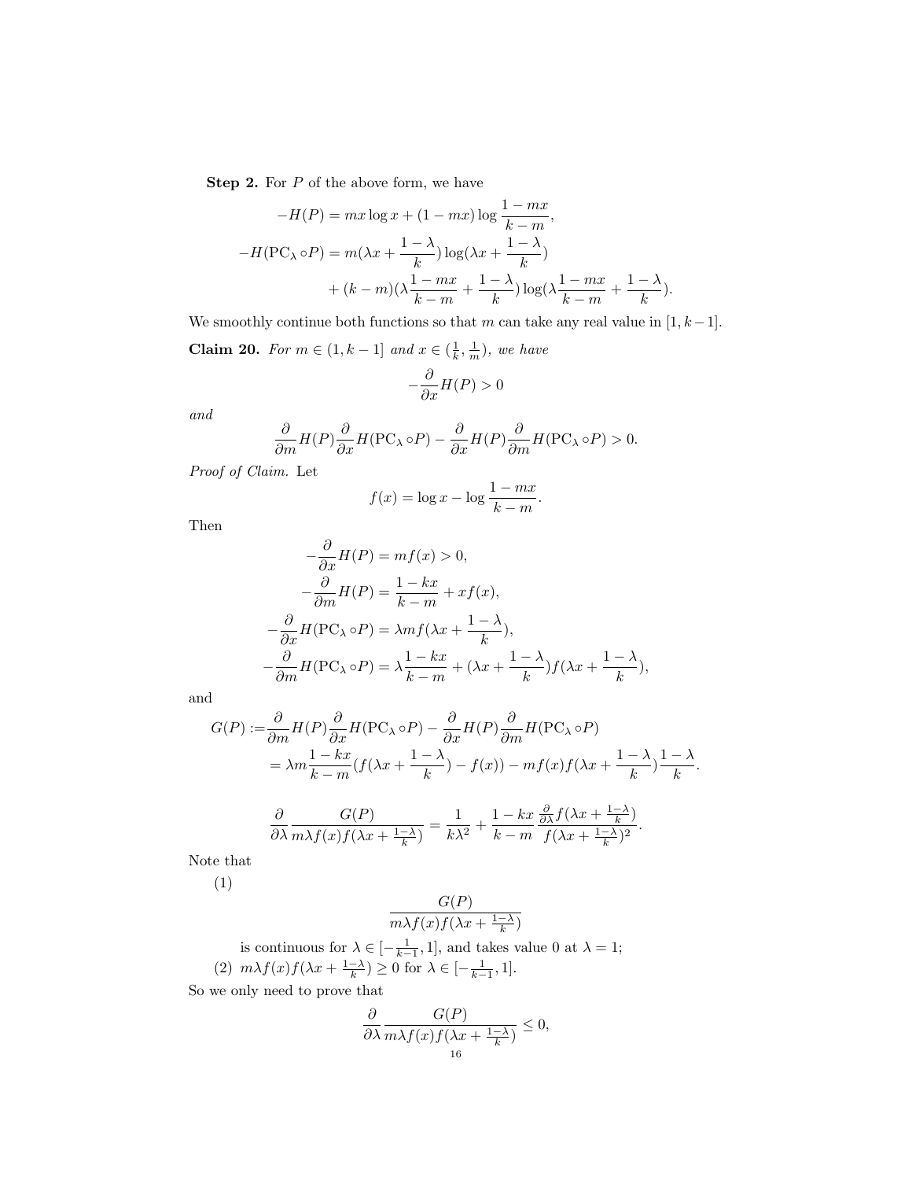**Step 2.** For $P$ of the above form, we have

$$-H(P) = mx\log x + (1-mx)\log\frac{1-mx}{k-m},$$

$$-H(\mathrm{PC}_\lambda \circ P) = m(\lambda x + \frac{1-\lambda}{k})\log(\lambda x + \frac{1-\lambda}{k})$$
$$+ (k-m)(\lambda\frac{1-mx}{k-m} + \frac{1-\lambda}{k})\log(\lambda\frac{1-mx}{k-m} + \frac{1-\lambda}{k}).$$

We smoothly continue both functions so that $m$ can take any real value in $[1, k-1]$.

**Claim 20.** *For $m \in (1, k-1]$ and $x \in (\frac{1}{k}, \frac{1}{m})$, we have*

$$-\frac{\partial}{\partial x}H(P) > 0$$

*and*

$$\frac{\partial}{\partial m}H(P)\frac{\partial}{\partial x}H(\mathrm{PC}_\lambda \circ P) - \frac{\partial}{\partial x}H(P)\frac{\partial}{\partial m}H(\mathrm{PC}_\lambda \circ P) > 0.$$

*Proof of Claim.* Let

$$f(x) = \log x - \log\frac{1-mx}{k-m}.$$

Then

$$-\frac{\partial}{\partial x}H(P) = mf(x) > 0,$$

$$-\frac{\partial}{\partial m}H(P) = \frac{1-kx}{k-m} + xf(x),$$

$$-\frac{\partial}{\partial x}H(\mathrm{PC}_\lambda \circ P) = \lambda m f(\lambda x + \frac{1-\lambda}{k}),$$

$$-\frac{\partial}{\partial m}H(\mathrm{PC}_\lambda \circ P) = \lambda\frac{1-kx}{k-m} + (\lambda x + \frac{1-\lambda}{k})f(\lambda x + \frac{1-\lambda}{k}),$$

and

$$G(P) := \frac{\partial}{\partial m}H(P)\frac{\partial}{\partial x}H(\mathrm{PC}_\lambda \circ P) - \frac{\partial}{\partial x}H(P)\frac{\partial}{\partial m}H(\mathrm{PC}_\lambda \circ P)$$
$$= \lambda m\frac{1-kx}{k-m}(f(\lambda x + \frac{1-\lambda}{k}) - f(x)) - mf(x)f(\lambda x + \frac{1-\lambda}{k})\frac{1-\lambda}{k}.$$

$$\frac{\partial}{\partial \lambda}\frac{G(P)}{m\lambda f(x)f(\lambda x + \frac{1-\lambda}{k})} = \frac{1}{k\lambda^2} + \frac{1-kx}{k-m}\frac{\frac{\partial}{\partial\lambda}f(\lambda x + \frac{1-\lambda}{k})}{f(\lambda x + \frac{1-\lambda}{k})^2}.$$

Note that

(1)
$$\frac{G(P)}{m\lambda f(x)f(\lambda x + \frac{1-\lambda}{k})}$$
is continuous for $\lambda \in [-\frac{1}{k-1}, 1]$, and takes value 0 at $\lambda = 1$;

(2) $m\lambda f(x)f(\lambda x + \frac{1-\lambda}{k}) \geq 0$ for $\lambda \in [-\frac{1}{k-1}, 1]$.

So we only need to prove that

$$\frac{\partial}{\partial \lambda}\frac{G(P)}{m\lambda f(x)f(\lambda x + \frac{1-\lambda}{k})} \leq 0,$$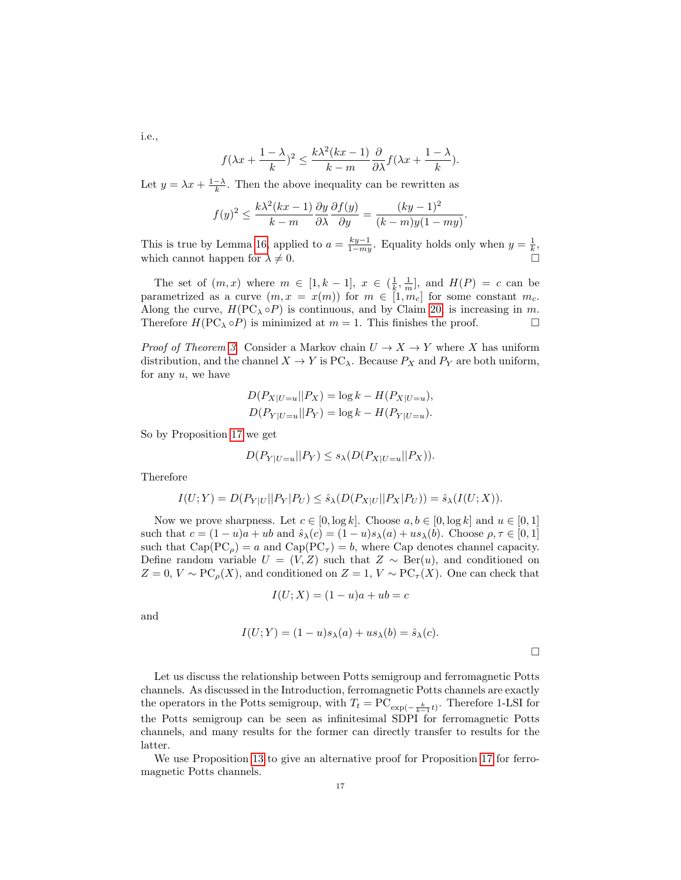i.e.,

$$f(\lambda x + \frac{1-\lambda}{k})^2 \le \frac{k\lambda^2(kx-1)}{k-m}\frac{\partial}{\partial \lambda} f(\lambda x + \frac{1-\lambda}{k}).$$

Let $y = \lambda x + \frac{1-\lambda}{k}$. Then the above inequality can be rewritten as

$$f(y)^2 \le \frac{k\lambda^2(kx-1)}{k-m}\frac{\partial y}{\partial \lambda}\frac{\partial f(y)}{\partial y} = \frac{(ky-1)^2}{(k-m)y(1-my)}.$$

This is true by Lemma 16 applied to $a = \frac{ky-1}{1-my}$. Equality holds only when $y = \frac{1}{k}$, which cannot happen for $\lambda \ne 0$. □

The set of $(m, x)$ where $m \in [1, k-1]$, $x \in (\frac{1}{k}, \frac{1}{m}]$, and $H(P) = c$ can be parametrized as a curve $(m, x = x(m))$ for $m \in [1, m_c]$ for some constant $m_c$. Along the curve, $H(\mathrm{PC}_\lambda \circ P)$ is continuous, and by Claim 20, is increasing in $m$. Therefore $H(\mathrm{PC}_\lambda \circ P)$ is minimized at $m = 1$. This finishes the proof. □

*Proof of Theorem 3.* Consider a Markov chain $U \to X \to Y$ where $X$ has uniform distribution, and the channel $X \to Y$ is $\mathrm{PC}_\lambda$. Because $P_X$ and $P_Y$ are both uniform, for any $u$, we have

$$D(P_{X|U=u}||P_X) = \log k - H(P_{X|U=u}),$$
$$D(P_{Y|U=u}||P_Y) = \log k - H(P_{Y|U=u}).$$

So by Proposition 17 we get

$$D(P_{Y|U=u}||P_Y) \le s_\lambda(D(P_{X|U=u}||P_X)).$$

Therefore

$$I(U;Y) = D(P_{Y|U}||P_Y|P_U) \le \hat{s}_\lambda(D(P_{X|U}||P_X|P_U)) = \hat{s}_\lambda(I(U;X)).$$

Now we prove sharpness. Let $c \in [0, \log k]$. Choose $a, b \in [0, \log k]$ and $u \in [0,1]$ such that $c = (1-u)a + ub$ and $\hat{s}_\lambda(c) = (1-u)s_\lambda(a) + us_\lambda(b)$. Choose $\rho, \tau \in [0,1]$ such that $\mathrm{Cap}(\mathrm{PC}_\rho) = a$ and $\mathrm{Cap}(\mathrm{PC}_\tau) = b$, where Cap denotes channel capacity. Define random variable $U = (V, Z)$ such that $Z \sim \mathrm{Ber}(u)$, and conditioned on $Z = 0$, $V \sim \mathrm{PC}_\rho(X)$, and conditioned on $Z = 1$, $V \sim \mathrm{PC}_\tau(X)$. One can check that

$$I(U;X) = (1-u)a + ub = c$$

and

$$I(U;Y) = (1-u)s_\lambda(a) + us_\lambda(b) = \hat{s}_\lambda(c).$$

□

Let us discuss the relationship between Potts semigroup and ferromagnetic Potts channels. As discussed in the Introduction, ferromagnetic Potts channels are exactly the operators in the Potts semigroup, with $T_t = \mathrm{PC}_{\exp(-\frac{k}{k-1}t)}$. Therefore 1-LSI for the Potts semigroup can be seen as infinitesimal SDPI for ferromagnetic Potts channels, and many results for the former can directly transfer to results for the latter.

We use Proposition 13 to give an alternative proof for Proposition 17 for ferromagnetic Potts channels.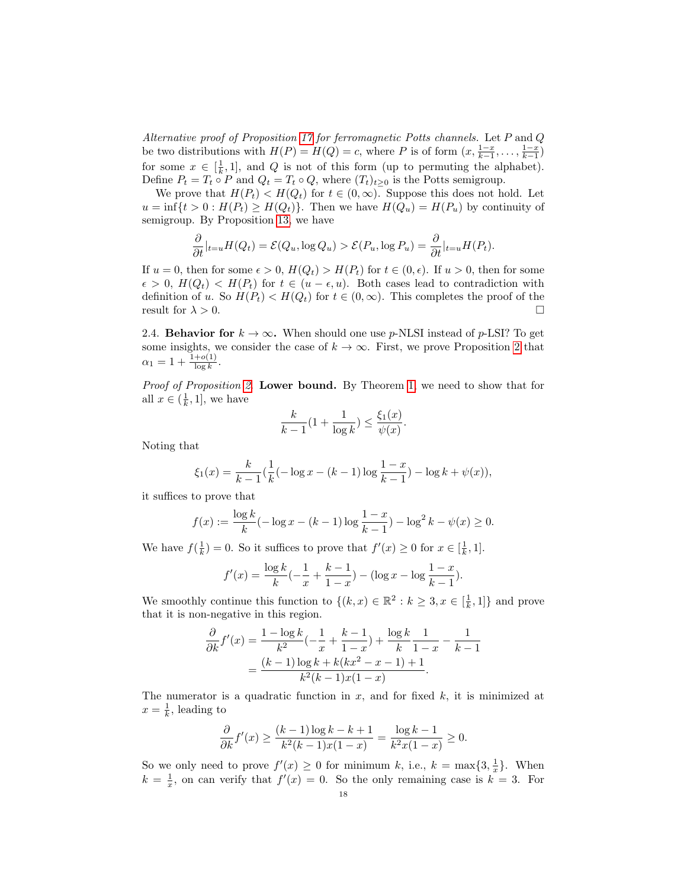*Alternative proof of Proposition 17 for ferromagnetic Potts channels.* Let $P$ and $Q$ be two distributions with $H(P) = H(Q) = c$, where $P$ is of form $(x, \frac{1-x}{k-1}, \ldots, \frac{1-x}{k-1})$ for some $x \in [\frac{1}{k}, 1]$, and $Q$ is not of this form (up to permuting the alphabet). Define $P_t = T_t \circ P$ and $Q_t = T_t \circ Q$, where $(T_t)_{t\geq 0}$ is the Potts semigroup.

We prove that $H(P_t) < H(Q_t)$ for $t \in (0, \infty)$. Suppose this does not hold. Let $u = \inf\{t > 0 : H(P_t) \geq H(Q_t)\}$. Then we have $H(Q_u) = H(P_u)$ by continuity of semigroup. By Proposition 13, we have

$$\frac{\partial}{\partial t}|_{t=u} H(Q_t) = \mathcal{E}(Q_u, \log Q_u) > \mathcal{E}(P_u, \log P_u) = \frac{\partial}{\partial t}|_{t=u} H(P_t).$$

If $u = 0$, then for some $\epsilon > 0$, $H(Q_t) > H(P_t)$ for $t \in (0, \epsilon)$. If $u > 0$, then for some $\epsilon > 0$, $H(Q_t) < H(P_t)$ for $t \in (u - \epsilon, u)$. Both cases lead to contradiction with definition of $u$. So $H(P_t) < H(Q_t)$ for $t \in (0, \infty)$. This completes the proof of the result for $\lambda > 0$. □

2.4. **Behavior for $k \to \infty$.** When should one use $p$-NLSI instead of $p$-LSI? To get some insights, we consider the case of $k \to \infty$. First, we prove Proposition 2 that $\alpha_1 = 1 + \frac{1+o(1)}{\log k}$.

*Proof of Proposition 2.* **Lower bound.** By Theorem 1, we need to show that for all $x \in (\frac{1}{k}, 1]$, we have

$$\frac{k}{k-1}(1 + \frac{1}{\log k}) \leq \frac{\xi_1(x)}{\psi(x)}.$$

Noting that

$$\xi_1(x) = \frac{k}{k-1}(\frac{1}{k}(-\log x - (k-1)\log\frac{1-x}{k-1}) - \log k + \psi(x)),$$

it suffices to prove that

$$f(x) := \frac{\log k}{k}(-\log x - (k-1)\log\frac{1-x}{k-1}) - \log^2 k - \psi(x) \geq 0.$$

We have $f(\frac{1}{k}) = 0$. So it suffices to prove that $f'(x) \geq 0$ for $x \in [\frac{1}{k}, 1]$.

$$f'(x) = \frac{\log k}{k}(-\frac{1}{x} + \frac{k-1}{1-x}) - (\log x - \log\frac{1-x}{k-1}).$$

We smoothly continue this function to $\{(k, x) \in \mathbb{R}^2 : k \geq 3, x \in [\frac{1}{k}, 1]\}$ and prove that it is non-negative in this region.

$$\begin{aligned}\frac{\partial}{\partial k} f'(x) &= \frac{1 - \log k}{k^2}(-\frac{1}{x} + \frac{k-1}{1-x}) + \frac{\log k}{k}\frac{1}{1-x} - \frac{1}{k-1} \\ &= \frac{(k-1)\log k + k(kx^2 - x - 1) + 1}{k^2(k-1)x(1-x)}.\end{aligned}$$

The numerator is a quadratic function in $x$, and for fixed $k$, it is minimized at $x = \frac{1}{k}$, leading to

$$\frac{\partial}{\partial k} f'(x) \geq \frac{(k-1)\log k - k + 1}{k^2(k-1)x(1-x)} = \frac{\log k - 1}{k^2 x(1-x)} \geq 0.$$

So we only need to prove $f'(x) \geq 0$ for minimum $k$, i.e., $k = \max\{3, \frac{1}{x}\}$. When $k = \frac{1}{x}$, on can verify that $f'(x) = 0$. So the only remaining case is $k = 3$. For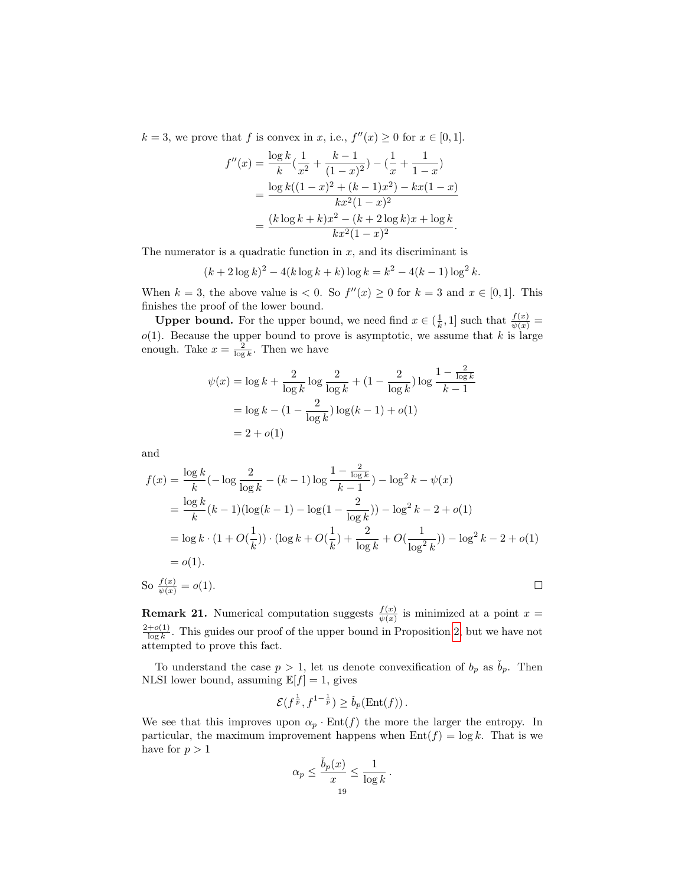$k = 3$, we prove that $f$ is convex in $x$, i.e., $f''(x) \geq 0$ for $x \in [0, 1]$.

$$
\begin{aligned}
f''(x) &= \frac{\log k}{k}\left(\frac{1}{x^2} + \frac{k-1}{(1-x)^2}\right) - \left(\frac{1}{x} + \frac{1}{1-x}\right) \\
&= \frac{\log k((1-x)^2 + (k-1)x^2) - kx(1-x)}{kx^2(1-x)^2} \\
&= \frac{(k\log k + k)x^2 - (k + 2\log k)x + \log k}{kx^2(1-x)^2}.
\end{aligned}
$$

The numerator is a quadratic function in $x$, and its discriminant is

$$
(k + 2\log k)^2 - 4(k \log k + k)\log k = k^2 - 4(k-1)\log^2 k.
$$

When $k = 3$, the above value is $< 0$. So $f''(x) \geq 0$ for $k = 3$ and $x \in [0, 1]$. This finishes the proof of the lower bound.

**Upper bound.** For the upper bound, we need find $x \in (\frac{1}{k}, 1]$ such that $\frac{f(x)}{\psi(x)} = o(1)$. Because the upper bound to prove is asymptotic, we assume that $k$ is large enough. Take $x = \frac{2}{\log k}$. Then we have

$$
\begin{aligned}
\psi(x) &= \log k + \frac{2}{\log k}\log\frac{2}{\log k} + \left(1 - \frac{2}{\log k}\right)\log\frac{1 - \frac{2}{\log k}}{k-1} \\
&= \log k - \left(1 - \frac{2}{\log k}\right)\log(k-1) + o(1) \\
&= 2 + o(1)
\end{aligned}
$$

and

$$
\begin{aligned}
f(x) &= \frac{\log k}{k}\left(-\log\frac{2}{\log k} - (k-1)\log\frac{1 - \frac{2}{\log k}}{k-1}\right) - \log^2 k - \psi(x) \\
&= \frac{\log k}{k}(k-1)\left(\log(k-1) - \log\left(1 - \frac{2}{\log k}\right)\right) - \log^2 k - 2 + o(1) \\
&= \log k \cdot \left(1 + O\left(\frac{1}{k}\right)\right) \cdot \left(\log k + O\left(\frac{1}{k}\right) + \frac{2}{\log k} + O\left(\frac{1}{\log^2 k}\right)\right) - \log^2 k - 2 + o(1) \\
&= o(1).
\end{aligned}
$$

So $\frac{f(x)}{\psi(x)} = o(1)$. $\square$

**Remark 21.** Numerical computation suggests $\frac{f(x)}{\psi(x)}$ is minimized at a point $x = \frac{2+o(1)}{\log k}$. This guides our proof of the upper bound in Proposition 2, but we have not attempted to prove this fact.

To understand the case $p > 1$, let us denote convexification of $b_p$ as $\check{b}_p$. Then NLSI lower bound, assuming $\mathbb{E}[f] = 1$, gives

$$
\mathcal{E}(f^{\frac{1}{p}}, f^{1-\frac{1}{p}}) \geq \check{b}_p(\mathrm{Ent}(f)).
$$

We see that this improves upon $\alpha_p \cdot \mathrm{Ent}(f)$ the more the larger the entropy. In particular, the maximum improvement happens when $\mathrm{Ent}(f) = \log k$. That is we have for $p > 1$

$$
\alpha_p \leq \frac{\check{b}_p(x)}{x} \leq \frac{1}{\log k}.
$$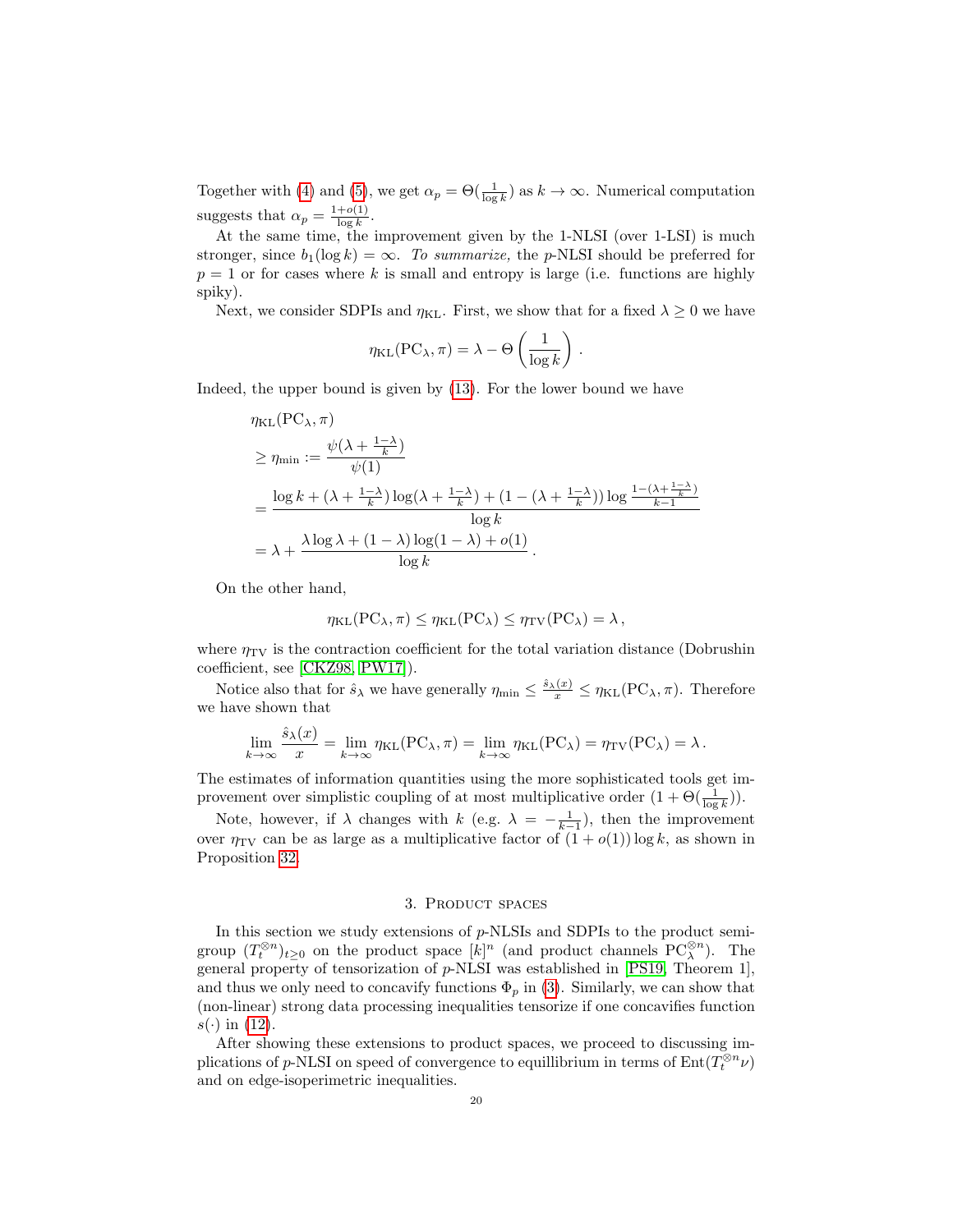Together with (4) and (5), we get $\alpha_p = \Theta(\frac{1}{\log k})$ as $k \to \infty$. Numerical computation suggests that $\alpha_p = \frac{1+o(1)}{\log k}$.

At the same time, the improvement given by the 1-NLSI (over 1-LSI) is much stronger, since $b_1(\log k) = \infty$. *To summarize,* the $p$-NLSI should be preferred for $p = 1$ or for cases where $k$ is small and entropy is large (i.e. functions are highly spiky).

Next, we consider SDPIs and $\eta_{\mathrm{KL}}$. First, we show that for a fixed $\lambda \geq 0$ we have

$$\eta_{\mathrm{KL}}(\mathrm{PC}_\lambda, \pi) = \lambda - \Theta\left(\frac{1}{\log k}\right).$$

Indeed, the upper bound is given by (13). For the lower bound we have

$$\begin{aligned}
&\eta_{\mathrm{KL}}(\mathrm{PC}_\lambda, \pi) \\
&\geq \eta_{\min} := \frac{\psi(\lambda + \frac{1-\lambda}{k})}{\psi(1)} \\
&= \frac{\log k + (\lambda + \frac{1-\lambda}{k}) \log(\lambda + \frac{1-\lambda}{k}) + (1 - (\lambda + \frac{1-\lambda}{k})) \log \frac{1-(\lambda + \frac{1-\lambda}{k})}{k-1}}{\log k} \\
&= \lambda + \frac{\lambda \log \lambda + (1-\lambda)\log(1-\lambda) + o(1)}{\log k}.
\end{aligned}$$

On the other hand,

$$\eta_{\mathrm{KL}}(\mathrm{PC}_\lambda, \pi) \leq \eta_{\mathrm{KL}}(\mathrm{PC}_\lambda) \leq \eta_{\mathrm{TV}}(\mathrm{PC}_\lambda) = \lambda,$$

where $\eta_{\mathrm{TV}}$ is the contraction coefficient for the total variation distance (Dobrushin coefficient, see [CKZ98, PW17]).

Notice also that for $\hat{s}_\lambda$ we have generally $\eta_{\min} \leq \frac{\hat{s}_\lambda(x)}{x} \leq \eta_{\mathrm{KL}}(\mathrm{PC}_\lambda, \pi)$. Therefore we have shown that

$$\lim_{k\to\infty} \frac{\hat{s}_\lambda(x)}{x} = \lim_{k\to\infty} \eta_{\mathrm{KL}}(\mathrm{PC}_\lambda, \pi) = \lim_{k\to\infty} \eta_{\mathrm{KL}}(\mathrm{PC}_\lambda) = \eta_{\mathrm{TV}}(\mathrm{PC}_\lambda) = \lambda.$$

The estimates of information quantities using the more sophisticated tools get improvement over simplistic coupling of at most multiplicative order $(1 + \Theta(\frac{1}{\log k}))$.

Note, however, if $\lambda$ changes with $k$ (e.g. $\lambda = -\frac{1}{k-1}$), then the improvement over $\eta_{\mathrm{TV}}$ can be as large as a multiplicative factor of $(1 + o(1)) \log k$, as shown in Proposition 32.

## 3. Product spaces

In this section we study extensions of $p$-NLSIs and SDPIs to the product semigroup $(T_t^{\otimes n})_{t\geq 0}$ on the product space $[k]^n$ (and product channels $\mathrm{PC}_\lambda^{\otimes n}$). The general property of tensorization of $p$-NLSI was established in [PS19, Theorem 1], and thus we only need to concavify functions $\Phi_p$ in (3). Similarly, we can show that (non-linear) strong data processing inequalities tensorize if one concavifies function $s(\cdot)$ in (12).

After showing these extensions to product spaces, we proceed to discussing implications of $p$-NLSI on speed of convergence to equillibrium in terms of $\mathrm{Ent}(T_t^{\otimes n}\nu)$ and on edge-isoperimetric inequalities.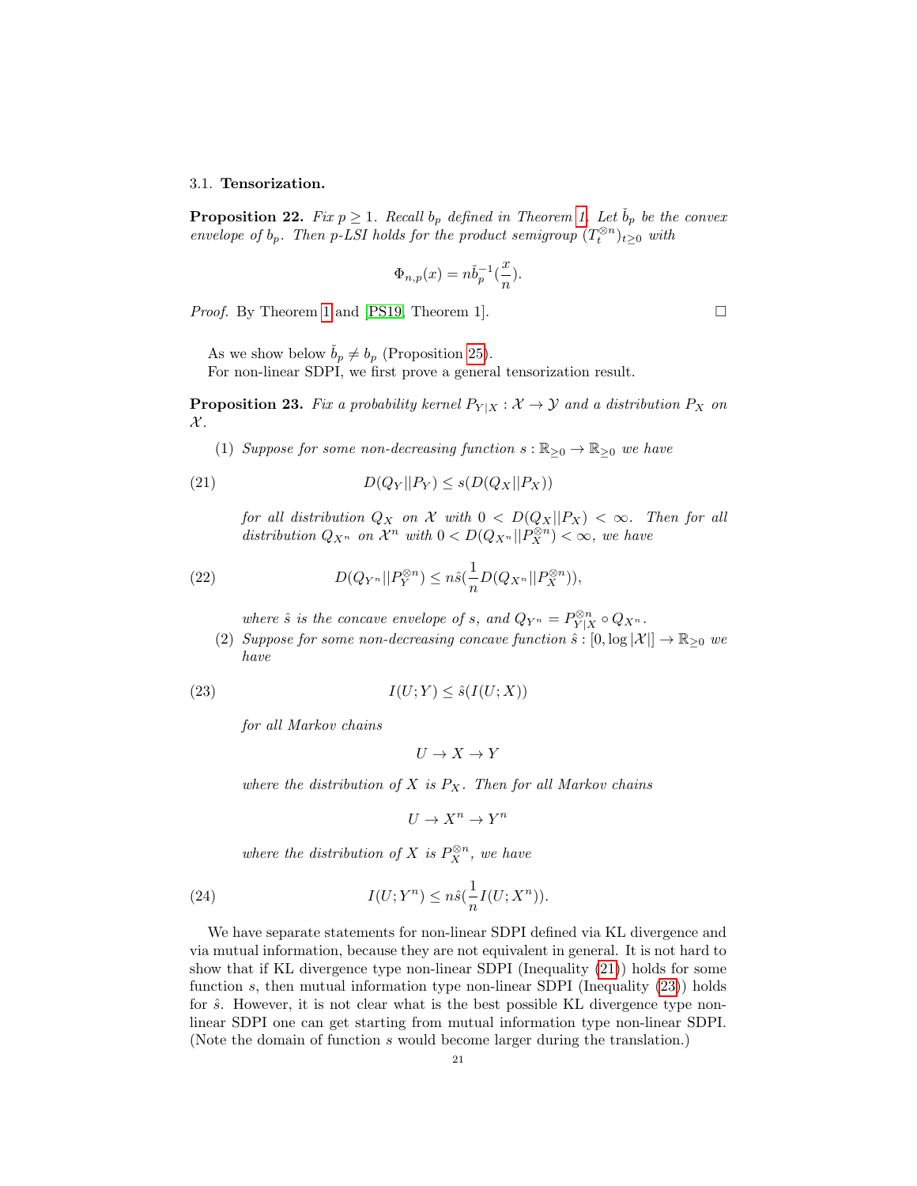### 3.1. Tensorization.

**Proposition 22.** *Fix $p \ge 1$. Recall $b_p$ defined in Theorem 1. Let $\check{b}_p$ be the convex envelope of $b_p$. Then $p$-LSI holds for the product semigroup $(T_t^{\otimes n})_{t\ge 0}$ with*

$$\Phi_{n,p}(x) = n\check{b}_p^{-1}(\frac{x}{n}).$$

*Proof.* By Theorem 1 and [PS19, Theorem 1]. □

As we show below $\check{b}_p \ne b_p$ (Proposition 25).

For non-linear SDPI, we first prove a general tensorization result.

**Proposition 23.** *Fix a probability kernel $P_{Y|X} : \mathcal{X} \to \mathcal{Y}$ and a distribution $P_X$ on $\mathcal{X}$.*

(1) *Suppose for some non-decreasing function $s : \mathbb{R}_{\ge 0} \to \mathbb{R}_{\ge 0}$ we have*

$$D(Q_Y||P_Y) \le s(D(Q_X||P_X)) \tag{21}$$

*for all distribution $Q_X$ on $\mathcal{X}$ with $0 < D(Q_X||P_X) < \infty$. Then for all distribution $Q_{X^n}$ on $\mathcal{X}^n$ with $0 < D(Q_{X^n}||P_X^{\otimes n}) < \infty$, we have*

$$D(Q_{Y^n}||P_Y^{\otimes n}) \le n\hat{s}(\frac{1}{n}D(Q_{X^n}||P_X^{\otimes n})), \tag{22}$$

*where $\hat{s}$ is the concave envelope of $s$, and $Q_{Y^n} = P_{Y|X}^{\otimes n} \circ Q_{X^n}$.*

(2) *Suppose for some non-decreasing concave function $\hat{s} : [0, \log|\mathcal{X}|] \to \mathbb{R}_{\ge 0}$ we have*

$$I(U;Y) \le \hat{s}(I(U;X)) \tag{23}$$

*for all Markov chains*

$$U \to X \to Y$$

*where the distribution of $X$ is $P_X$. Then for all Markov chains*

$$U \to X^n \to Y^n$$

*where the distribution of $X$ is $P_X^{\otimes n}$, we have*

$$I(U;Y^n) \le n\hat{s}(\frac{1}{n}I(U;X^n)). \tag{24}$$

We have separate statements for non-linear SDPI defined via KL divergence and via mutual information, because they are not equivalent in general. It is not hard to show that if KL divergence type non-linear SDPI (Inequality (21)) holds for some function $s$, then mutual information type non-linear SDPI (Inequality (23)) holds for $\hat{s}$. However, it is not clear what is the best possible KL divergence type non-linear SDPI one can get starting from mutual information type non-linear SDPI. (Note the domain of function $s$ would become larger during the translation.)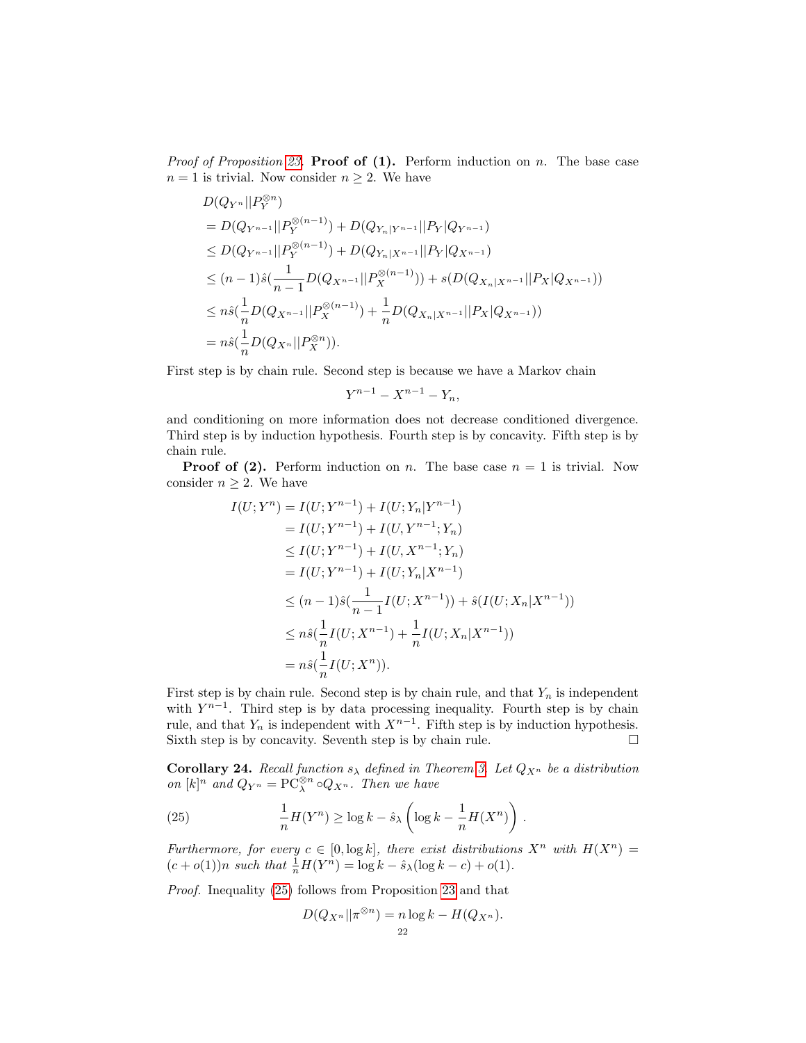*Proof of Proposition 23.* **Proof of (1).** Perform induction on $n$. The base case $n = 1$ is trivial. Now consider $n \geq 2$. We have

$$
\begin{aligned}
& D(Q_{Y^n}||P_Y^{\otimes n}) \\
&= D(Q_{Y^{n-1}}||P_Y^{\otimes(n-1)}) + D(Q_{Y_n|Y^{n-1}}||P_Y|Q_{Y^{n-1}}) \\
&\leq D(Q_{Y^{n-1}}||P_Y^{\otimes(n-1)}) + D(Q_{Y_n|X^{n-1}}||P_Y|Q_{X^{n-1}}) \\
&\leq (n-1)\hat{s}(\frac{1}{n-1}D(Q_{X^{n-1}}||P_X^{\otimes(n-1)})) + s(D(Q_{X_n|X^{n-1}}||P_X|Q_{X^{n-1}})) \\
&\leq n\hat{s}(\frac{1}{n}D(Q_{X^{n-1}}||P_X^{\otimes(n-1)}) + \frac{1}{n}D(Q_{X_n|X^{n-1}}||P_X|Q_{X^{n-1}})) \\
&= n\hat{s}(\frac{1}{n}D(Q_{X^n}||P_X^{\otimes n})).
\end{aligned}
$$

First step is by chain rule. Second step is because we have a Markov chain

$$Y^{n-1} - X^{n-1} - Y_n,$$

and conditioning on more information does not decrease conditioned divergence. Third step is by induction hypothesis. Fourth step is by concavity. Fifth step is by chain rule.

**Proof of (2).** Perform induction on $n$. The base case $n = 1$ is trivial. Now consider $n \geq 2$. We have

$$
\begin{aligned}
I(U; Y^n) &= I(U; Y^{n-1}) + I(U; Y_n|Y^{n-1}) \\
&= I(U; Y^{n-1}) + I(U, Y^{n-1}; Y_n) \\
&\leq I(U; Y^{n-1}) + I(U, X^{n-1}; Y_n) \\
&= I(U; Y^{n-1}) + I(U; Y_n|X^{n-1}) \\
&\leq (n-1)\hat{s}(\frac{1}{n-1}I(U; X^{n-1})) + \hat{s}(I(U; X_n|X^{n-1})) \\
&\leq n\hat{s}(\frac{1}{n}I(U; X^{n-1}) + \frac{1}{n}I(U; X_n|X^{n-1})) \\
&= n\hat{s}(\frac{1}{n}I(U; X^n)).
\end{aligned}
$$

First step is by chain rule. Second step is by chain rule, and that $Y_n$ is independent with $Y^{n-1}$. Third step is by data processing inequality. Fourth step is by chain rule, and that $Y_n$ is independent with $X^{n-1}$. Fifth step is by induction hypothesis. Sixth step is by concavity. Seventh step is by chain rule. ☐

**Corollary 24.** *Recall function $s_\lambda$ defined in Theorem 3. Let $Q_{X^n}$ be a distribution on $[k]^n$ and $Q_{Y^n} = \mathrm{PC}_\lambda^{\otimes n} \circ Q_{X^n}$. Then we have*

$$\frac{1}{n}H(Y^n) \geq \log k - \hat{s}_\lambda \left(\log k - \frac{1}{n}H(X^n)\right). \tag{25}$$

*Furthermore, for every $c \in [0, \log k]$, there exist distributions $X^n$ with $H(X^n) = (c + o(1))n$ such that $\frac{1}{n}H(Y^n) = \log k - \hat{s}_\lambda(\log k - c) + o(1)$.*

*Proof.* Inequality (25) follows from Proposition 23 and that

$$D(Q_{X^n}||\pi^{\otimes n}) = n \log k - H(Q_{X^n}).$$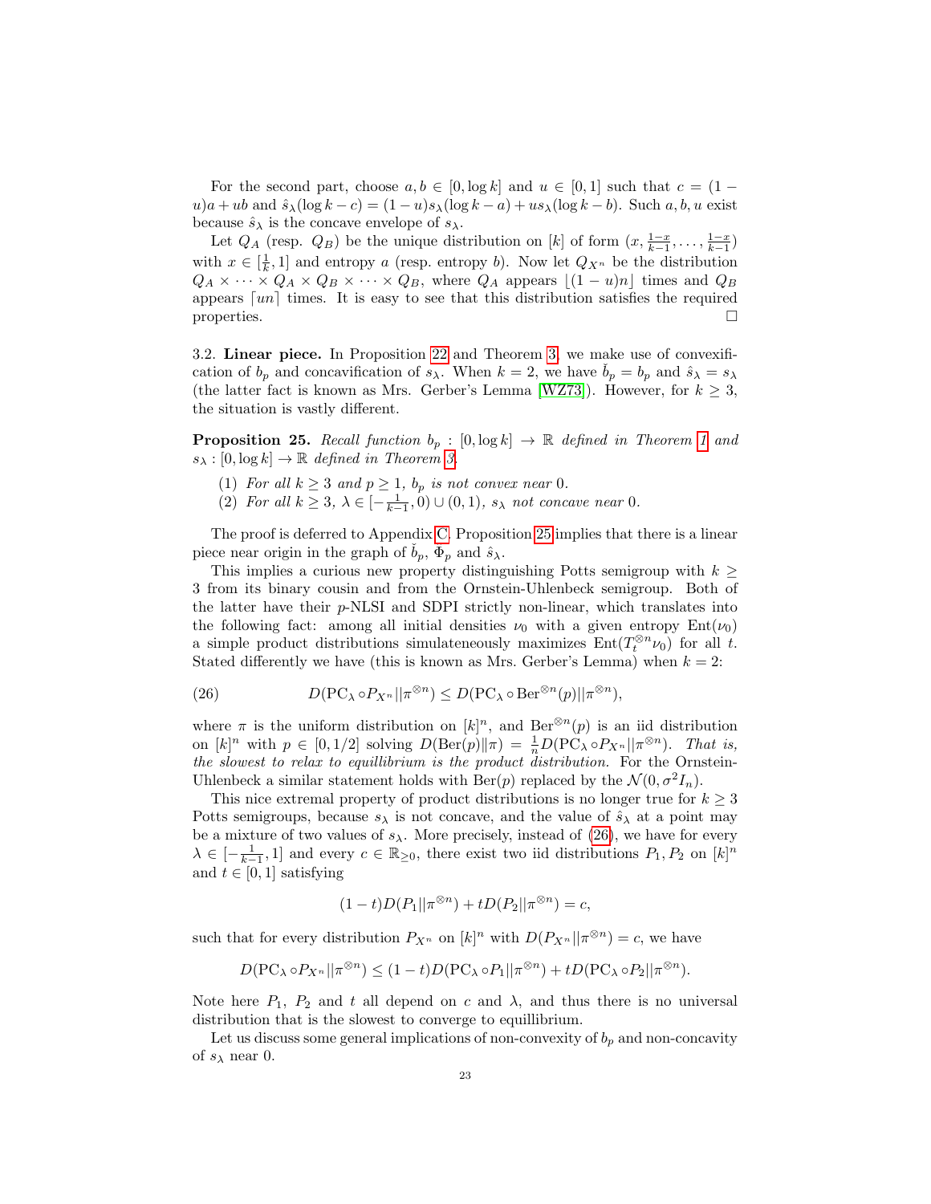For the second part, choose $a, b \in [0, \log k]$ and $u \in [0,1]$ such that $c = (1-u)a + ub$ and $\hat{s}_\lambda(\log k - c) = (1-u)s_\lambda(\log k - a) + us_\lambda(\log k - b)$. Such $a, b, u$ exist because $\hat{s}_\lambda$ is the concave envelope of $s_\lambda$.

Let $Q_A$ (resp. $Q_B$) be the unique distribution on $[k]$ of form $(x, \frac{1-x}{k-1}, \ldots, \frac{1-x}{k-1})$ with $x \in [\frac{1}{k}, 1]$ and entropy $a$ (resp. entropy $b$). Now let $Q_{X^n}$ be the distribution $Q_A \times \cdots \times Q_A \times Q_B \times \cdots \times Q_B$, where $Q_A$ appears $\lfloor (1-u)n \rfloor$ times and $Q_B$ appears $\lceil un \rceil$ times. It is easy to see that this distribution satisfies the required properties. $\square$

3.2. **Linear piece.** In Proposition 22 and Theorem 3, we make use of convexification of $b_p$ and concavification of $s_\lambda$. When $k = 2$, we have $\check{b}_p = b_p$ and $\hat{s}_\lambda = s_\lambda$ (the latter fact is known as Mrs. Gerber's Lemma [WZ73]). However, for $k \geq 3$, the situation is vastly different.

**Proposition 25.** *Recall function $b_p : [0, \log k] \to \mathbb{R}$ defined in Theorem 1 and $s_\lambda : [0, \log k] \to \mathbb{R}$ defined in Theorem 3.*

1. *For all $k \geq 3$ and $p \geq 1$, $b_p$ is not convex near $0$.*
2. *For all $k \geq 3$, $\lambda \in [-\frac{1}{k-1}, 0) \cup (0, 1)$, $s_\lambda$ not concave near $0$.*

The proof is deferred to Appendix C. Proposition 25 implies that there is a linear piece near origin in the graph of $\check{b}_p$, $\Phi_p$ and $\hat{s}_\lambda$.

This implies a curious new property distinguishing Potts semigroup with $k \geq 3$ from its binary cousin and from the Ornstein-Uhlenbeck semigroup. Both of the latter have their $p$-NLSI and SDPI strictly non-linear, which translates into the following fact: among all initial densities $\nu_0$ with a given entropy $\mathrm{Ent}(\nu_0)$ a simple product distributions simulateneously maximizes $\mathrm{Ent}(T_t^{\otimes n}\nu_0)$ for all $t$. Stated differently we have (this is known as Mrs. Gerber's Lemma) when $k = 2$:

$$D(\mathrm{PC}_\lambda \circ P_{X^n} || \pi^{\otimes n}) \leq D(\mathrm{PC}_\lambda \circ \mathrm{Ber}^{\otimes n}(p) || \pi^{\otimes n}), \tag{26}$$

where $\pi$ is the uniform distribution on $[k]^n$, and $\mathrm{Ber}^{\otimes n}(p)$ is an iid distribution on $[k]^n$ with $p \in [0, 1/2]$ solving $D(\mathrm{Ber}(p) \| \pi) = \frac{1}{n} D(\mathrm{PC}_\lambda \circ P_{X^n} || \pi^{\otimes n})$. *That is, the slowest to relax to equillibrium is the product distribution.* For the Ornstein-Uhlenbeck a similar statement holds with $\mathrm{Ber}(p)$ replaced by the $\mathcal{N}(0, \sigma^2 I_n)$.

This nice extremal property of product distributions is no longer true for $k \geq 3$ Potts semigroups, because $s_\lambda$ is not concave, and the value of $\hat{s}_\lambda$ at a point may be a mixture of two values of $s_\lambda$. More precisely, instead of (26), we have for every $\lambda \in [-\frac{1}{k-1}, 1]$ and every $c \in \mathbb{R}_{\geq 0}$, there exist two iid distributions $P_1, P_2$ on $[k]^n$ and $t \in [0, 1]$ satisfying

$$(1-t) D(P_1 || \pi^{\otimes n}) + t D(P_2 || \pi^{\otimes n}) = c,$$

such that for every distribution $P_{X^n}$ on $[k]^n$ with $D(P_{X^n} || \pi^{\otimes n}) = c$, we have

$$D(\mathrm{PC}_\lambda \circ P_{X^n} || \pi^{\otimes n}) \leq (1-t) D(\mathrm{PC}_\lambda \circ P_1 || \pi^{\otimes n}) + t D(\mathrm{PC}_\lambda \circ P_2 || \pi^{\otimes n}).$$

Note here $P_1$, $P_2$ and $t$ all depend on $c$ and $\lambda$, and thus there is no universal distribution that is the slowest to converge to equillibrium.

Let us discuss some general implications of non-convexity of $b_p$ and non-concavity of $s_\lambda$ near $0$.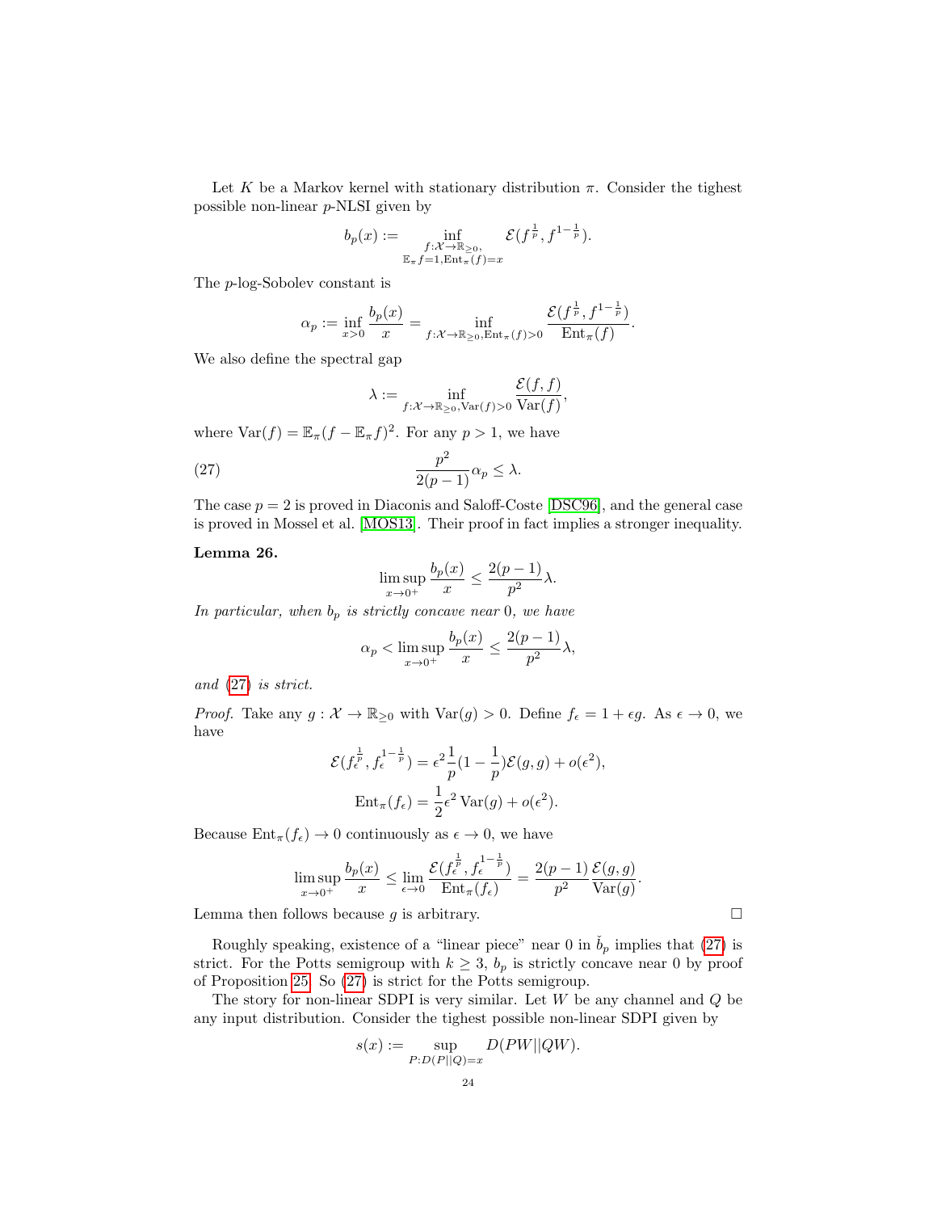Let $K$ be a Markov kernel with stationary distribution $\pi$. Consider the tighest possible non-linear $p$-NLSI given by

$$b_p(x) := \inf_{\substack{f:\mathcal{X}\to\mathbb{R}_{\geq 0},\\ \mathbb{E}_\pi f=1, \mathrm{Ent}_\pi(f)=x}} \mathcal{E}(f^{\frac{1}{p}}, f^{1-\frac{1}{p}}).$$

The $p$-log-Sobolev constant is

$$\alpha_p := \inf_{x>0} \frac{b_p(x)}{x} = \inf_{f:\mathcal{X}\to\mathbb{R}_{\geq 0}, \mathrm{Ent}_\pi(f)>0} \frac{\mathcal{E}(f^{\frac{1}{p}}, f^{1-\frac{1}{p}})}{\mathrm{Ent}_\pi(f)}.$$

We also define the spectral gap

$$\lambda := \inf_{f:\mathcal{X}\to\mathbb{R}_{\geq 0}, \mathrm{Var}(f)>0} \frac{\mathcal{E}(f,f)}{\mathrm{Var}(f)},$$

where $\mathrm{Var}(f) = \mathbb{E}_\pi(f - \mathbb{E}_\pi f)^2$. For any $p > 1$, we have

$$\frac{p^2}{2(p-1)}\alpha_p \leq \lambda. \tag{27}$$

The case $p = 2$ is proved in Diaconis and Saloff-Coste [DSC96], and the general case is proved in Mossel et al. [MOS13]. Their proof in fact implies a stronger inequality.

**Lemma 26.**

$$\limsup_{x\to 0^+} \frac{b_p(x)}{x} \leq \frac{2(p-1)}{p^2}\lambda.$$

*In particular, when $b_p$ is strictly concave near* 0*, we have*

$$\alpha_p < \limsup_{x\to 0^+} \frac{b_p(x)}{x} \leq \frac{2(p-1)}{p^2}\lambda,$$

*and* (27) *is strict.*

*Proof.* Take any $g : \mathcal{X} \to \mathbb{R}_{\geq 0}$ with $\mathrm{Var}(g) > 0$. Define $f_\epsilon = 1 + \epsilon g$. As $\epsilon \to 0$, we have

$$\mathcal{E}(f_\epsilon^{\frac{1}{p}}, f_\epsilon^{1-\frac{1}{p}}) = \epsilon^2 \frac{1}{p}(1 - \frac{1}{p})\mathcal{E}(g,g) + o(\epsilon^2),$$

$$\mathrm{Ent}_\pi(f_\epsilon) = \frac{1}{2}\epsilon^2 \mathrm{Var}(g) + o(\epsilon^2).$$

Because $\mathrm{Ent}_\pi(f_\epsilon) \to 0$ continuously as $\epsilon \to 0$, we have

$$\limsup_{x\to 0^+} \frac{b_p(x)}{x} \leq \lim_{\epsilon\to 0} \frac{\mathcal{E}(f_\epsilon^{\frac{1}{p}}, f_\epsilon^{1-\frac{1}{p}})}{\mathrm{Ent}_\pi(f_\epsilon)} = \frac{2(p-1)}{p^2}\frac{\mathcal{E}(g,g)}{\mathrm{Var}(g)}.$$

Lemma then follows because $g$ is arbitrary. $\square$

Roughly speaking, existence of a "linear piece" near 0 in $\check{b}_p$ implies that (27) is strict. For the Potts semigroup with $k \geq 3$, $b_p$ is strictly concave near 0 by proof of Proposition 25. So (27) is strict for the Potts semigroup.

The story for non-linear SDPI is very similar. Let $W$ be any channel and $Q$ be any input distribution. Consider the tighest possible non-linear SDPI given by

$$s(x) := \sup_{P:D(P||Q)=x} D(PW||QW).$$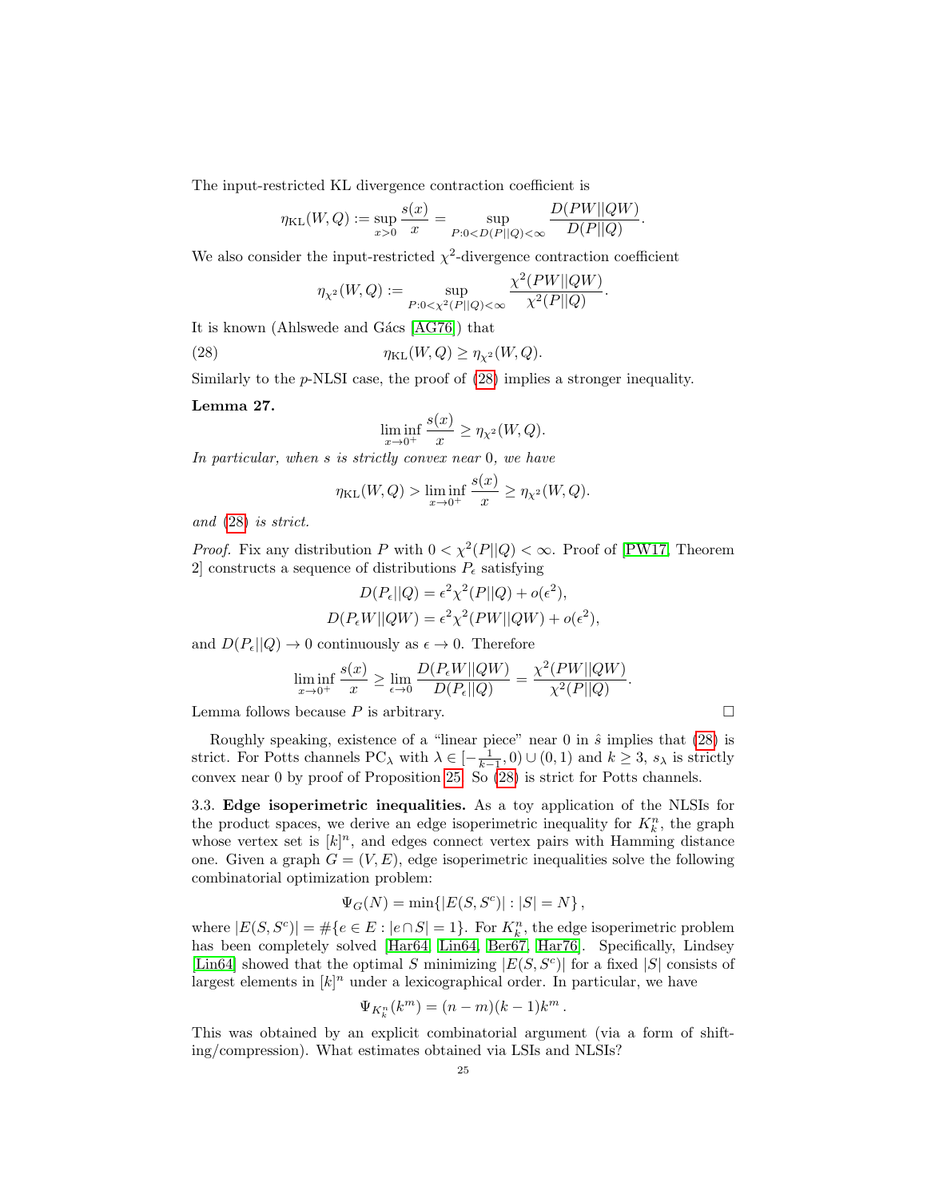The input-restricted KL divergence contraction coefficient is

$$\eta_{\mathrm{KL}}(W,Q) := \sup_{x>0} \frac{s(x)}{x} = \sup_{P:0<D(P||Q)<\infty} \frac{D(PW||QW)}{D(P||Q)}.$$

We also consider the input-restricted $\chi^2$-divergence contraction coefficient

$$\eta_{\chi^2}(W,Q) := \sup_{P:0<\chi^2(P||Q)<\infty} \frac{\chi^2(PW||QW)}{\chi^2(P||Q)}.$$

It is known (Ahlswede and Gács [AG76]) that

$$\eta_{\mathrm{KL}}(W,Q) \geq \eta_{\chi^2}(W,Q). \tag{28}$$

Similarly to the $p$-NLSI case, the proof of (28) implies a stronger inequality.

**Lemma 27.**

$$\liminf_{x\to 0^+} \frac{s(x)}{x} \geq \eta_{\chi^2}(W,Q).$$

*In particular, when $s$ is strictly convex near 0, we have*

$$\eta_{\mathrm{KL}}(W,Q) > \liminf_{x\to 0^+} \frac{s(x)}{x} \geq \eta_{\chi^2}(W,Q).$$

*and (28) is strict.*

*Proof.* Fix any distribution $P$ with $0 < \chi^2(P||Q) < \infty$. Proof of [PW17, Theorem 2] constructs a sequence of distributions $P_\epsilon$ satisfying

$$D(P_\epsilon||Q) = \epsilon^2 \chi^2(P||Q) + o(\epsilon^2),$$
$$D(P_\epsilon W||QW) = \epsilon^2 \chi^2(PW||QW) + o(\epsilon^2),$$

and $D(P_\epsilon||Q) \to 0$ continuously as $\epsilon \to 0$. Therefore

$$\liminf_{x\to 0^+} \frac{s(x)}{x} \geq \lim_{\epsilon\to 0} \frac{D(P_\epsilon W||QW)}{D(P_\epsilon||Q)} = \frac{\chi^2(PW||QW)}{\chi^2(P||Q)}.$$

Lemma follows because $P$ is arbitrary. $\square$

Roughly speaking, existence of a "linear piece" near 0 in $\hat{s}$ implies that (28) is strict. For Potts channels $\mathrm{PC}_\lambda$ with $\lambda \in [-\frac{1}{k-1}, 0) \cup (0,1)$ and $k \geq 3$, $s_\lambda$ is strictly convex near 0 by proof of Proposition 25. So (28) is strict for Potts channels.

### 3.3. Edge isoperimetric inequalities.

As a toy application of the NLSIs for the product spaces, we derive an edge isoperimetric inequality for $K_k^n$, the graph whose vertex set is $[k]^n$, and edges connect vertex pairs with Hamming distance one. Given a graph $G = (V, E)$, edge isoperimetric inequalities solve the following combinatorial optimization problem:

$$\Psi_G(N) = \min\{|E(S,S^c)| : |S| = N\},$$

where $|E(S,S^c)| = \#\{e \in E : |e \cap S| = 1\}$. For $K_k^n$, the edge isoperimetric problem has been completely solved [Har64, Lin64, Ber67, Har76]. Specifically, Lindsey [Lin64] showed that the optimal $S$ minimizing $|E(S,S^c)|$ for a fixed $|S|$ consists of largest elements in $[k]^n$ under a lexicographical order. In particular, we have

$$\Psi_{K_k^n}(k^m) = (n-m)(k-1)k^m.$$

This was obtained by an explicit combinatorial argument (via a form of shifting/compression). What estimates obtained via LSIs and NLSIs?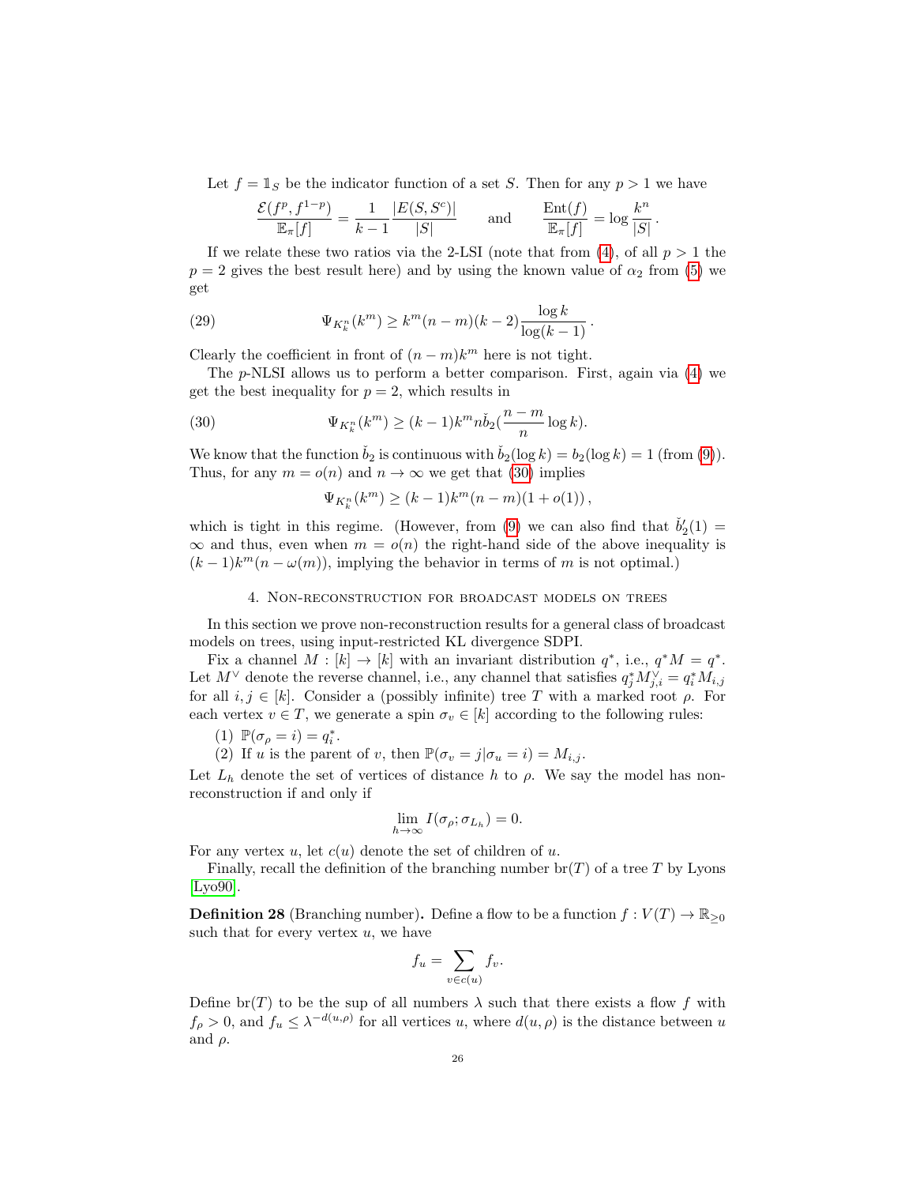Let $f = \mathbb{1}_S$ be the indicator function of a set $S$. Then for any $p > 1$ we have

$$\frac{\mathcal{E}(f^p, f^{1-p})}{\mathbb{E}_\pi[f]} = \frac{1}{k-1}\frac{|E(S,S^c)|}{|S|} \qquad \text{and} \qquad \frac{\mathrm{Ent}(f)}{\mathbb{E}_\pi[f]} = \log\frac{k^n}{|S|}\,.$$

If we relate these two ratios via the 2-LSI (note that from (4), of all $p > 1$ the $p = 2$ gives the best result here) and by using the known value of $\alpha_2$ from (5) we get

$$\Psi_{K_k^n}(k^m) \geq k^m(n-m)(k-2)\frac{\log k}{\log(k-1)}\,. \tag{29}$$

Clearly the coefficient in front of $(n-m)k^m$ here is not tight.

The $p$-NLSI allows us to perform a better comparison. First, again via (4) we get the best inequality for $p = 2$, which results in

$$\Psi_{K_k^n}(k^m) \geq (k-1)k^m n \check{b}_2(\frac{n-m}{n}\log k). \tag{30}$$

We know that the function $\check{b}_2$ is continuous with $\check{b}_2(\log k) = b_2(\log k) = 1$ (from (9)). Thus, for any $m = o(n)$ and $n \to \infty$ we get that (30) implies

$$\Psi_{K_k^n}(k^m) \geq (k-1)k^m(n-m)(1+o(1))\,,$$

which is tight in this regime. (However, from (9) we can also find that $\check{b}_2'(1) = \infty$ and thus, even when $m = o(n)$ the right-hand side of the above inequality is $(k-1)k^m(n - \omega(m))$, implying the behavior in terms of $m$ is not optimal.)

## 4. Non-reconstruction for broadcast models on trees

In this section we prove non-reconstruction results for a general class of broadcast models on trees, using input-restricted KL divergence SDPI.

Fix a channel $M : [k] \to [k]$ with an invariant distribution $q^*$, i.e., $q^*M = q^*$. Let $M^\vee$ denote the reverse channel, i.e., any channel that satisfies $q_j^* M_{j,i}^\vee = q_i^* M_{i,j}$ for all $i, j \in [k]$. Consider a (possibly infinite) tree $T$ with a marked root $\rho$. For each vertex $v \in T$, we generate a spin $\sigma_v \in [k]$ according to the following rules:

(1) $\mathbb{P}(\sigma_\rho = i) = q_i^*$.

(2) If $u$ is the parent of $v$, then $\mathbb{P}(\sigma_v = j | \sigma_u = i) = M_{i,j}$.

Let $L_h$ denote the set of vertices of distance $h$ to $\rho$. We say the model has non-reconstruction if and only if

$$\lim_{h\to\infty} I(\sigma_\rho; \sigma_{L_h}) = 0.$$

For any vertex $u$, let $c(u)$ denote the set of children of $u$.

Finally, recall the definition of the branching number $\mathrm{br}(T)$ of a tree $T$ by Lyons [Lyo90].

**Definition 28** (Branching number)**.** Define a flow to be a function $f : V(T) \to \mathbb{R}_{\geq 0}$ such that for every vertex $u$, we have

$$f_u = \sum_{v \in c(u)} f_v.$$

Define $\mathrm{br}(T)$ to be the sup of all numbers $\lambda$ such that there exists a flow $f$ with $f_\rho > 0$, and $f_u \leq \lambda^{-d(u,\rho)}$ for all vertices $u$, where $d(u,\rho)$ is the distance between $u$ and $\rho$.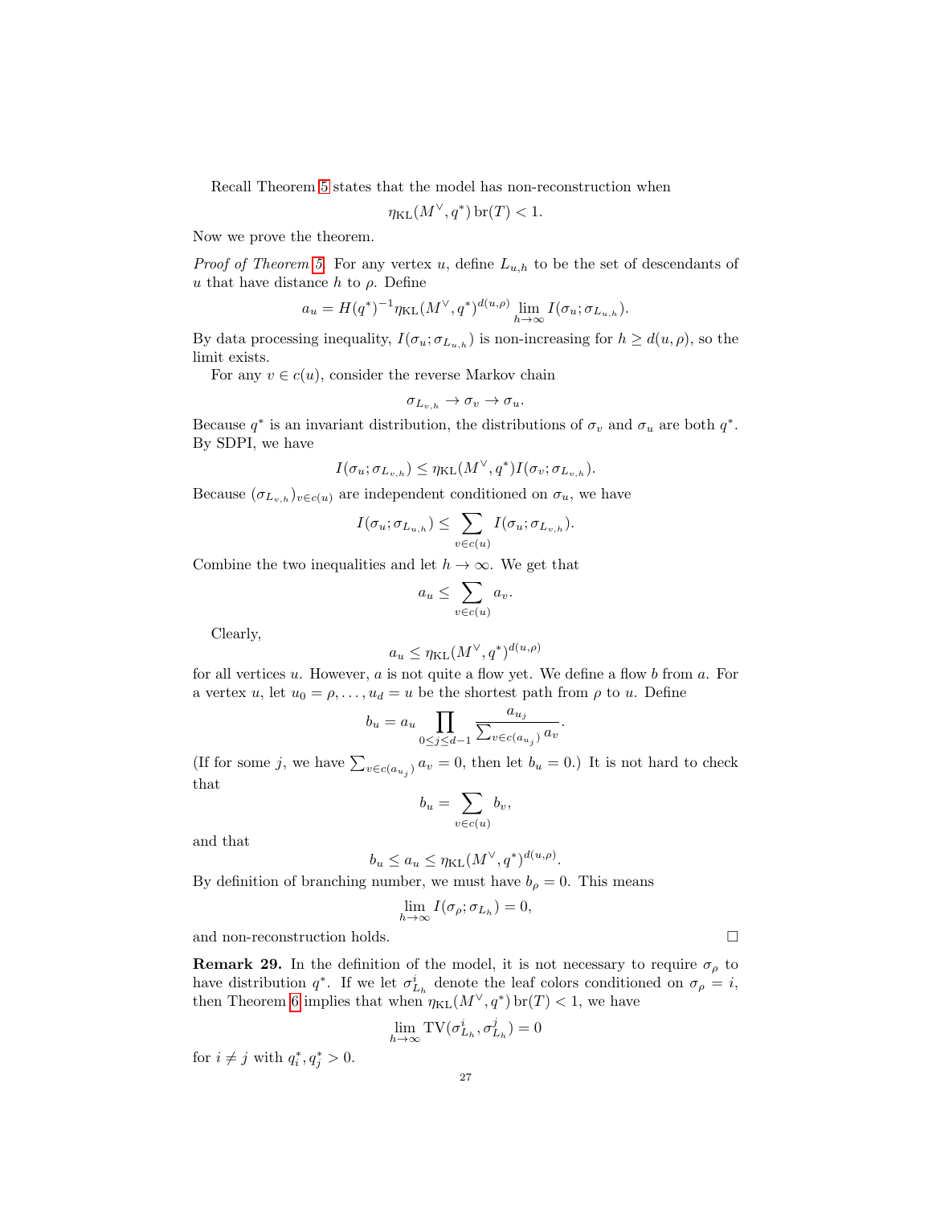Recall Theorem 5 states that the model has non-reconstruction when

$$\eta_{\mathrm{KL}}(M^\vee, q^*)\,\mathrm{br}(T) < 1.$$

Now we prove the theorem.

*Proof of Theorem 5.* For any vertex $u$, define $L_{u,h}$ to be the set of descendants of $u$ that have distance $h$ to $\rho$. Define

$$a_u = H(q^*)^{-1}\eta_{\mathrm{KL}}(M^\vee, q^*)^{d(u,\rho)} \lim_{h\to\infty} I(\sigma_u; \sigma_{L_{u,h}}).$$

By data processing inequality, $I(\sigma_u; \sigma_{L_{u,h}})$ is non-increasing for $h \ge d(u,\rho)$, so the limit exists.

For any $v \in c(u)$, consider the reverse Markov chain

$$\sigma_{L_{v,h}} \to \sigma_v \to \sigma_u.$$

Because $q^*$ is an invariant distribution, the distributions of $\sigma_v$ and $\sigma_u$ are both $q^*$. By SDPI, we have

$$I(\sigma_u; \sigma_{L_{v,h}}) \le \eta_{\mathrm{KL}}(M^\vee, q^*) I(\sigma_v; \sigma_{L_{v,h}}).$$

Because $(\sigma_{L_{v,h}})_{v\in c(u)}$ are independent conditioned on $\sigma_u$, we have

$$I(\sigma_u; \sigma_{L_{u,h}}) \le \sum_{v\in c(u)} I(\sigma_u; \sigma_{L_{v,h}}).$$

Combine the two inequalities and let $h \to \infty$. We get that

$$a_u \le \sum_{v \in c(u)} a_v.$$

Clearly,

$$a_u \le \eta_{\mathrm{KL}}(M^\vee, q^*)^{d(u,\rho)}$$

for all vertices $u$. However, $a$ is not quite a flow yet. We define a flow $b$ from $a$. For a vertex $u$, let $u_0 = \rho, \ldots, u_d = u$ be the shortest path from $\rho$ to $u$. Define

$$b_u = a_u \prod_{0\le j\le d-1} \frac{a_{u_j}}{\sum_{v\in c(a_{u_j})} a_v}.$$

(If for some $j$, we have $\sum_{v\in c(a_{u_j})} a_v = 0$, then let $b_u = 0$.) It is not hard to check that

$$b_u = \sum_{v\in c(u)} b_v,$$

and that

$$b_u \le a_u \le \eta_{\mathrm{KL}}(M^\vee, q^*)^{d(u,\rho)}.$$

By definition of branching number, we must have $b_\rho = 0$. This means

$$\lim_{h\to\infty} I(\sigma_\rho; \sigma_{L_h}) = 0,$$

and non-reconstruction holds. □

**Remark 29.** In the definition of the model, it is not necessary to require $\sigma_\rho$ to have distribution $q^*$. If we let $\sigma^i_{L_h}$ denote the leaf colors conditioned on $\sigma_\rho = i$, then Theorem 6 implies that when $\eta_{\mathrm{KL}}(M^\vee, q^*)\,\mathrm{br}(T) < 1$, we have

$$\lim_{h\to\infty} \mathrm{TV}(\sigma^i_{L_h}, \sigma^j_{L_h}) = 0$$

for $i \ne j$ with $q^*_i, q^*_j > 0$.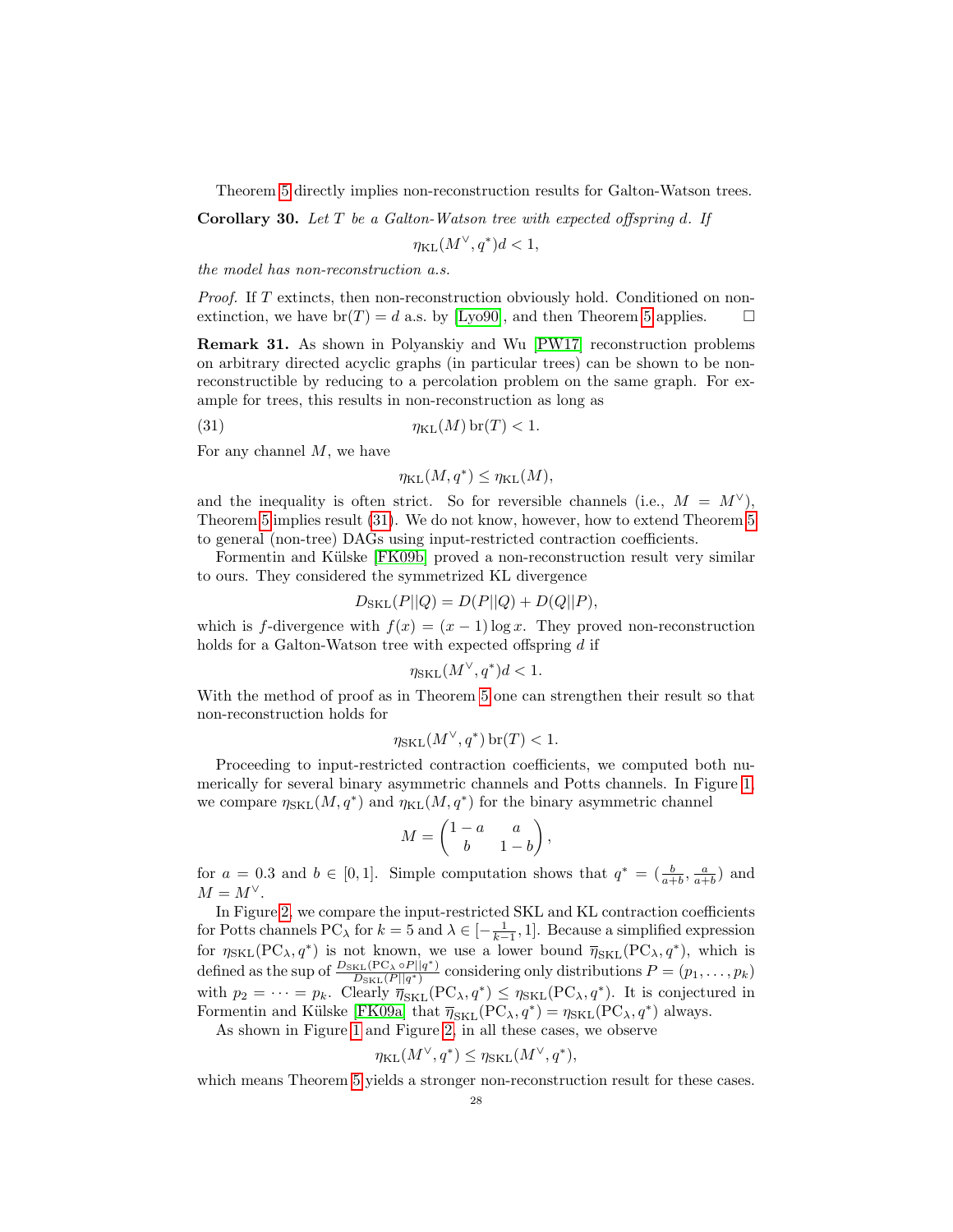Theorem 5 directly implies non-reconstruction results for Galton-Watson trees.

**Corollary 30.** *Let $T$ be a Galton-Watson tree with expected offspring $d$. If*

$$\eta_{\mathrm{KL}}(M^\vee, q^*)d < 1,$$

*the model has non-reconstruction a.s.*

*Proof.* If $T$ extincts, then non-reconstruction obviously hold. Conditioned on non-extinction, we have $\mathrm{br}(T) = d$ a.s. by [Lyo90], and then Theorem 5 applies. $\square$

**Remark 31.** As shown in Polyanskiy and Wu [PW17] reconstruction problems on arbitrary directed acyclic graphs (in particular trees) can be shown to be non-reconstructible by reducing to a percolation problem on the same graph. For example for trees, this results in non-reconstruction as long as

$$\eta_{\mathrm{KL}}(M)\,\mathrm{br}(T) < 1. \tag{31}$$

For any channel $M$, we have

$$\eta_{\mathrm{KL}}(M, q^*) \le \eta_{\mathrm{KL}}(M),$$

and the inequality is often strict. So for reversible channels (i.e., $M = M^\vee$), Theorem 5 implies result (31). We do not know, however, how to extend Theorem 5 to general (non-tree) DAGs using input-restricted contraction coefficients.

Formentin and Külske [FK09b] proved a non-reconstruction result very similar to ours. They considered the symmetrized KL divergence

$$D_{\mathrm{SKL}}(P||Q) = D(P||Q) + D(Q||P),$$

which is $f$-divergence with $f(x) = (x-1)\log x$. They proved non-reconstruction holds for a Galton-Watson tree with expected offspring $d$ if

$$\eta_{\mathrm{SKL}}(M^\vee, q^*)d < 1.$$

With the method of proof as in Theorem 5 one can strengthen their result so that non-reconstruction holds for

$$\eta_{\mathrm{SKL}}(M^\vee, q^*)\,\mathrm{br}(T) < 1.$$

Proceeding to input-restricted contraction coefficients, we computed both numerically for several binary asymmetric channels and Potts channels. In Figure 1, we compare $\eta_{\mathrm{SKL}}(M, q^*)$ and $\eta_{\mathrm{KL}}(M, q^*)$ for the binary asymmetric channel

$$M = \begin{pmatrix} 1-a & a \\ b & 1-b \end{pmatrix},$$

for $a = 0.3$ and $b \in [0, 1]$. Simple computation shows that $q^* = (\frac{b}{a+b}, \frac{a}{a+b})$ and $M = M^\vee$.

In Figure 2, we compare the input-restricted SKL and KL contraction coefficients for Potts channels $\mathrm{PC}_\lambda$ for $k = 5$ and $\lambda \in [-\frac{1}{k-1}, 1]$. Because a simplified expression for $\eta_{\mathrm{SKL}}(\mathrm{PC}_\lambda, q^*)$ is not known, we use a lower bound $\overline{\eta}_{\mathrm{SKL}}(\mathrm{PC}_\lambda, q^*)$, which is defined as the sup of $\frac{D_{\mathrm{SKL}}(\mathrm{PC}_\lambda \circ P||q^*)}{D_{\mathrm{SKL}}(P||q^*)}$ considering only distributions $P = (p_1, \ldots, p_k)$ with $p_2 = \cdots = p_k$. Clearly $\overline{\eta}_{\mathrm{SKL}}(\mathrm{PC}_\lambda, q^*) \le \eta_{\mathrm{SKL}}(\mathrm{PC}_\lambda, q^*)$. It is conjectured in Formentin and Külske [FK09a] that $\overline{\eta}_{\mathrm{SKL}}(\mathrm{PC}_\lambda, q^*) = \eta_{\mathrm{SKL}}(\mathrm{PC}_\lambda, q^*)$ always.

As shown in Figure 1 and Figure 2, in all these cases, we observe

$$\eta_{\mathrm{KL}}(M^\vee, q^*) \le \eta_{\mathrm{SKL}}(M^\vee, q^*),$$

which means Theorem 5 yields a stronger non-reconstruction result for these cases.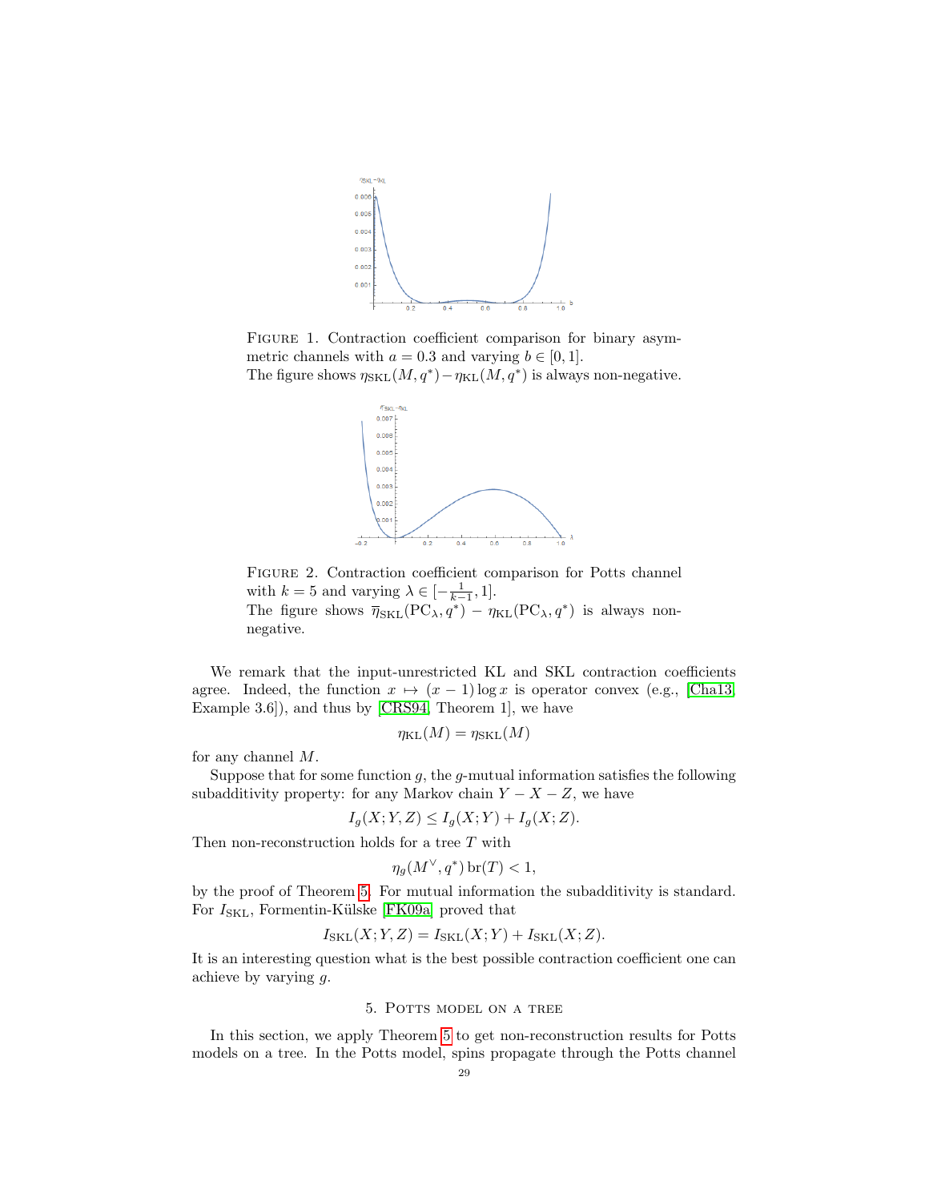Figure 1. Contraction coefficient comparison for binary asymmetric channels with $a = 0.3$ and varying $b \in [0, 1]$.
The figure shows $\eta_{\mathrm{SKL}}(M, q^*) - \eta_{\mathrm{KL}}(M, q^*)$ is always non-negative.

Figure 2. Contraction coefficient comparison for Potts channel with $k = 5$ and varying $\lambda \in [-\frac{1}{k-1}, 1]$.
The figure shows $\overline{\eta}_{\mathrm{SKL}}(\mathrm{PC}_\lambda, q^*) - \eta_{\mathrm{KL}}(\mathrm{PC}_\lambda, q^*)$ is always non-negative.

We remark that the input-unrestricted KL and SKL contraction coefficients agree. Indeed, the function $x \mapsto (x-1)\log x$ is operator convex (e.g., [Cha13, Example 3.6]), and thus by [CRS94, Theorem 1], we have

$$\eta_{\mathrm{KL}}(M) = \eta_{\mathrm{SKL}}(M)$$

for any channel $M$.

Suppose that for some function $g$, the $g$-mutual information satisfies the following subadditivity property: for any Markov chain $Y - X - Z$, we have

$$I_g(X; Y, Z) \le I_g(X; Y) + I_g(X; Z).$$

Then non-reconstruction holds for a tree $T$ with

$$\eta_g(M^\vee, q^*) \operatorname{br}(T) < 1,$$

by the proof of Theorem 5. For mutual information the subadditivity is standard. For $I_{\mathrm{SKL}}$, Formentin-Külske [FK09a] proved that

$$I_{\mathrm{SKL}}(X; Y, Z) = I_{\mathrm{SKL}}(X; Y) + I_{\mathrm{SKL}}(X; Z).$$

It is an interesting question what is the best possible contraction coefficient one can achieve by varying $g$.

## 5. Potts model on a tree

In this section, we apply Theorem 5 to get non-reconstruction results for Potts models on a tree. In the Potts model, spins propagate through the Potts channel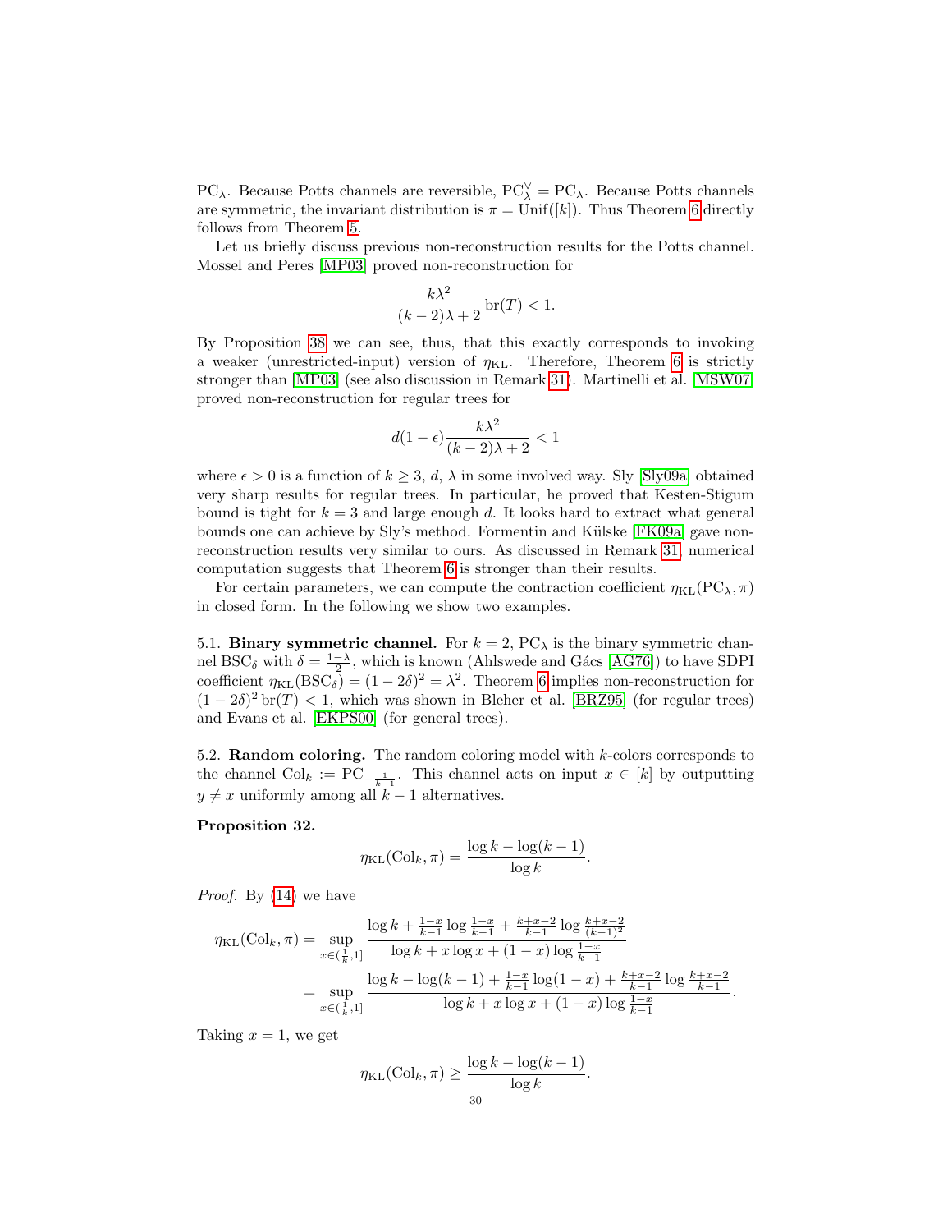$\mathrm{PC}_\lambda$. Because Potts channels are reversible, $\mathrm{PC}_\lambda^\vee = \mathrm{PC}_\lambda$. Because Potts channels are symmetric, the invariant distribution is $\pi = \mathrm{Unif}([k])$. Thus Theorem 6 directly follows from Theorem 5.

Let us briefly discuss previous non-reconstruction results for the Potts channel. Mossel and Peres [MP03] proved non-reconstruction for

$$\frac{k\lambda^2}{(k-2)\lambda+2}\,\mathrm{br}(T) < 1.$$

By Proposition 38 we can see, thus, that this exactly corresponds to invoking a weaker (unrestricted-input) version of $\eta_{\mathrm{KL}}$. Therefore, Theorem 6 is strictly stronger than [MP03] (see also discussion in Remark 31). Martinelli et al. [MSW07] proved non-reconstruction for regular trees for

$$d(1-\epsilon)\frac{k\lambda^2}{(k-2)\lambda+2} < 1$$

where $\epsilon > 0$ is a function of $k \ge 3$, $d$, $\lambda$ in some involved way. Sly [Sly09a] obtained very sharp results for regular trees. In particular, he proved that Kesten-Stigum bound is tight for $k = 3$ and large enough $d$. It looks hard to extract what general bounds one can achieve by Sly's method. Formentin and Külske [FK09a] gave non-reconstruction results very similar to ours. As discussed in Remark 31, numerical computation suggests that Theorem 6 is stronger than their results.

For certain parameters, we can compute the contraction coefficient $\eta_{\mathrm{KL}}(\mathrm{PC}_\lambda, \pi)$ in closed form. In the following we show two examples.

5.1. **Binary symmetric channel.** For $k = 2$, $\mathrm{PC}_\lambda$ is the binary symmetric channel $\mathrm{BSC}_\delta$ with $\delta = \frac{1-\lambda}{2}$, which is known (Ahlswede and Gács [AG76]) to have SDPI coefficient $\eta_{\mathrm{KL}}(\mathrm{BSC}_\delta) = (1-2\delta)^2 = \lambda^2$. Theorem 6 implies non-reconstruction for $(1-2\delta)^2\,\mathrm{br}(T) < 1$, which was shown in Bleher et al. [BRZ95] (for regular trees) and Evans et al. [EKPS00] (for general trees).

5.2. **Random coloring.** The random coloring model with $k$-colors corresponds to the channel $\mathrm{Col}_k := \mathrm{PC}_{-\frac{1}{k-1}}$. This channel acts on input $x \in [k]$ by outputting $y \ne x$ uniformly among all $k-1$ alternatives.

**Proposition 32.**

$$\eta_{\mathrm{KL}}(\mathrm{Col}_k, \pi) = \frac{\log k - \log(k-1)}{\log k}.$$

*Proof.* By (14) we have

$$\begin{aligned}
\eta_{\mathrm{KL}}(\mathrm{Col}_k, \pi) &= \sup_{x \in (\frac{1}{k}, 1]} \frac{\log k + \frac{1-x}{k-1}\log\frac{1-x}{k-1} + \frac{k+x-2}{k-1}\log\frac{k+x-2}{(k-1)^2}}{\log k + x\log x + (1-x)\log\frac{1-x}{k-1}} \\
&= \sup_{x \in (\frac{1}{k}, 1]} \frac{\log k - \log(k-1) + \frac{1-x}{k-1}\log(1-x) + \frac{k+x-2}{k-1}\log\frac{k+x-2}{k-1}}{\log k + x\log x + (1-x)\log\frac{1-x}{k-1}}.
\end{aligned}$$

Taking $x = 1$, we get

$$\eta_{\mathrm{KL}}(\mathrm{Col}_k, \pi) \ge \frac{\log k - \log(k-1)}{\log k}.$$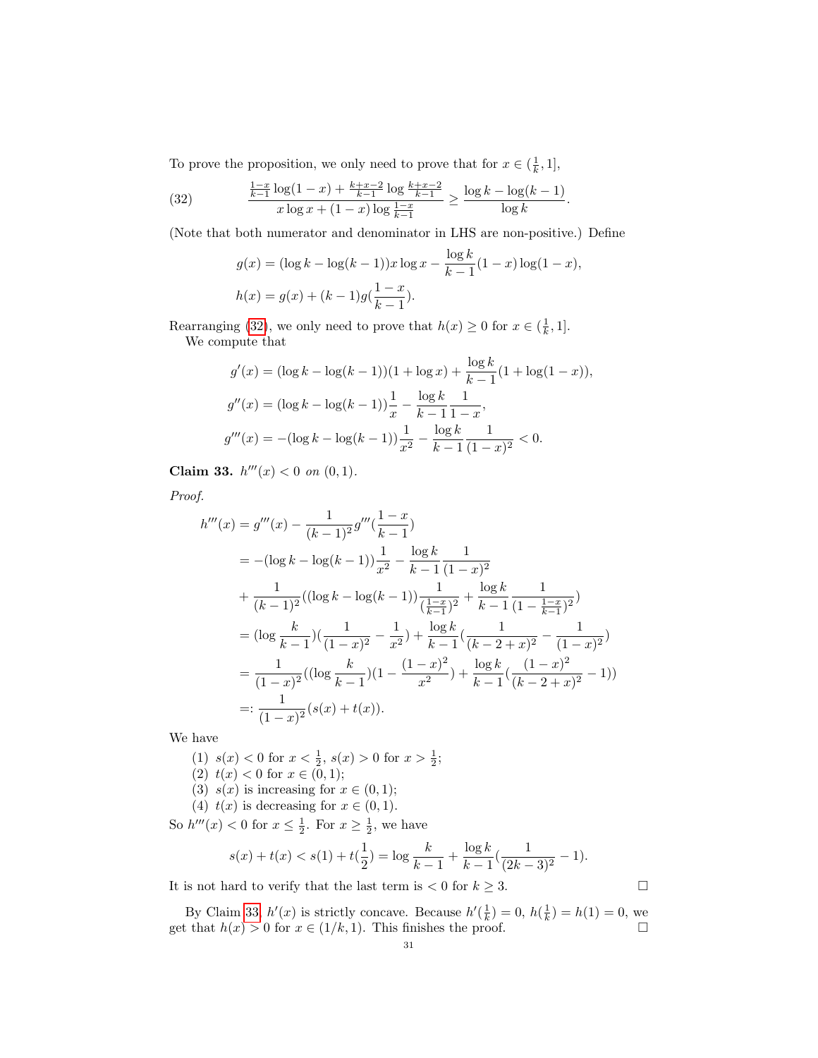To prove the proposition, we only need to prove that for $x \in (\frac{1}{k}, 1]$,

$$\frac{\frac{1-x}{k-1}\log(1-x) + \frac{k+x-2}{k-1}\log\frac{k+x-2}{k-1}}{x\log x + (1-x)\log\frac{1-x}{k-1}} \geq \frac{\log k - \log(k-1)}{\log k}. \tag{32}$$

(Note that both numerator and denominator in LHS are non-positive.) Define

$$g(x) = (\log k - \log(k-1))x\log x - \frac{\log k}{k-1}(1-x)\log(1-x),$$

$$h(x) = g(x) + (k-1)g(\frac{1-x}{k-1}).$$

Rearranging (32), we only need to prove that $h(x) \geq 0$ for $x \in (\frac{1}{k}, 1]$.

We compute that

$$g'(x) = (\log k - \log(k-1))(1+\log x) + \frac{\log k}{k-1}(1+\log(1-x)),$$

$$g''(x) = (\log k - \log(k-1))\frac{1}{x} - \frac{\log k}{k-1}\frac{1}{1-x},$$

$$g'''(x) = -(\log k - \log(k-1))\frac{1}{x^2} - \frac{\log k}{k-1}\frac{1}{(1-x)^2} < 0.$$

**Claim 33.** *$h'''(x) < 0$ on $(0,1)$.*

*Proof.*

$$\begin{aligned}
h'''(x) &= g'''(x) - \frac{1}{(k-1)^2}g'''(\frac{1-x}{k-1}) \\
&= -(\log k - \log(k-1))\frac{1}{x^2} - \frac{\log k}{k-1}\frac{1}{(1-x)^2} \\
&\quad + \frac{1}{(k-1)^2}((\log k - \log(k-1))\frac{1}{(\frac{1-x}{k-1})^2} + \frac{\log k}{k-1}\frac{1}{(1-\frac{1-x}{k-1})^2}) \\
&= (\log\frac{k}{k-1})(\frac{1}{(1-x)^2} - \frac{1}{x^2}) + \frac{\log k}{k-1}(\frac{1}{(k-2+x)^2} - \frac{1}{(1-x)^2}) \\
&= \frac{1}{(1-x)^2}((\log\frac{k}{k-1})(1 - \frac{(1-x)^2}{x^2}) + \frac{\log k}{k-1}(\frac{(1-x)^2}{(k-2+x)^2} - 1)) \\
&=: \frac{1}{(1-x)^2}(s(x) + t(x)).
\end{aligned}$$

We have

1. $s(x) < 0$ for $x < \frac{1}{2}$, $s(x) > 0$ for $x > \frac{1}{2}$;
2. $t(x) < 0$ for $x \in (0,1)$;
3. $s(x)$ is increasing for $x \in (0,1)$;
4. $t(x)$ is decreasing for $x \in (0,1)$.

So $h'''(x) < 0$ for $x \leq \frac{1}{2}$. For $x \geq \frac{1}{2}$, we have

$$s(x) + t(x) < s(1) + t(\frac{1}{2}) = \log\frac{k}{k-1} + \frac{\log k}{k-1}(\frac{1}{(2k-3)^2} - 1).$$

It is not hard to verify that the last term is $< 0$ for $k \geq 3$. $\square$

By Claim 33, $h'(x)$ is strictly concave. Because $h'(\frac{1}{k}) = 0$, $h(\frac{1}{k}) = h(1) = 0$, we get that $h(x) > 0$ for $x \in (1/k, 1)$. This finishes the proof. $\square$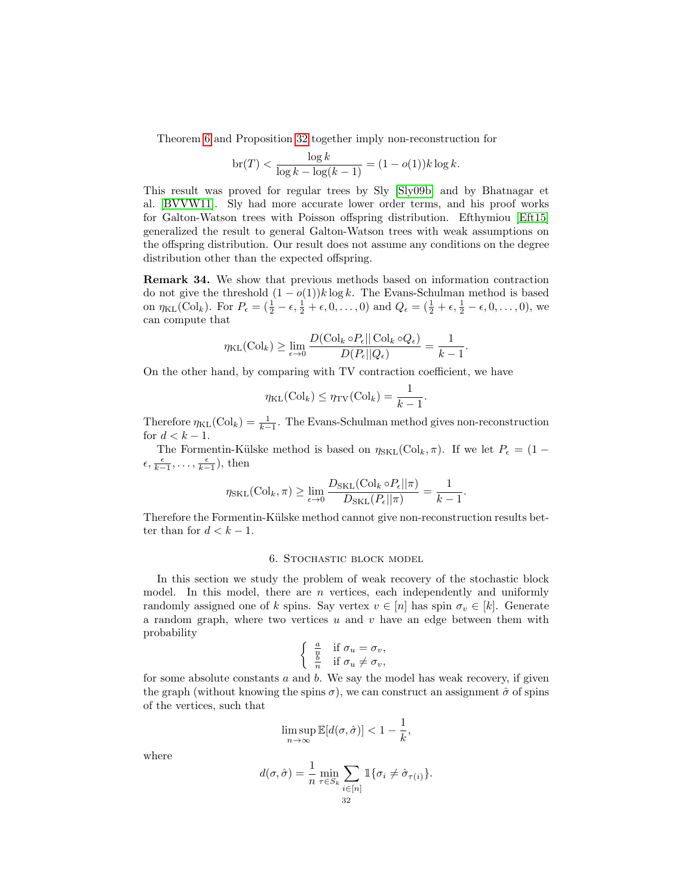Theorem 6 and Proposition 32 together imply non-reconstruction for

$$\mathrm{br}(T) < \frac{\log k}{\log k - \log(k-1)} = (1-o(1))k\log k.$$

This result was proved for regular trees by Sly [Sly09b] and by Bhatnagar et al. [BVVW11]. Sly had more accurate lower order terms, and his proof works for Galton-Watson trees with Poisson offspring distribution. Efthymiou [Eft15] generalized the result to general Galton-Watson trees with weak assumptions on the offspring distribution. Our result does not assume any conditions on the degree distribution other than the expected offspring.

**Remark 34.** We show that previous methods based on information contraction do not give the threshold $(1-o(1))k\log k$. The Evans-Schulman method is based on $\eta_{\mathrm{KL}}(\mathrm{Col}_k)$. For $P_\epsilon = (\frac{1}{2}-\epsilon, \frac{1}{2}+\epsilon, 0, \ldots, 0)$ and $Q_\epsilon = (\frac{1}{2}+\epsilon, \frac{1}{2}-\epsilon, 0, \ldots, 0)$, we can compute that

$$\eta_{\mathrm{KL}}(\mathrm{Col}_k) \ge \lim_{\epsilon\to 0} \frac{D(\mathrm{Col}_k \circ P_\epsilon || \mathrm{Col}_k \circ Q_\epsilon)}{D(P_\epsilon||Q_\epsilon)} = \frac{1}{k-1}.$$

On the other hand, by comparing with TV contraction coefficient, we have

$$\eta_{\mathrm{KL}}(\mathrm{Col}_k) \le \eta_{\mathrm{TV}}(\mathrm{Col}_k) = \frac{1}{k-1}.$$

Therefore $\eta_{\mathrm{KL}}(\mathrm{Col}_k) = \frac{1}{k-1}$. The Evans-Schulman method gives non-reconstruction for $d < k-1$.

The Formentin-Külske method is based on $\eta_{\mathrm{SKL}}(\mathrm{Col}_k, \pi)$. If we let $P_\epsilon = (1-\epsilon, \frac{\epsilon}{k-1}, \ldots, \frac{\epsilon}{k-1})$, then

$$\eta_{\mathrm{SKL}}(\mathrm{Col}_k, \pi) \ge \lim_{\epsilon\to 0} \frac{D_{\mathrm{SKL}}(\mathrm{Col}_k \circ P_\epsilon||\pi)}{D_{\mathrm{SKL}}(P_\epsilon||\pi)} = \frac{1}{k-1}.$$

Therefore the Formentin-Külske method cannot give non-reconstruction results better than for $d < k-1$.

## 6. Stochastic block model

In this section we study the problem of weak recovery of the stochastic block model. In this model, there are $n$ vertices, each independently and uniformly randomly assigned one of $k$ spins. Say vertex $v \in [n]$ has spin $\sigma_v \in [k]$. Generate a random graph, where two vertices $u$ and $v$ have an edge between them with probability

$$\begin{cases} \frac{a}{n} & \text{if } \sigma_u = \sigma_v, \\ \frac{b}{n} & \text{if } \sigma_u \ne \sigma_v, \end{cases}$$

for some absolute constants $a$ and $b$. We say the model has weak recovery, if given the graph (without knowing the spins $\sigma$), we can construct an assignment $\hat\sigma$ of spins of the vertices, such that

$$\limsup_{n\to\infty} \mathbb{E}[d(\sigma,\hat\sigma)] < 1 - \frac{1}{k},$$

where

$$d(\sigma,\hat\sigma) = \frac{1}{n}\min_{\tau\in S_k} \sum_{i\in[n]} \mathbb{1}\{\sigma_i \ne \hat\sigma_{\tau(i)}\}.$$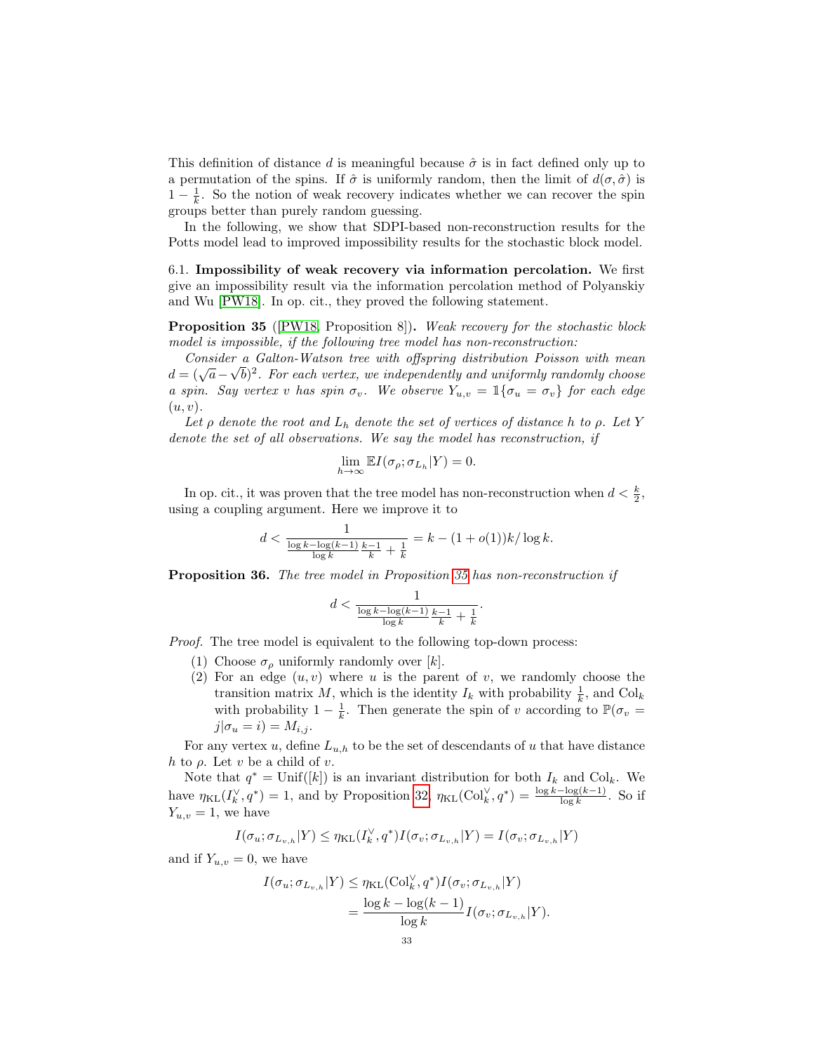This definition of distance $d$ is meaningful because $\hat{\sigma}$ is in fact defined only up to a permutation of the spins. If $\hat{\sigma}$ is uniformly random, then the limit of $d(\sigma, \hat{\sigma})$ is $1 - \frac{1}{k}$. So the notion of weak recovery indicates whether we can recover the spin groups better than purely random guessing.

In the following, we show that SDPI-based non-reconstruction results for the Potts model lead to improved impossibility results for the stochastic block model.

### 6.1. Impossibility of weak recovery via information percolation.

We first give an impossibility result via the information percolation method of Polyanskiy and Wu [PW18]. In op. cit., they proved the following statement.

**Proposition 35** ([PW18, Proposition 8])**.** *Weak recovery for the stochastic block model is impossible, if the following tree model has non-reconstruction:*

*Consider a Galton-Watson tree with offspring distribution Poisson with mean $d = (\sqrt{a} - \sqrt{b})^2$. For each vertex, we independently and uniformly randomly choose a spin. Say vertex $v$ has spin $\sigma_v$. We observe $Y_{u,v} = \mathbb{1}\{\sigma_u = \sigma_v\}$ for each edge $(u, v)$.*

*Let $\rho$ denote the root and $L_h$ denote the set of vertices of distance $h$ to $\rho$. Let $Y$ denote the set of all observations. We say the model has reconstruction, if*

$$\lim_{h\to\infty} \mathbb{E} I(\sigma_\rho; \sigma_{L_h}|Y) = 0.$$

In op. cit., it was proven that the tree model has non-reconstruction when $d < \frac{k}{2}$, using a coupling argument. Here we improve it to

$$d < \frac{1}{\frac{\log k - \log(k-1)}{\log k}\frac{k-1}{k} + \frac{1}{k}} = k - (1 + o(1))k/\log k.$$

**Proposition 36.** *The tree model in Proposition 35 has non-reconstruction if*

$$d < \frac{1}{\frac{\log k - \log(k-1)}{\log k}\frac{k-1}{k} + \frac{1}{k}}.$$

*Proof.* The tree model is equivalent to the following top-down process:

1. Choose $\sigma_\rho$ uniformly randomly over $[k]$.
2. For an edge $(u, v)$ where $u$ is the parent of $v$, we randomly choose the transition matrix $M$, which is the identity $I_k$ with probability $\frac{1}{k}$, and $\mathrm{Col}_k$ with probability $1 - \frac{1}{k}$. Then generate the spin of $v$ according to $\mathbb{P}(\sigma_v = j|\sigma_u = i) = M_{i,j}$.

For any vertex $u$, define $L_{u,h}$ to be the set of descendants of $u$ that have distance $h$ to $\rho$. Let $v$ be a child of $v$.

Note that $q^* = \mathrm{Unif}([k])$ is an invariant distribution for both $I_k$ and $\mathrm{Col}_k$. We have $\eta_{\mathrm{KL}}(I_k^\vee, q^*) = 1$, and by Proposition 32, $\eta_{\mathrm{KL}}(\mathrm{Col}_k^\vee, q^*) = \frac{\log k - \log(k-1)}{\log k}$. So if $Y_{u,v} = 1$, we have

$$I(\sigma_u; \sigma_{L_{v,h}}|Y) \le \eta_{\mathrm{KL}}(I_k^\vee, q^*) I(\sigma_v; \sigma_{L_{v,h}}|Y) = I(\sigma_v; \sigma_{L_{v,h}}|Y)$$

and if $Y_{u,v} = 0$, we have

$$\begin{aligned} I(\sigma_u; \sigma_{L_{v,h}}|Y) &\le \eta_{\mathrm{KL}}(\mathrm{Col}_k^\vee, q^*) I(\sigma_v; \sigma_{L_{v,h}}|Y) \\ &= \frac{\log k - \log(k-1)}{\log k} I(\sigma_v; \sigma_{L_{v,h}}|Y). \end{aligned}$$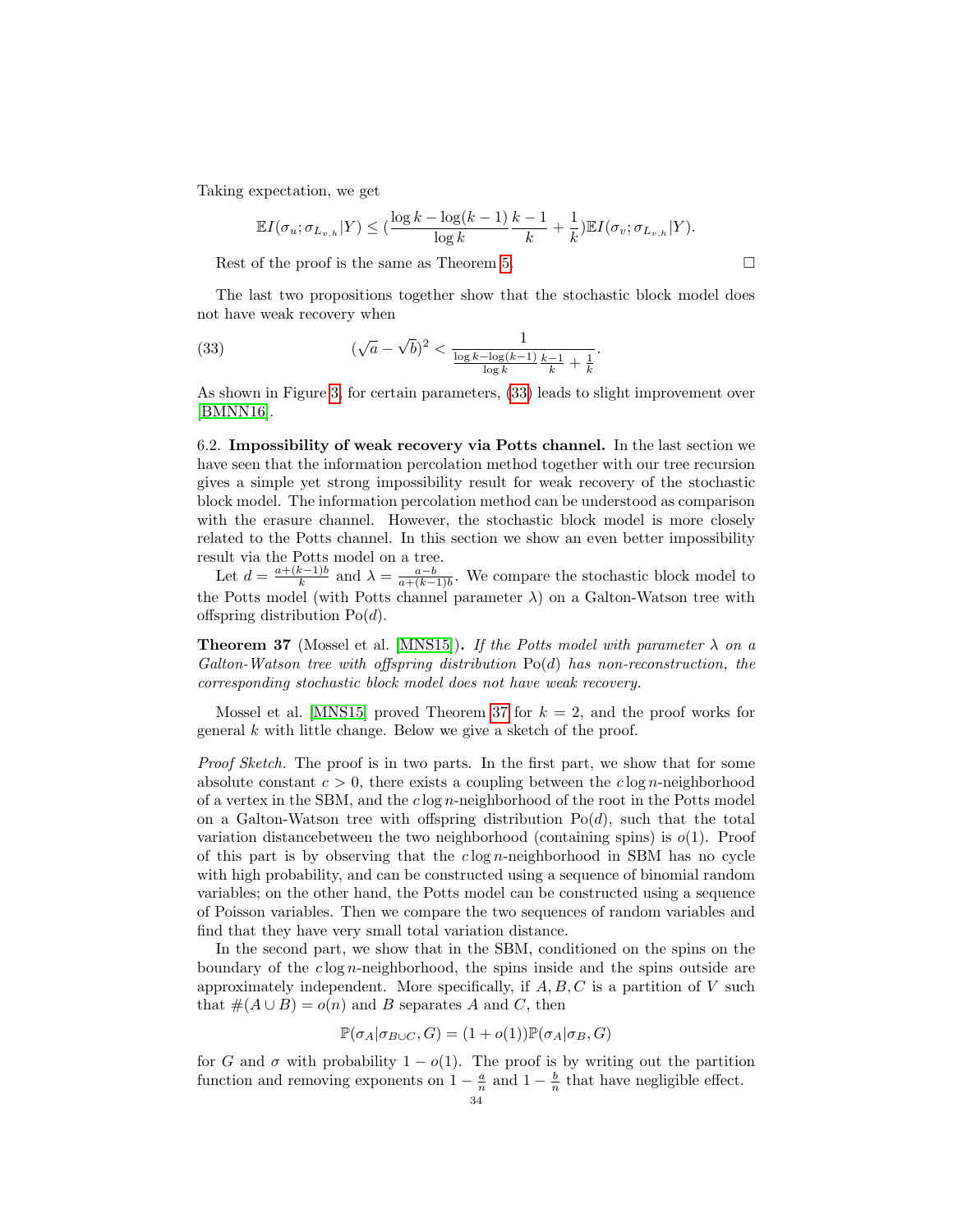Taking expectation, we get

$$\mathbb{E}I(\sigma_u; \sigma_{L_{v,h}}|Y) \le (\frac{\log k - \log(k-1)}{\log k}\frac{k-1}{k} + \frac{1}{k})\mathbb{E}I(\sigma_v; \sigma_{L_{v,h}}|Y).$$

Rest of the proof is the same as Theorem 5. □

The last two propositions together show that the stochastic block model does not have weak recovery when

$$(\sqrt{a} - \sqrt{b})^2 < \frac{1}{\frac{\log k - \log(k-1)}{\log k}\frac{k-1}{k} + \frac{1}{k}}. \tag{33}$$

As shown in Figure 3, for certain parameters, (33) leads to slight improvement over [BMNN16].

6.2. **Impossibility of weak recovery via Potts channel.** In the last section we have seen that the information percolation method together with our tree recursion gives a simple yet strong impossibility result for weak recovery of the stochastic block model. The information percolation method can be understood as comparison with the erasure channel. However, the stochastic block model is more closely related to the Potts channel. In this section we show an even better impossibility result via the Potts model on a tree.

Let $d = \frac{a+(k-1)b}{k}$ and $\lambda = \frac{a-b}{a+(k-1)b}$. We compare the stochastic block model to the Potts model (with Potts channel parameter $\lambda$) on a Galton-Watson tree with offspring distribution $\text{Po}(d)$.

**Theorem 37** (Mossel et al. [MNS15])**.** *If the Potts model with parameter $\lambda$ on a Galton-Watson tree with offspring distribution $\text{Po}(d)$ has non-reconstruction, the corresponding stochastic block model does not have weak recovery.*

Mossel et al. [MNS15] proved Theorem 37 for $k = 2$, and the proof works for general $k$ with little change. Below we give a sketch of the proof.

*Proof Sketch.* The proof is in two parts. In the first part, we show that for some absolute constant $c > 0$, there exists a coupling between the $c \log n$-neighborhood of a vertex in the SBM, and the $c \log n$-neighborhood of the root in the Potts model on a Galton-Watson tree with offspring distribution $\text{Po}(d)$, such that the total variation distancebetween the two neighborhood (containing spins) is $o(1)$. Proof of this part is by observing that the $c \log n$-neighborhood in SBM has no cycle with high probability, and can be constructed using a sequence of binomial random variables; on the other hand, the Potts model can be constructed using a sequence of Poisson variables. Then we compare the two sequences of random variables and find that they have very small total variation distance.

In the second part, we show that in the SBM, conditioned on the spins on the boundary of the $c \log n$-neighborhood, the spins inside and the spins outside are approximately independent. More specifically, if $A, B, C$ is a partition of $V$ such that $\#(A \cup B) = o(n)$ and $B$ separates $A$ and $C$, then

$$\mathbb{P}(\sigma_A|\sigma_{B\cup C}, G) = (1 + o(1))\mathbb{P}(\sigma_A|\sigma_B, G)$$

for $G$ and $\sigma$ with probability $1 - o(1)$. The proof is by writing out the partition function and removing exponents on $1 - \frac{a}{n}$ and $1 - \frac{b}{n}$ that have negligible effect.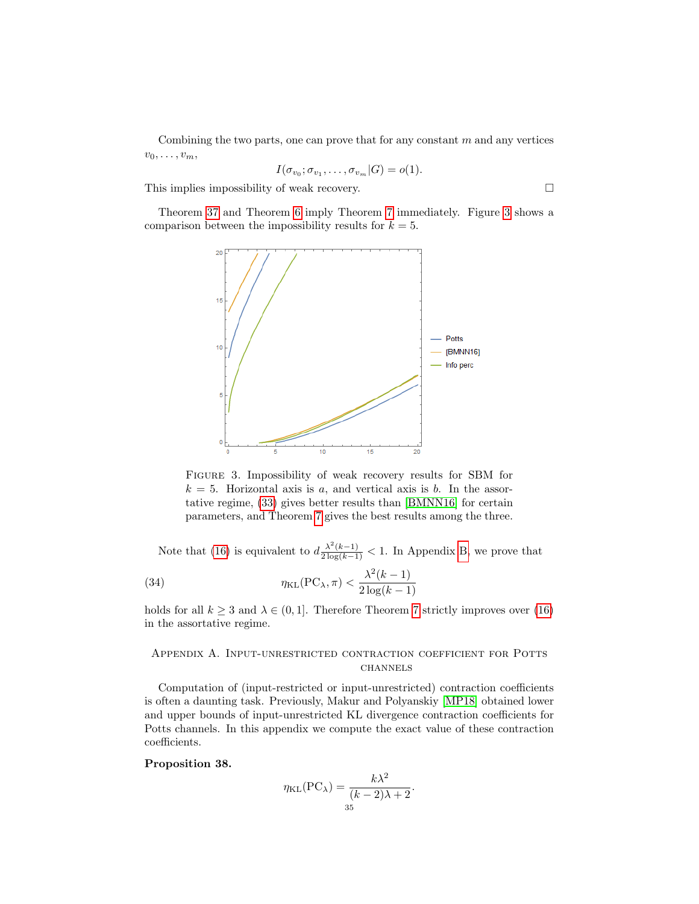Combining the two parts, one can prove that for any constant $m$ and any vertices $v_0, \ldots, v_m$,

$$I(\sigma_{v_0}; \sigma_{v_1}, \ldots, \sigma_{v_m} | G) = o(1).$$

This implies impossibility of weak recovery. □

Theorem 37 and Theorem 6 imply Theorem 7 immediately. Figure 3 shows a comparison between the impossibility results for $k = 5$.

FIGURE 3. Impossibility of weak recovery results for SBM for $k = 5$. Horizontal axis is $a$, and vertical axis is $b$. In the assortative regime, (33) gives better results than [BMNN16] for certain parameters, and Theorem 7 gives the best results among the three.

Note that (16) is equivalent to $d \frac{\lambda^2 (k-1)}{2 \log(k-1)} < 1$. In Appendix B, we prove that

$$\eta_{\mathrm{KL}}(\mathrm{PC}_\lambda, \pi) < \frac{\lambda^2 (k-1)}{2 \log(k-1)} \tag{34}$$

holds for all $k \geq 3$ and $\lambda \in (0, 1]$. Therefore Theorem 7 strictly improves over (16) in the assortative regime.

## Appendix A. Input-unrestricted contraction coefficient for Potts channels

Computation of (input-restricted or input-unrestricted) contraction coefficients is often a daunting task. Previously, Makur and Polyanskiy [MP18] obtained lower and upper bounds of input-unrestricted KL divergence contraction coefficients for Potts channels. In this appendix we compute the exact value of these contraction coefficients.

**Proposition 38.**

$$\eta_{\mathrm{KL}}(\mathrm{PC}_\lambda) = \frac{k \lambda^2}{(k-2)\lambda + 2}.$$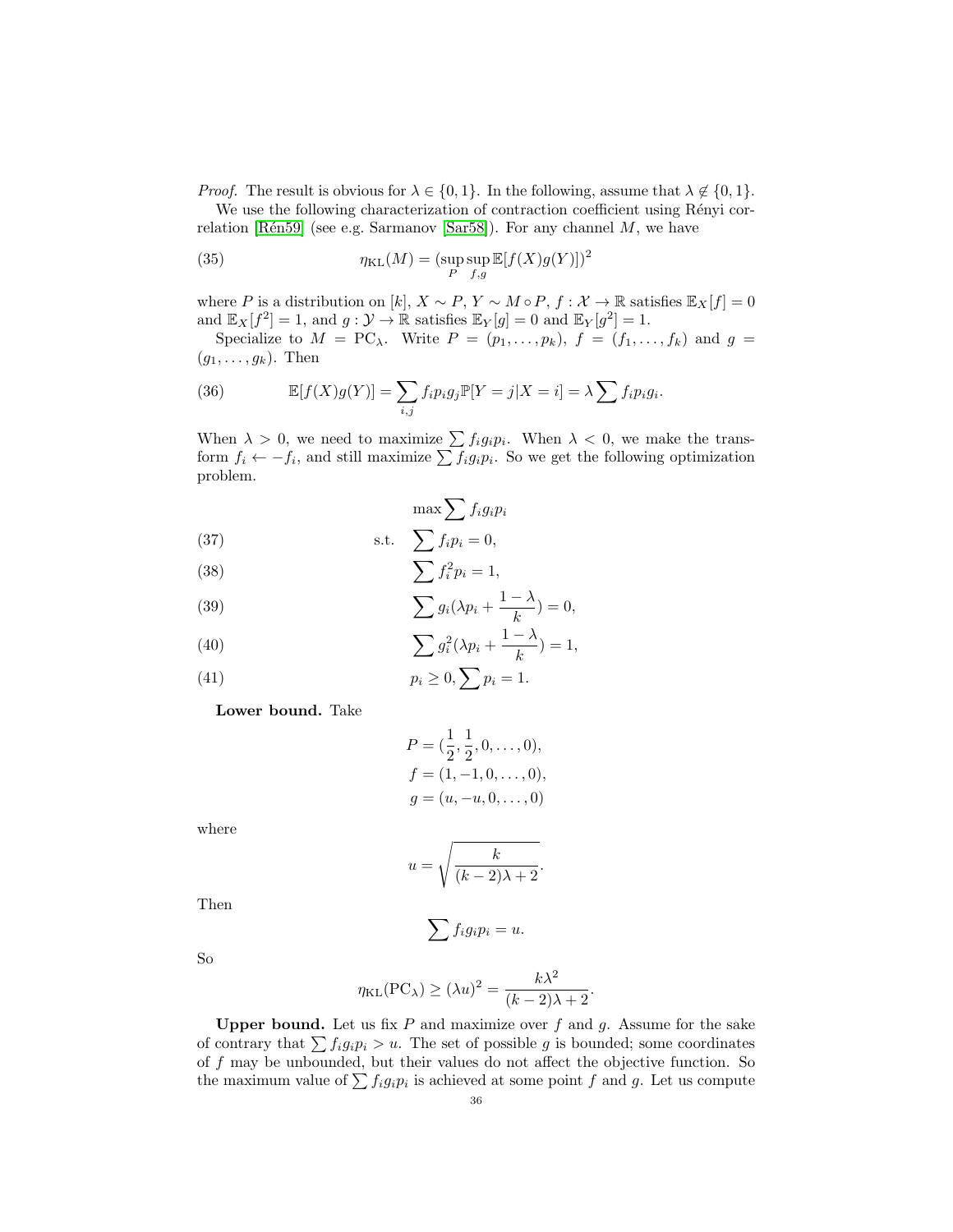*Proof.* The result is obvious for $\lambda \in \{0, 1\}$. In the following, assume that $\lambda \notin \{0, 1\}$.

We use the following characterization of contraction coefficient using Rényi correlation [Rén59] (see e.g. Sarmanov [Sar58]). For any channel $M$, we have

$$\eta_{\mathrm{KL}}(M) = (\sup_P \sup_{f,g} \mathbb{E}[f(X)g(Y)])^2 \tag{35}$$

where $P$ is a distribution on $[k]$, $X \sim P$, $Y \sim M \circ P$, $f : \mathcal{X} \to \mathbb{R}$ satisfies $\mathbb{E}_X[f] = 0$ and $\mathbb{E}_X[f^2] = 1$, and $g : \mathcal{Y} \to \mathbb{R}$ satisfies $\mathbb{E}_Y[g] = 0$ and $\mathbb{E}_Y[g^2] = 1$.

Specialize to $M = \mathrm{PC}_\lambda$. Write $P = (p_1, \ldots, p_k)$, $f = (f_1, \ldots, f_k)$ and $g = (g_1, \ldots, g_k)$. Then

$$\mathbb{E}[f(X)g(Y)] = \sum_{i,j} f_i p_i g_j \mathbb{P}[Y = j | X = i] = \lambda \sum f_i p_i g_i. \tag{36}$$

When $\lambda > 0$, we need to maximize $\sum f_i g_i p_i$. When $\lambda < 0$, we make the transform $f_i \leftarrow -f_i$, and still maximize $\sum f_i g_i p_i$. So we get the following optimization problem.

$$\max \sum f_i g_i p_i$$

$$\text{s.t.} \quad \sum f_i p_i = 0, \tag{37}$$

$$\sum f_i^2 p_i = 1, \tag{38}$$

$$\sum g_i (\lambda p_i + \frac{1-\lambda}{k}) = 0, \tag{39}$$

$$\sum g_i^2 (\lambda p_i + \frac{1-\lambda}{k}) = 1, \tag{40}$$

$$p_i \ge 0, \sum p_i = 1. \tag{41}$$

**Lower bound.** Take

$$P = (\frac{1}{2}, \frac{1}{2}, 0, \ldots, 0),$$
$$f = (1, -1, 0, \ldots, 0),$$
$$g = (u, -u, 0, \ldots, 0)$$

where

$$u = \sqrt{\frac{k}{(k-2)\lambda + 2}}.$$

Then

$$\sum f_i g_i p_i = u.$$

So

$$\eta_{\mathrm{KL}}(\mathrm{PC}_\lambda) \ge (\lambda u)^2 = \frac{k\lambda^2}{(k-2)\lambda + 2}.$$

**Upper bound.** Let us fix $P$ and maximize over $f$ and $g$. Assume for the sake of contrary that $\sum f_i g_i p_i > u$. The set of possible $g$ is bounded; some coordinates of $f$ may be unbounded, but their values do not affect the objective function. So the maximum value of $\sum f_i g_i p_i$ is achieved at some point $f$ and $g$. Let us compute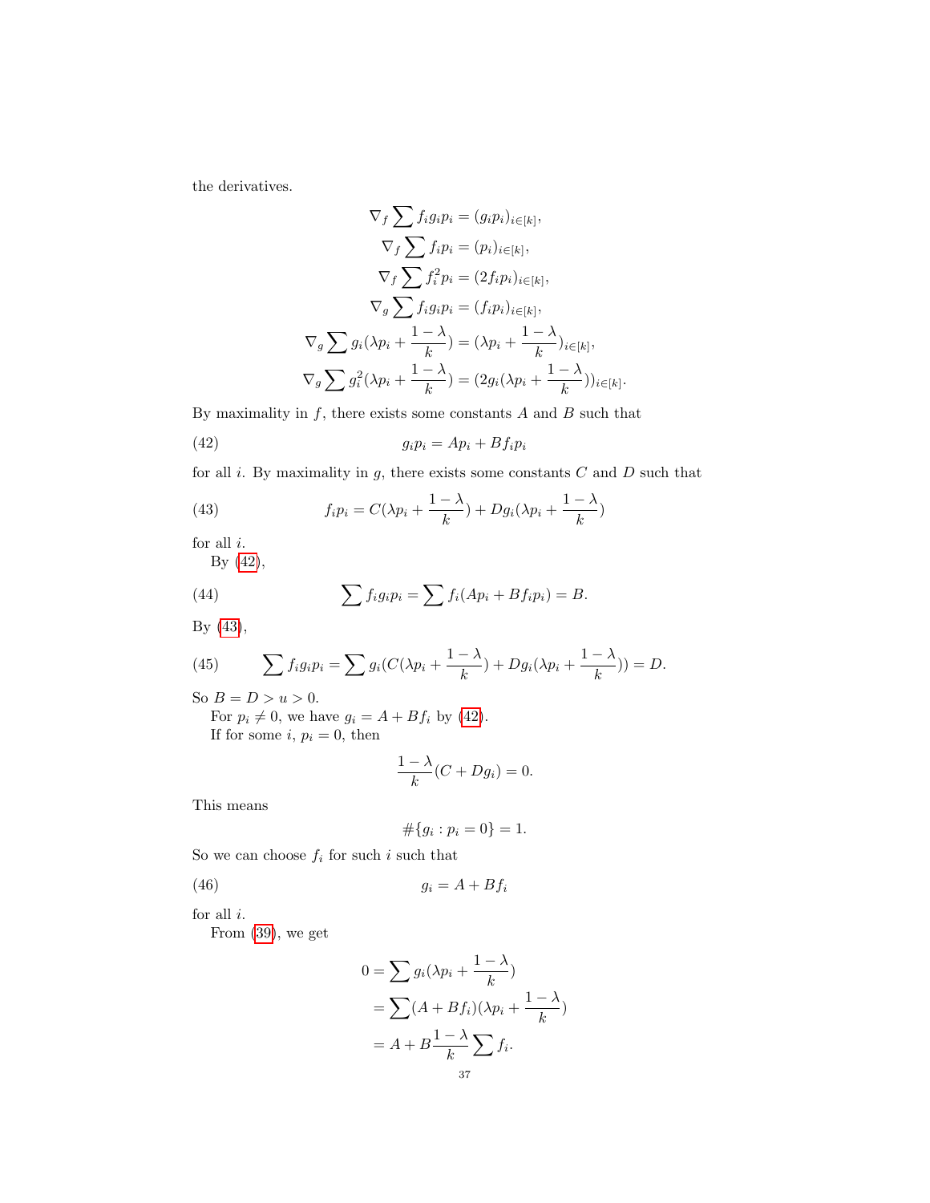the derivatives.

$$\nabla_f \sum f_i g_i p_i = (g_i p_i)_{i\in[k]},$$
$$\nabla_f \sum f_i p_i = (p_i)_{i\in[k]},$$
$$\nabla_f \sum f_i^2 p_i = (2 f_i p_i)_{i\in[k]},$$
$$\nabla_g \sum f_i g_i p_i = (f_i p_i)_{i\in[k]},$$
$$\nabla_g \sum g_i(\lambda p_i + \frac{1-\lambda}{k}) = (\lambda p_i + \frac{1-\lambda}{k})_{i\in[k]},$$
$$\nabla_g \sum g_i^2(\lambda p_i + \frac{1-\lambda}{k}) = (2 g_i(\lambda p_i + \frac{1-\lambda}{k}))_{i\in[k]}.$$

By maximality in $f$, there exists some constants $A$ and $B$ such that

$$g_i p_i = A p_i + B f_i p_i \tag{42}$$

for all $i$. By maximality in $g$, there exists some constants $C$ and $D$ such that

$$f_i p_i = C(\lambda p_i + \frac{1-\lambda}{k}) + D g_i(\lambda p_i + \frac{1-\lambda}{k}) \tag{43}$$

for all $i$.

By (42),

$$\sum f_i g_i p_i = \sum f_i(A p_i + B f_i p_i) = B. \tag{44}$$

By (43),

$$\sum f_i g_i p_i = \sum g_i(C(\lambda p_i + \frac{1-\lambda}{k}) + D g_i(\lambda p_i + \frac{1-\lambda}{k})) = D. \tag{45}$$

So $B = D > u > 0$.

For $p_i \neq 0$, we have $g_i = A + B f_i$ by (42).

If for some $i$, $p_i = 0$, then

$$\frac{1-\lambda}{k}(C + D g_i) = 0.$$

This means

$$\#\{g_i : p_i = 0\} = 1.$$

So we can choose $f_i$ for such $i$ such that

$$g_i = A + B f_i \tag{46}$$

for all $i$.

From (39), we get

$$0 = \sum g_i(\lambda p_i + \frac{1-\lambda}{k})$$
$$= \sum (A + B f_i)(\lambda p_i + \frac{1-\lambda}{k})$$
$$= A + B\frac{1-\lambda}{k}\sum f_i.$$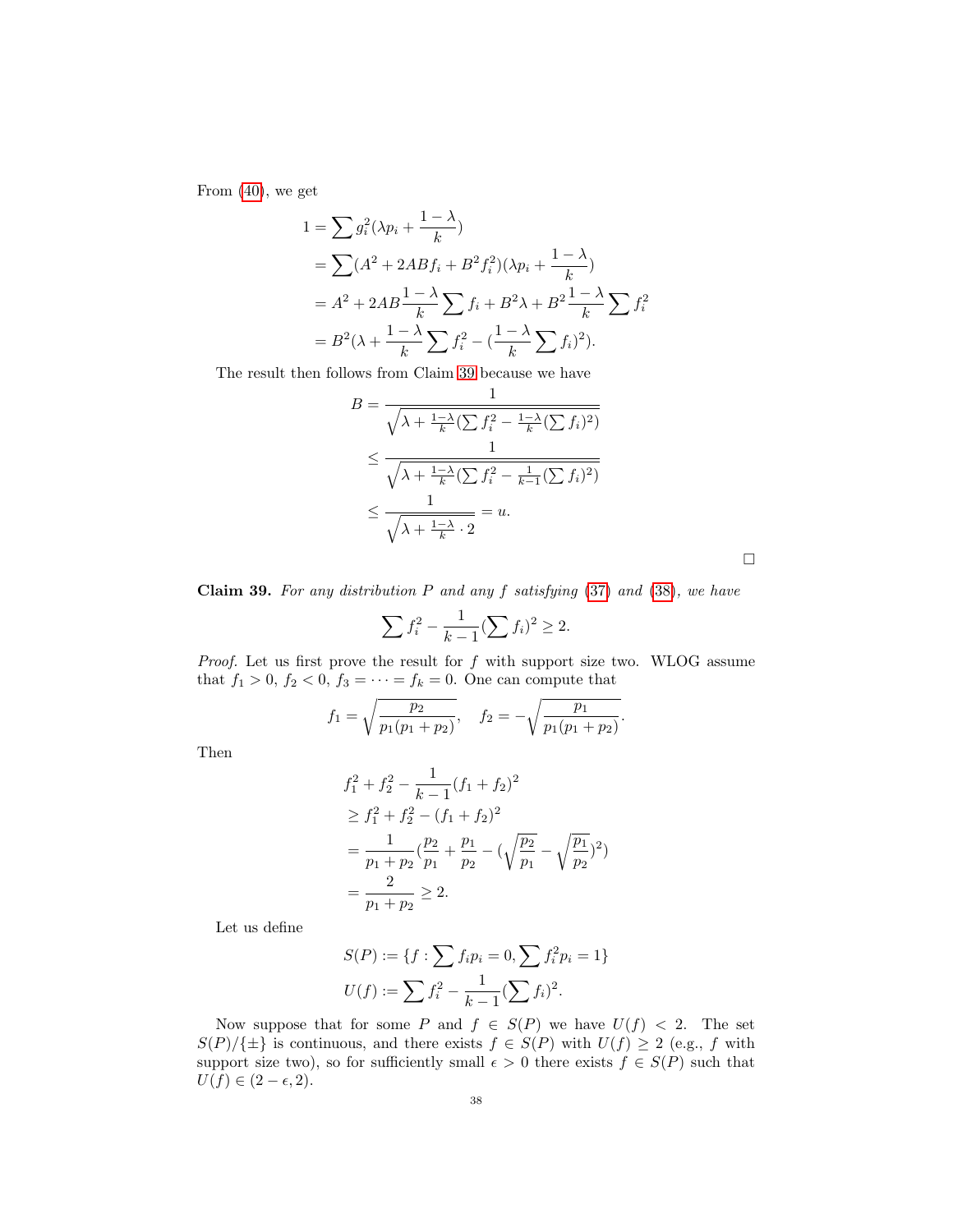From (40), we get

$$
\begin{aligned}
1 &= \sum g_i^2(\lambda p_i + \frac{1-\lambda}{k}) \\
&= \sum (A^2 + 2ABf_i + B^2 f_i^2)(\lambda p_i + \frac{1-\lambda}{k}) \\
&= A^2 + 2AB\frac{1-\lambda}{k}\sum f_i + B^2\lambda + B^2\frac{1-\lambda}{k}\sum f_i^2 \\
&= B^2(\lambda + \frac{1-\lambda}{k}\sum f_i^2 - (\frac{1-\lambda}{k}\sum f_i)^2).
\end{aligned}
$$

The result then follows from Claim 39 because we have

$$
\begin{aligned}
B &= \frac{1}{\sqrt{\lambda + \frac{1-\lambda}{k}(\sum f_i^2 - \frac{1-\lambda}{k}(\sum f_i)^2)}} \\
&\le \frac{1}{\sqrt{\lambda + \frac{1-\lambda}{k}(\sum f_i^2 - \frac{1}{k-1}(\sum f_i)^2)}} \\
&\le \frac{1}{\sqrt{\lambda + \frac{1-\lambda}{k}\cdot 2}} = u.
\end{aligned}
$$

□

**Claim 39.** *For any distribution $P$ and any $f$ satisfying (37) and (38), we have*

$$
\sum f_i^2 - \frac{1}{k-1}(\sum f_i)^2 \ge 2.
$$

*Proof.* Let us first prove the result for $f$ with support size two. WLOG assume that $f_1 > 0$, $f_2 < 0$, $f_3 = \cdots = f_k = 0$. One can compute that

$$
f_1 = \sqrt{\frac{p_2}{p_1(p_1+p_2)}}, \quad f_2 = -\sqrt{\frac{p_1}{p_1(p_1+p_2)}}.
$$

Then

$$
\begin{aligned}
&f_1^2 + f_2^2 - \frac{1}{k-1}(f_1+f_2)^2 \\
&\ge f_1^2 + f_2^2 - (f_1+f_2)^2 \\
&= \frac{1}{p_1+p_2}(\frac{p_2}{p_1} + \frac{p_1}{p_2} - (\sqrt{\frac{p_2}{p_1}} - \sqrt{\frac{p_1}{p_2}})^2) \\
&= \frac{2}{p_1+p_2} \ge 2.
\end{aligned}
$$

Let us define

$$
\begin{aligned}
S(P) &:= \{f : \sum f_i p_i = 0, \sum f_i^2 p_i = 1\} \\
U(f) &:= \sum f_i^2 - \frac{1}{k-1}(\sum f_i)^2.
\end{aligned}
$$

Now suppose that for some $P$ and $f \in S(P)$ we have $U(f) < 2$. The set $S(P)/\{\pm\}$ is continuous, and there exists $f \in S(P)$ with $U(f) \ge 2$ (e.g., $f$ with support size two), so for sufficiently small $\epsilon > 0$ there exists $f \in S(P)$ such that $U(f) \in (2-\epsilon, 2)$.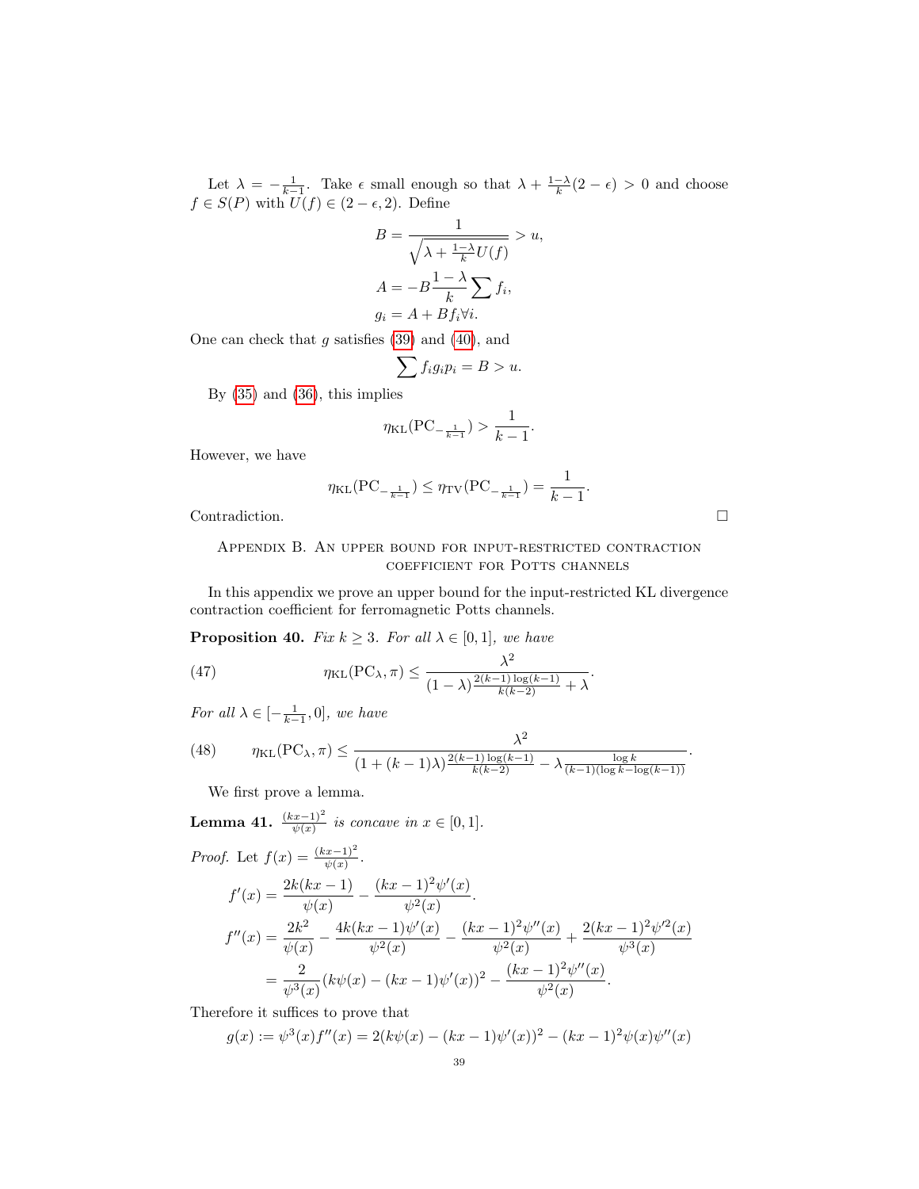Let $\lambda = -\frac{1}{k-1}$. Take $\epsilon$ small enough so that $\lambda + \frac{1-\lambda}{k}(2-\epsilon) > 0$ and choose $f \in S(P)$ with $U(f) \in (2-\epsilon, 2)$. Define

$$B = \frac{1}{\sqrt{\lambda + \frac{1-\lambda}{k} U(f)}} > u,$$

$$A = -B \frac{1-\lambda}{k} \sum f_i,$$

$$g_i = A + B f_i \forall i.$$

One can check that $g$ satisfies (39) and (40), and

$$\sum f_i g_i p_i = B > u.$$

By (35) and (36), this implies

$$\eta_{\mathrm{KL}}(\mathrm{PC}_{-\frac{1}{k-1}}) > \frac{1}{k-1}.$$

However, we have

$$\eta_{\mathrm{KL}}(\mathrm{PC}_{-\frac{1}{k-1}}) \le \eta_{\mathrm{TV}}(\mathrm{PC}_{-\frac{1}{k-1}}) = \frac{1}{k-1}.$$

Contradiction. $\square$

## Appendix B. An upper bound for input-restricted contraction coefficient for Potts channels

In this appendix we prove an upper bound for the input-restricted KL divergence contraction coefficient for ferromagnetic Potts channels.

**Proposition 40.** *Fix $k \ge 3$. For all $\lambda \in [0, 1]$, we have*

$$\eta_{\mathrm{KL}}(\mathrm{PC}_\lambda, \pi) \le \frac{\lambda^2}{(1-\lambda)\frac{2(k-1)\log(k-1)}{k(k-2)} + \lambda}. \tag{47}$$

*For all $\lambda \in [-\frac{1}{k-1}, 0]$, we have*

$$\eta_{\mathrm{KL}}(\mathrm{PC}_\lambda, \pi) \le \frac{\lambda^2}{(1+(k-1)\lambda)\frac{2(k-1)\log(k-1)}{k(k-2)} - \lambda \frac{\log k}{(k-1)(\log k - \log(k-1))}}. \tag{48}$$

We first prove a lemma.

**Lemma 41.** *$\frac{(kx-1)^2}{\psi(x)}$ is concave in $x \in [0, 1]$.*

*Proof.* Let $f(x) = \frac{(kx-1)^2}{\psi(x)}$.

$$f'(x) = \frac{2k(kx-1)}{\psi(x)} - \frac{(kx-1)^2 \psi'(x)}{\psi^2(x)}.$$

$$f''(x) = \frac{2k^2}{\psi(x)} - \frac{4k(kx-1)\psi'(x)}{\psi^2(x)} - \frac{(kx-1)^2\psi''(x)}{\psi^2(x)} + \frac{2(kx-1)^2\psi'^2(x)}{\psi^3(x)}$$

$$= \frac{2}{\psi^3(x)}(k\psi(x) - (kx-1)\psi'(x))^2 - \frac{(kx-1)^2\psi''(x)}{\psi^2(x)}.$$

Therefore it suffices to prove that

$$g(x) := \psi^3(x) f''(x) = 2(k\psi(x) - (kx-1)\psi'(x))^2 - (kx-1)^2\psi(x)\psi''(x)$$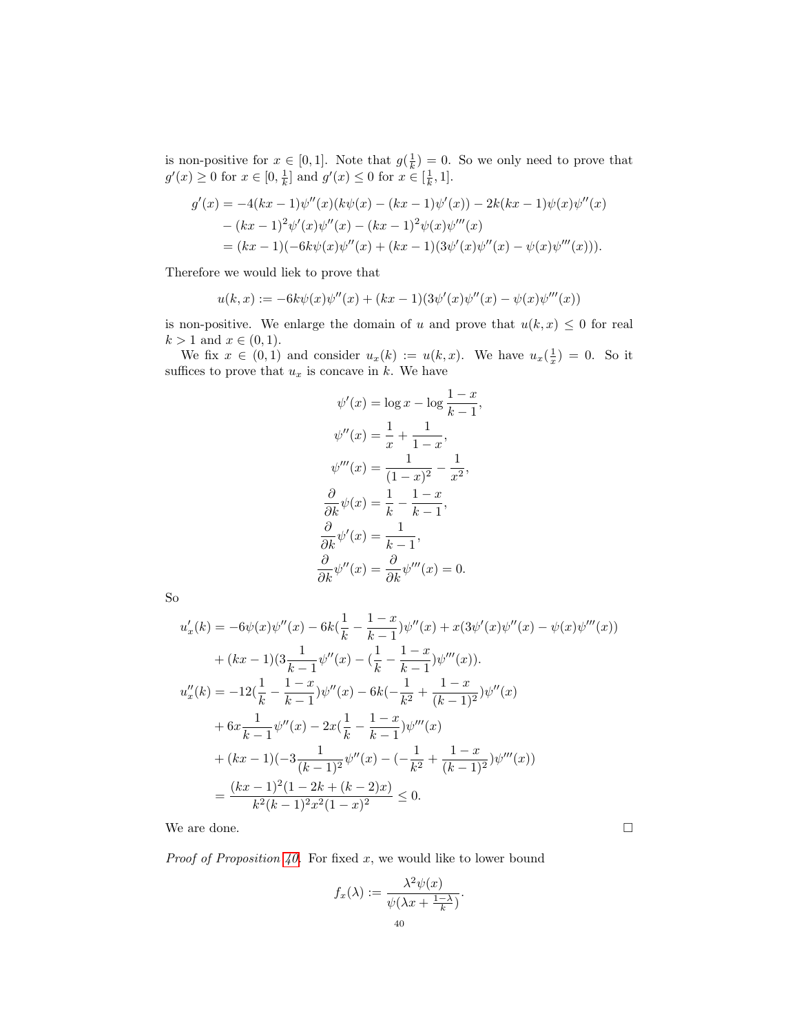is non-positive for $x \in [0,1]$. Note that $g(\frac{1}{k}) = 0$. So we only need to prove that $g'(x) \geq 0$ for $x \in [0, \frac{1}{k}]$ and $g'(x) \leq 0$ for $x \in [\frac{1}{k}, 1]$.

$$
\begin{aligned}
g'(x) &= -4(kx-1)\psi''(x)(k\psi(x) - (kx-1)\psi'(x)) - 2k(kx-1)\psi(x)\psi''(x) \\
&\quad - (kx-1)^2\psi'(x)\psi''(x) - (kx-1)^2\psi(x)\psi'''(x) \\
&= (kx-1)(-6k\psi(x)\psi''(x) + (kx-1)(3\psi'(x)\psi''(x) - \psi(x)\psi'''(x))).
\end{aligned}
$$

Therefore we would liek to prove that

$$
u(k,x) := -6k\psi(x)\psi''(x) + (kx-1)(3\psi'(x)\psi''(x) - \psi(x)\psi'''(x))
$$

is non-positive. We enlarge the domain of $u$ and prove that $u(k,x) \leq 0$ for real $k > 1$ and $x \in (0,1)$.

We fix $x \in (0,1)$ and consider $u_x(k) := u(k,x)$. We have $u_x(\frac{1}{x}) = 0$. So it suffices to prove that $u_x$ is concave in $k$. We have

$$
\begin{aligned}
\psi'(x) &= \log x - \log \frac{1-x}{k-1}, \\
\psi''(x) &= \frac{1}{x} + \frac{1}{1-x}, \\
\psi'''(x) &= \frac{1}{(1-x)^2} - \frac{1}{x^2}, \\
\frac{\partial}{\partial k}\psi(x) &= \frac{1}{k} - \frac{1-x}{k-1}, \\
\frac{\partial}{\partial k}\psi'(x) &= \frac{1}{k-1}, \\
\frac{\partial}{\partial k}\psi''(x) &= \frac{\partial}{\partial k}\psi'''(x) = 0.
\end{aligned}
$$

So

$$
\begin{aligned}
u_x'(k) &= -6\psi(x)\psi''(x) - 6k(\frac{1}{k} - \frac{1-x}{k-1})\psi''(x) + x(3\psi'(x)\psi''(x) - \psi(x)\psi'''(x)) \\
&\quad + (kx-1)(3\frac{1}{k-1}\psi''(x) - (\frac{1}{k} - \frac{1-x}{k-1})\psi'''(x)). \\
u_x''(k) &= -12(\frac{1}{k} - \frac{1-x}{k-1})\psi''(x) - 6k(-\frac{1}{k^2} + \frac{1-x}{(k-1)^2})\psi''(x) \\
&\quad + 6x\frac{1}{k-1}\psi''(x) - 2x(\frac{1}{k} - \frac{1-x}{k-1})\psi'''(x) \\
&\quad + (kx-1)(-3\frac{1}{(k-1)^2}\psi''(x) - (-\frac{1}{k^2} + \frac{1-x}{(k-1)^2})\psi'''(x)) \\
&= \frac{(kx-1)^2(1-2k+(k-2)x)}{k^2(k-1)^2x^2(1-x)^2} \leq 0.
\end{aligned}
$$

We are done. $\square$

*Proof of Proposition 40.* For fixed $x$, we would like to lower bound

$$
f_x(\lambda) := \frac{\lambda^2\psi(x)}{\psi(\lambda x + \frac{1-\lambda}{k})}.
$$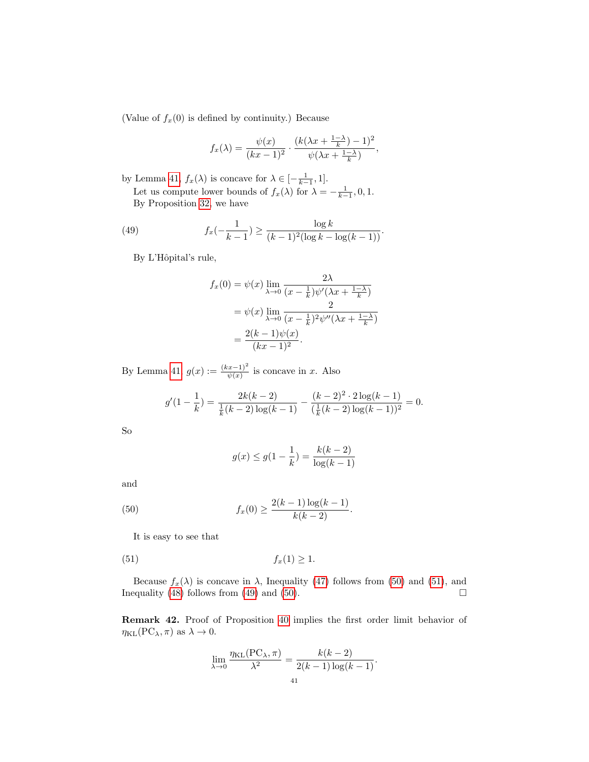(Value of $f_x(0)$ is defined by continuity.) Because

$$f_x(\lambda) = \frac{\psi(x)}{(kx-1)^2} \cdot \frac{(k(\lambda x + \frac{1-\lambda}{k}) - 1)^2}{\psi(\lambda x + \frac{1-\lambda}{k})},$$

by Lemma 41, $f_x(\lambda)$ is concave for $\lambda \in [-\frac{1}{k-1}, 1]$.

Let us compute lower bounds of $f_x(\lambda)$ for $\lambda = -\frac{1}{k-1}, 0, 1$.

By Proposition 32, we have

$$f_x(-\frac{1}{k-1}) \geq \frac{\log k}{(k-1)^2(\log k - \log(k-1))}. \tag{49}$$

By L'Hôpital's rule,

$$\begin{aligned}
f_x(0) &= \psi(x) \lim_{\lambda \to 0} \frac{2\lambda}{(x - \frac{1}{k})\psi'(\lambda x + \frac{1-\lambda}{k})} \\
&= \psi(x) \lim_{\lambda \to 0} \frac{2}{(x - \frac{1}{k})^2 \psi''(\lambda x + \frac{1-\lambda}{k})} \\
&= \frac{2(k-1)\psi(x)}{(kx-1)^2}.
\end{aligned}$$

By Lemma 41, $g(x) := \frac{(kx-1)^2}{\psi(x)}$ is concave in $x$. Also

$$g'(1 - \frac{1}{k}) = \frac{2k(k-2)}{\frac{1}{k}(k-2)\log(k-1)} - \frac{(k-2)^2 \cdot 2\log(k-1)}{(\frac{1}{k}(k-2)\log(k-1))^2} = 0.$$

So

$$g(x) \leq g(1 - \frac{1}{k}) = \frac{k(k-2)}{\log(k-1)}$$

and

$$f_x(0) \geq \frac{2(k-1)\log(k-1)}{k(k-2)}. \tag{50}$$

It is easy to see that

$$f_x(1) \geq 1. \tag{51}$$

Because $f_x(\lambda)$ is concave in $\lambda$, Inequality (47) follows from (50) and (51), and Inequality (48) follows from (49) and (50). $\square$

**Remark 42.** Proof of Proposition 40 implies the first order limit behavior of $\eta_{\mathrm{KL}}(\mathrm{PC}_\lambda, \pi)$ as $\lambda \to 0$.

$$\lim_{\lambda \to 0} \frac{\eta_{\mathrm{KL}}(\mathrm{PC}_\lambda, \pi)}{\lambda^2} = \frac{k(k-2)}{2(k-1)\log(k-1)}.$$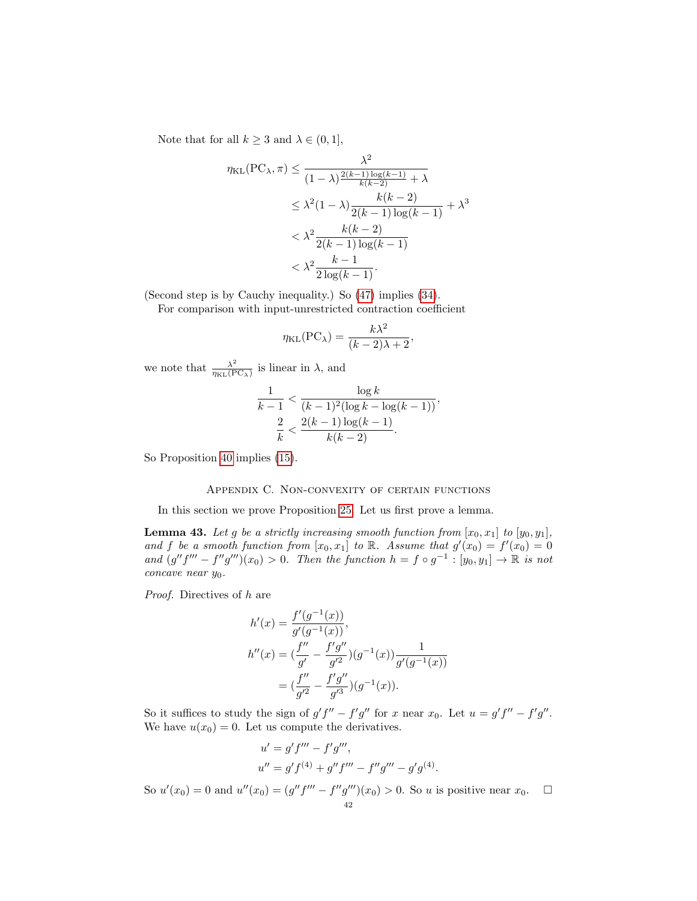Note that for all $k \ge 3$ and $\lambda \in (0, 1]$,

$$
\begin{aligned}
\eta_{\mathrm{KL}}(\mathrm{PC}_\lambda, \pi) &\le \frac{\lambda^2}{(1-\lambda)\frac{2(k-1)\log(k-1)}{k(k-2)} + \lambda} \\
&\le \lambda^2(1-\lambda)\frac{k(k-2)}{2(k-1)\log(k-1)} + \lambda^3 \\
&< \lambda^2 \frac{k(k-2)}{2(k-1)\log(k-1)} \\
&< \lambda^2 \frac{k-1}{2\log(k-1)}.
\end{aligned}
$$

(Second step is by Cauchy inequality.) So (47) implies (34).

For comparison with input-unrestricted contraction coefficient

$$
\eta_{\mathrm{KL}}(\mathrm{PC}_\lambda) = \frac{k\lambda^2}{(k-2)\lambda + 2},
$$

we note that $\frac{\lambda^2}{\eta_{\mathrm{KL}}(\mathrm{PC}_\lambda)}$ is linear in $\lambda$, and

$$
\begin{aligned}
\frac{1}{k-1} &< \frac{\log k}{(k-1)^2(\log k - \log(k-1))}, \\
\frac{2}{k} &< \frac{2(k-1)\log(k-1)}{k(k-2)}.
\end{aligned}
$$

So Proposition 40 implies (15).

## Appendix C. Non-convexity of certain functions

In this section we prove Proposition 25. Let us first prove a lemma.

**Lemma 43.** *Let $g$ be a strictly increasing smooth function from $[x_0, x_1]$ to $[y_0, y_1]$, and $f$ be a smooth function from $[x_0, x_1]$ to $\mathbb{R}$. Assume that $g'(x_0) = f'(x_0) = 0$ and $(g''f''' - f''g''')(x_0) > 0$. Then the function $h = f \circ g^{-1} : [y_0, y_1] \to \mathbb{R}$ is not concave near $y_0$.*

*Proof.* Directives of $h$ are

$$
\begin{aligned}
h'(x) &= \frac{f'(g^{-1}(x))}{g'(g^{-1}(x))}, \\
h''(x) &= \left(\frac{f''}{g'} - \frac{f'g''}{g'^2}\right)(g^{-1}(x))\frac{1}{g'(g^{-1}(x))} \\
&= \left(\frac{f''}{g'^2} - \frac{f'g''}{g'^3}\right)(g^{-1}(x)).
\end{aligned}
$$

So it suffices to study the sign of $g'f'' - f'g''$ for $x$ near $x_0$. Let $u = g'f'' - f'g''$. We have $u(x_0) = 0$. Let us compute the derivatives.

$$
\begin{aligned}
u' &= g'f''' - f'g''', \\
u'' &= g'f^{(4)} + g''f''' - f''g''' - g'g^{(4)}.
\end{aligned}
$$

So $u'(x_0) = 0$ and $u''(x_0) = (g''f''' - f''g''')(x_0) > 0$. So $u$ is positive near $x_0$. $\square$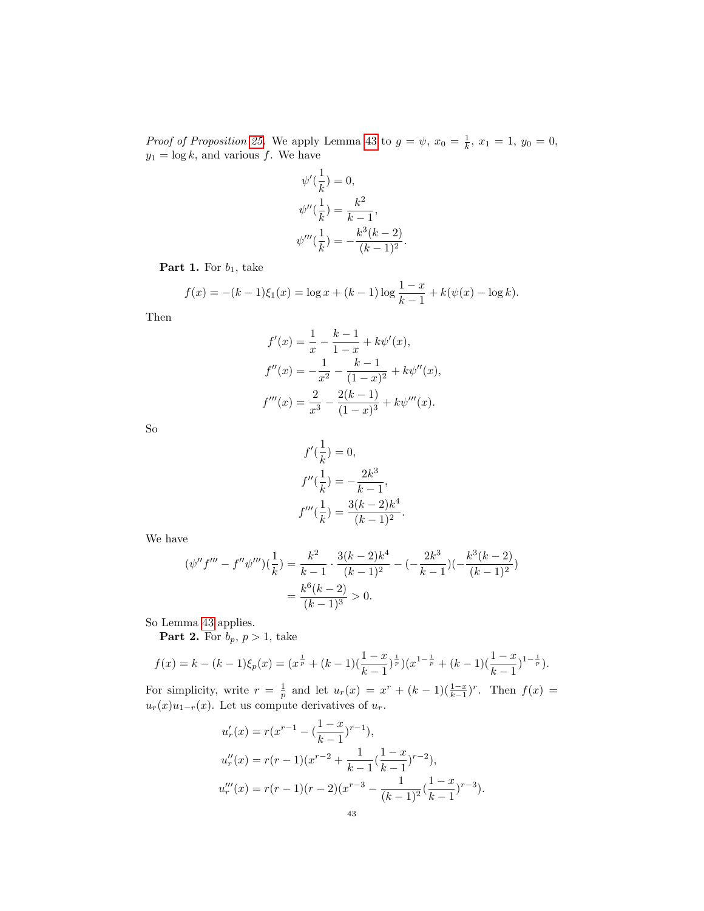*Proof of Proposition 25.* We apply Lemma 43 to $g = \psi$, $x_0 = \frac{1}{k}$, $x_1 = 1$, $y_0 = 0$, $y_1 = \log k$, and various $f$. We have

$$\psi'(\frac{1}{k}) = 0,$$
$$\psi''(\frac{1}{k}) = \frac{k^2}{k-1},$$
$$\psi'''(\frac{1}{k}) = -\frac{k^3(k-2)}{(k-1)^2}.$$

**Part 1.** For $b_1$, take

$$f(x) = -(k-1)\xi_1(x) = \log x + (k-1)\log\frac{1-x}{k-1} + k(\psi(x) - \log k).$$

Then

$$f'(x) = \frac{1}{x} - \frac{k-1}{1-x} + k\psi'(x),$$
$$f''(x) = -\frac{1}{x^2} - \frac{k-1}{(1-x)^2} + k\psi''(x),$$
$$f'''(x) = \frac{2}{x^3} - \frac{2(k-1)}{(1-x)^3} + k\psi'''(x).$$

So

$$f'(\frac{1}{k}) = 0,$$
$$f''(\frac{1}{k}) = -\frac{2k^3}{k-1},$$
$$f'''(\frac{1}{k}) = \frac{3(k-2)k^4}{(k-1)^2}.$$

We have

$$(\psi'' f''' - f''\psi''')(\frac{1}{k}) = \frac{k^2}{k-1}\cdot\frac{3(k-2)k^4}{(k-1)^2} - (-\frac{2k^3}{k-1})(-\frac{k^3(k-2)}{(k-1)^2})$$
$$= \frac{k^6(k-2)}{(k-1)^3} > 0.$$

So Lemma 43 applies.

**Part 2.** For $b_p$, $p > 1$, take

$$f(x) = k - (k-1)\xi_p(x) = (x^{\frac{1}{p}} + (k-1)(\frac{1-x}{k-1})^{\frac{1}{p}})(x^{1-\frac{1}{p}} + (k-1)(\frac{1-x}{k-1})^{1-\frac{1}{p}}).$$

For simplicity, write $r = \frac{1}{p}$ and let $u_r(x) = x^r + (k-1)(\frac{1-x}{k-1})^r$. Then $f(x) = u_r(x)u_{1-r}(x)$. Let us compute derivatives of $u_r$.

$$u_r'(x) = r(x^{r-1} - (\frac{1-x}{k-1})^{r-1}),$$
$$u_r''(x) = r(r-1)(x^{r-2} + \frac{1}{k-1}(\frac{1-x}{k-1})^{r-2}),$$
$$u_r'''(x) = r(r-1)(r-2)(x^{r-3} - \frac{1}{(k-1)^2}(\frac{1-x}{k-1})^{r-3}).$$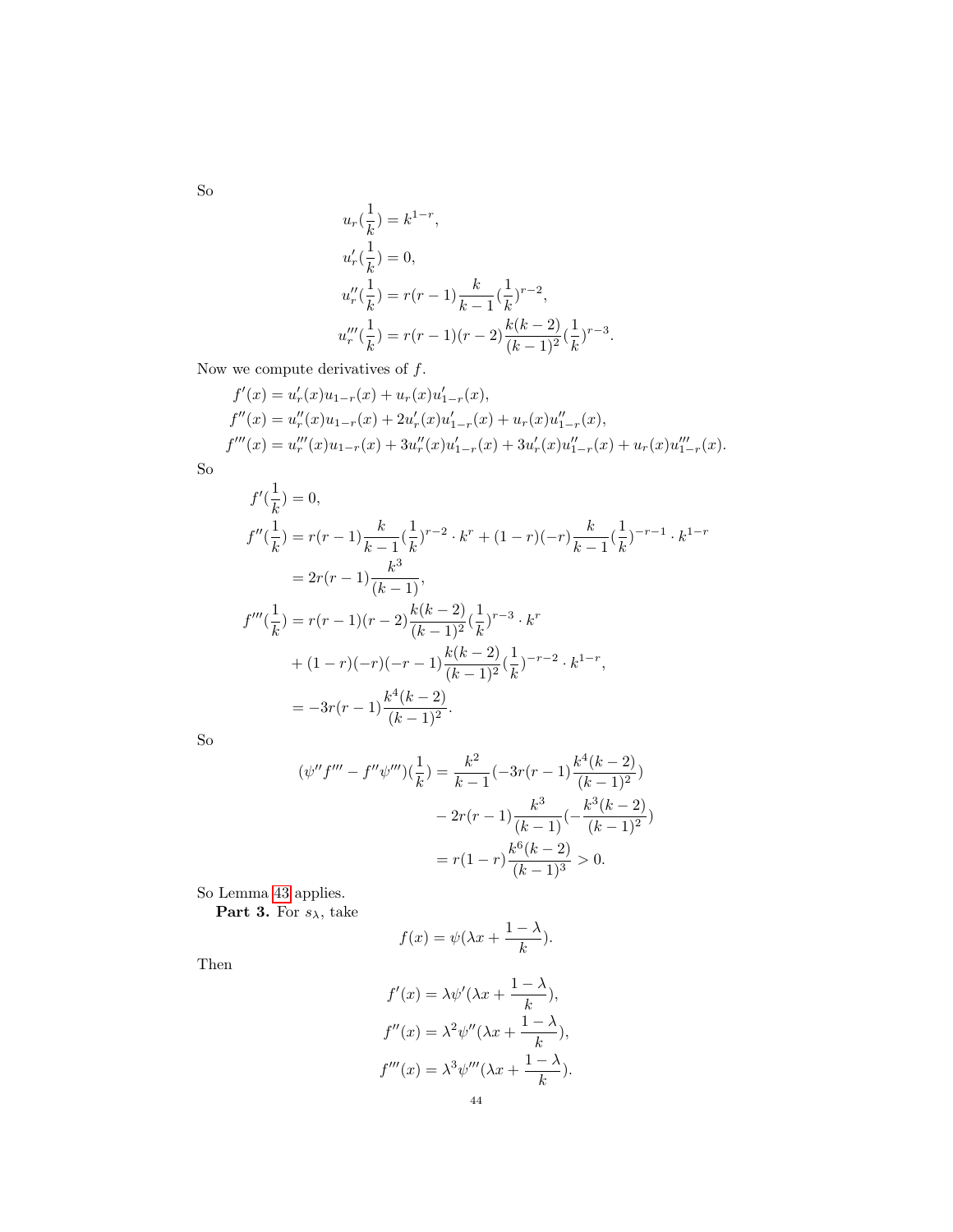So

$$
\begin{aligned}
u_r(\frac{1}{k}) &= k^{1-r}, \\
u_r'(\frac{1}{k}) &= 0, \\
u_r''(\frac{1}{k}) &= r(r-1)\frac{k}{k-1}(\frac{1}{k})^{r-2}, \\
u_r'''(\frac{1}{k}) &= r(r-1)(r-2)\frac{k(k-2)}{(k-1)^2}(\frac{1}{k})^{r-3}.
\end{aligned}
$$

Now we compute derivatives of $f$.

$$
\begin{aligned}
f'(x) &= u_r'(x)u_{1-r}(x) + u_r(x)u_{1-r}'(x), \\
f''(x) &= u_r''(x)u_{1-r}(x) + 2u_r'(x)u_{1-r}'(x) + u_r(x)u_{1-r}''(x), \\
f'''(x) &= u_r'''(x)u_{1-r}(x) + 3u_r''(x)u_{1-r}'(x) + 3u_r'(x)u_{1-r}''(x) + u_r(x)u_{1-r}'''(x).
\end{aligned}
$$

So

$$
\begin{aligned}
f'(\frac{1}{k}) &= 0, \\
f''(\frac{1}{k}) &= r(r-1)\frac{k}{k-1}(\frac{1}{k})^{r-2} \cdot k^r + (1-r)(-r)\frac{k}{k-1}(\frac{1}{k})^{-r-1} \cdot k^{1-r} \\
&= 2r(r-1)\frac{k^3}{(k-1)}, \\
f'''(\frac{1}{k}) &= r(r-1)(r-2)\frac{k(k-2)}{(k-1)^2}(\frac{1}{k})^{r-3} \cdot k^r \\
&\quad + (1-r)(-r)(-r-1)\frac{k(k-2)}{(k-1)^2}(\frac{1}{k})^{-r-2} \cdot k^{1-r}, \\
&= -3r(r-1)\frac{k^4(k-2)}{(k-1)^2}.
\end{aligned}
$$

So

$$
\begin{aligned}
(\psi''f''' - f''\psi''')(\frac{1}{k}) &= \frac{k^2}{k-1}(-3r(r-1)\frac{k^4(k-2)}{(k-1)^2}) \\
&\quad - 2r(r-1)\frac{k^3}{(k-1)}(-\frac{k^3(k-2)}{(k-1)^2}) \\
&= r(1-r)\frac{k^6(k-2)}{(k-1)^3} > 0.
\end{aligned}
$$

So Lemma 43 applies.

**Part 3.** For $s_\lambda$, take

$$
f(x) = \psi(\lambda x + \frac{1-\lambda}{k}).
$$

Then

$$
\begin{aligned}
f'(x) &= \lambda\psi'(\lambda x + \frac{1-\lambda}{k}), \\
f''(x) &= \lambda^2\psi''(\lambda x + \frac{1-\lambda}{k}), \\
f'''(x) &= \lambda^3\psi'''(\lambda x + \frac{1-\lambda}{k}).
\end{aligned}
$$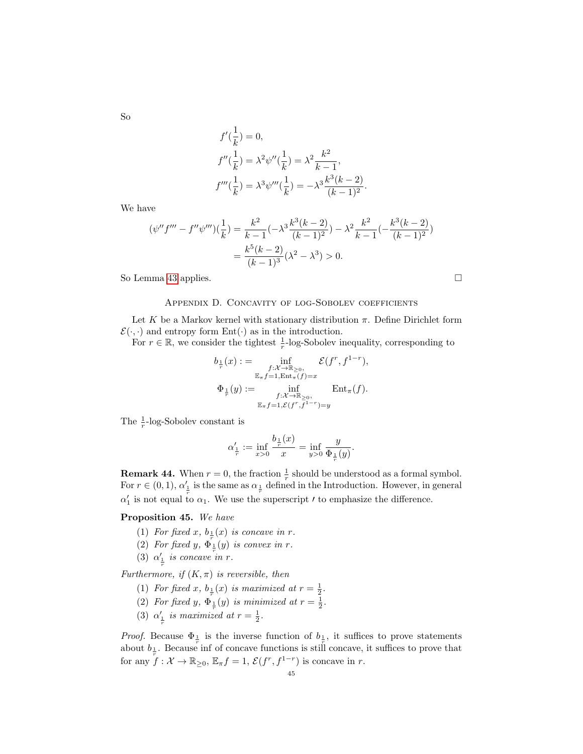So

$$
\begin{aligned}
f'(\frac{1}{k}) &= 0, \\
f''(\frac{1}{k}) &= \lambda^2 \psi''(\frac{1}{k}) = \lambda^2 \frac{k^2}{k-1}, \\
f'''(\frac{1}{k}) &= \lambda^3 \psi'''(\frac{1}{k}) = -\lambda^3 \frac{k^3(k-2)}{(k-1)^2}.
\end{aligned}
$$

We have

$$
\begin{aligned}
(\psi'' f''' - f'' \psi''')(\frac{1}{k}) &= \frac{k^2}{k-1}(-\lambda^3 \frac{k^3(k-2)}{(k-1)^2}) - \lambda^2 \frac{k^2}{k-1}(-\frac{k^3(k-2)}{(k-1)^2}) \\
&= \frac{k^5(k-2)}{(k-1)^3}(\lambda^2 - \lambda^3) > 0.
\end{aligned}
$$

So Lemma 43 applies. $\square$

## Appendix D. Concavity of log-Sobolev coefficients

Let $K$ be a Markov kernel with stationary distribution $\pi$. Define Dirichlet form $\mathcal{E}(\cdot,\cdot)$ and entropy form $\mathrm{Ent}(\cdot)$ as in the introduction.

For $r \in \mathbb{R}$, we consider the tightest $\frac{1}{r}$-log-Sobolev inequality, corresponding to

$$
\begin{aligned}
b_{\frac{1}{r}}(x) &:= \inf_{\substack{f:\mathcal{X}\to\mathbb{R}_{\geq 0},\\ \mathbb{E}_\pi f = 1, \mathrm{Ent}_\pi(f) = x}} \mathcal{E}(f^r, f^{1-r}), \\
\Phi_{\frac{1}{r}}(y) &:= \inf_{\substack{f:\mathcal{X}\to\mathbb{R}_{\geq 0},\\ \mathbb{E}_\pi f = 1, \mathcal{E}(f^r, f^{1-r}) = y}} \mathrm{Ent}_\pi(f).
\end{aligned}
$$

The $\frac{1}{r}$-log-Sobolev constant is

$$
\alpha'_{\frac{1}{r}} := \inf_{x>0} \frac{b_{\frac{1}{r}}(x)}{x} = \inf_{y>0} \frac{y}{\Phi_{\frac{1}{r}}(y)}.
$$

**Remark 44.** When $r = 0$, the fraction $\frac{1}{r}$ should be understood as a formal symbol. For $r \in (0,1)$, $\alpha'_{\frac{1}{r}}$ is the same as $\alpha_{\frac{1}{r}}$ defined in the Introduction. However, in general $\alpha'_1$ is not equal to $\alpha_1$. We use the superscript $'$ to emphasize the difference.

**Proposition 45.** *We have*

1. *For fixed $x$, $b_{\frac{1}{r}}(x)$ is concave in $r$.*
2. *For fixed $y$, $\Phi_{\frac{1}{r}}(y)$ is convex in $r$.*
3. *$\alpha'_{\frac{1}{r}}$ is concave in $r$.*

*Furthermore, if $(K,\pi)$ is reversible, then*

1. *For fixed $x$, $b_{\frac{1}{r}}(x)$ is maximized at $r = \frac{1}{2}$.*
2. *For fixed $y$, $\Phi_{\frac{1}{r}}(y)$ is minimized at $r = \frac{1}{2}$.*
3. *$\alpha'_{\frac{1}{r}}$ is maximized at $r = \frac{1}{2}$.*

*Proof.* Because $\Phi_{\frac{1}{r}}$ is the inverse function of $b_{\frac{1}{r}}$, it suffices to prove statements about $b_{\frac{1}{r}}$. Because inf of concave functions is still concave, it suffices to prove that for any $f : \mathcal{X} \to \mathbb{R}_{\geq 0}$, $\mathbb{E}_\pi f = 1$, $\mathcal{E}(f^r, f^{1-r})$ is concave in $r$.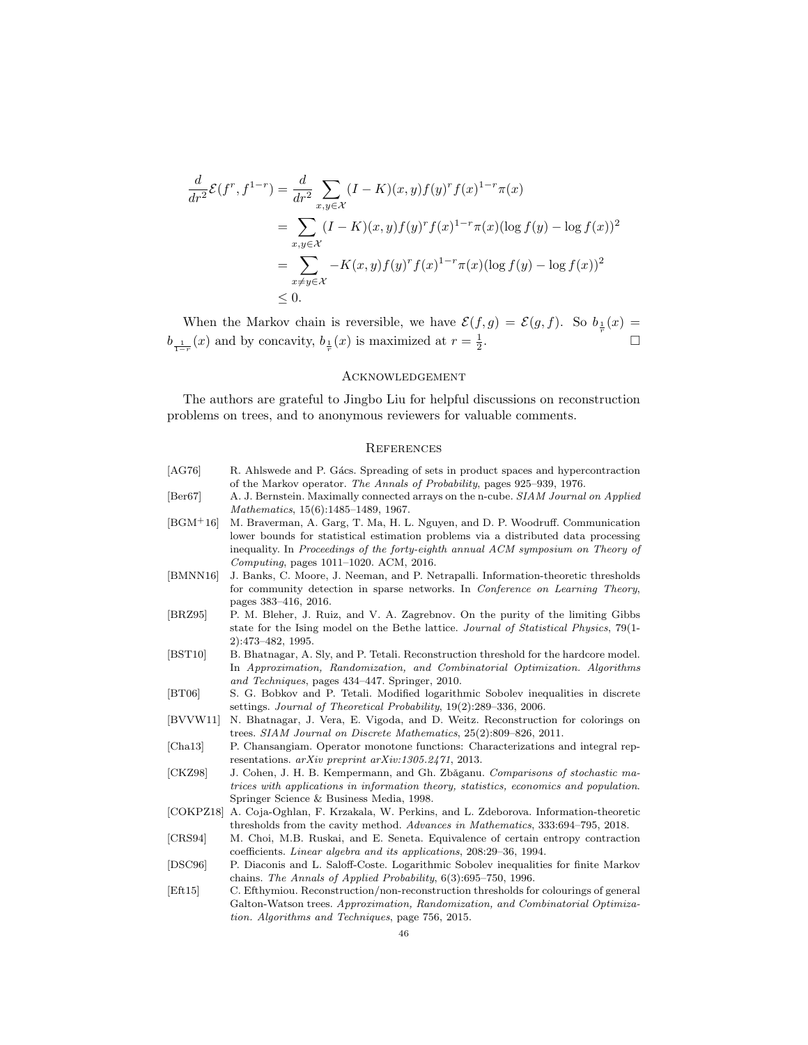$$
\begin{aligned}
\frac{d}{dr^2}\mathcal{E}(f^r, f^{1-r}) &= \frac{d}{dr^2}\sum_{x,y\in\mathcal{X}}(I-K)(x,y)f(y)^r f(x)^{1-r}\pi(x) \\
&= \sum_{x,y\in\mathcal{X}}(I-K)(x,y)f(y)^r f(x)^{1-r}\pi(x)(\log f(y) - \log f(x))^2 \\
&= \sum_{x\neq y\in\mathcal{X}} -K(x,y)f(y)^r f(x)^{1-r}\pi(x)(\log f(y) - \log f(x))^2 \\
&\le 0.
\end{aligned}
$$

When the Markov chain is reversible, we have $\mathcal{E}(f,g) = \mathcal{E}(g,f)$. So $b_{\frac{1}{r}}(x) = b_{\frac{1}{1-r}}(x)$ and by concavity, $b_{\frac{1}{r}}(x)$ is maximized at $r = \frac{1}{2}$. □

## Acknowledgement

The authors are grateful to Jingbo Liu for helpful discussions on reconstruction problems on trees, and to anonymous reviewers for valuable comments.

## References

[AG76] R. Ahlswede and P. Gács. Spreading of sets in product spaces and hypercontraction of the Markov operator. *The Annals of Probability*, pages 925–939, 1976.

[Ber67] A. J. Bernstein. Maximally connected arrays on the n-cube. *SIAM Journal on Applied Mathematics*, 15(6):1485–1489, 1967.

[BGM+16] M. Braverman, A. Garg, T. Ma, H. L. Nguyen, and D. P. Woodruff. Communication lower bounds for statistical estimation problems via a distributed data processing inequality. In *Proceedings of the forty-eighth annual ACM symposium on Theory of Computing*, pages 1011–1020. ACM, 2016.

[BMNN16] J. Banks, C. Moore, J. Neeman, and P. Netrapalli. Information-theoretic thresholds for community detection in sparse networks. In *Conference on Learning Theory*, pages 383–416, 2016.

[BRZ95] P. M. Bleher, J. Ruiz, and V. A. Zagrebnov. On the purity of the limiting Gibbs state for the Ising model on the Bethe lattice. *Journal of Statistical Physics*, 79(1-2):473–482, 1995.

[BST10] B. Bhatnagar, A. Sly, and P. Tetali. Reconstruction threshold for the hardcore model. In *Approximation, Randomization, and Combinatorial Optimization. Algorithms and Techniques*, pages 434–447. Springer, 2010.

[BT06] S. G. Bobkov and P. Tetali. Modified logarithmic Sobolev inequalities in discrete settings. *Journal of Theoretical Probability*, 19(2):289–336, 2006.

[BVVW11] N. Bhatnagar, J. Vera, E. Vigoda, and D. Weitz. Reconstruction for colorings on trees. *SIAM Journal on Discrete Mathematics*, 25(2):809–826, 2011.

[Cha13] P. Chansangiam. Operator monotone functions: Characterizations and integral representations. *arXiv preprint arXiv:1305.2471*, 2013.

[CKZ98] J. Cohen, J. H. B. Kempermann, and Gh. Zbăganu. *Comparisons of stochastic matrices with applications in information theory, statistics, economics and population.* Springer Science & Business Media, 1998.

[COKPZ18] A. Coja-Oghlan, F. Krzakala, W. Perkins, and L. Zdeborova. Information-theoretic thresholds from the cavity method. *Advances in Mathematics*, 333:694–795, 2018.

[CRS94] M. Choi, M.B. Ruskai, and E. Seneta. Equivalence of certain entropy contraction coefficients. *Linear algebra and its applications*, 208:29–36, 1994.

[DSC96] P. Diaconis and L. Saloff-Coste. Logarithmic Sobolev inequalities for finite Markov chains. *The Annals of Applied Probability*, 6(3):695–750, 1996.

[Eft15] C. Efthymiou. Reconstruction/non-reconstruction thresholds for colourings of general Galton-Watson trees. *Approximation, Randomization, and Combinatorial Optimization. Algorithms and Techniques*, page 756, 2015.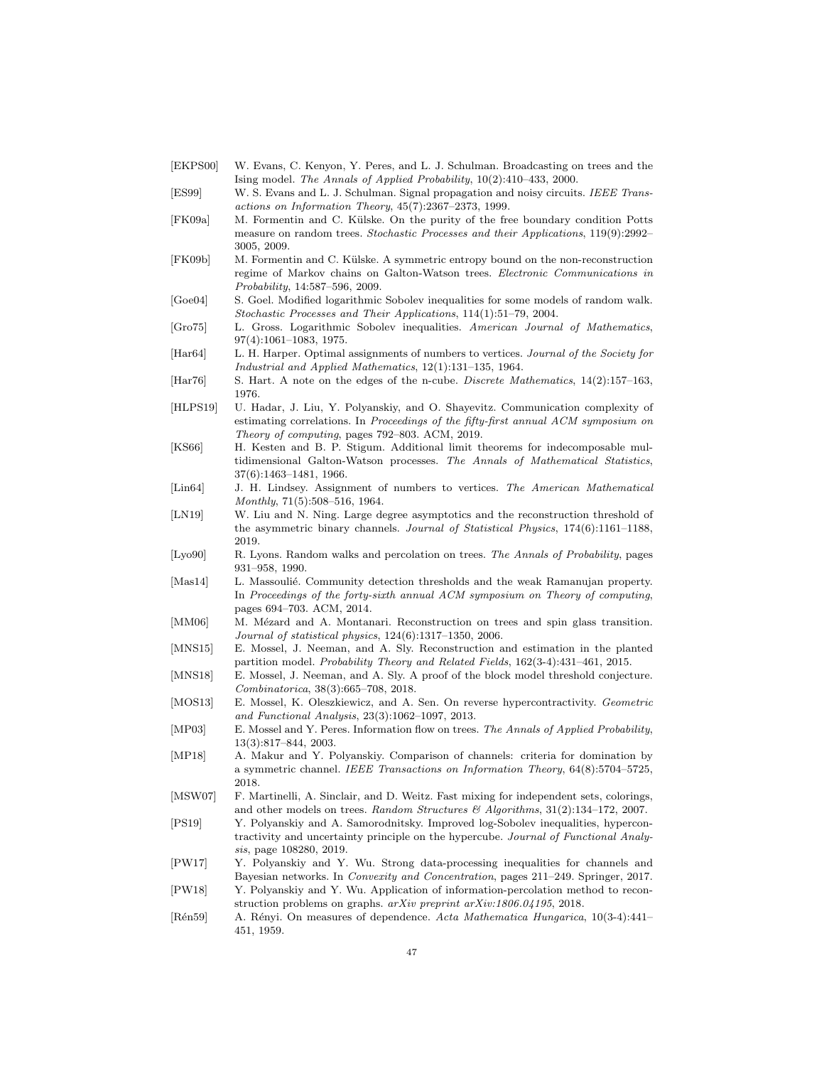[EKPS00] W. Evans, C. Kenyon, Y. Peres, and L. J. Schulman. Broadcasting on trees and the Ising model. *The Annals of Applied Probability*, 10(2):410–433, 2000.

[ES99] W. S. Evans and L. J. Schulman. Signal propagation and noisy circuits. *IEEE Transactions on Information Theory*, 45(7):2367–2373, 1999.

[FK09a] M. Formentin and C. Külske. On the purity of the free boundary condition Potts measure on random trees. *Stochastic Processes and their Applications*, 119(9):2992–3005, 2009.

[FK09b] M. Formentin and C. Külske. A symmetric entropy bound on the non-reconstruction regime of Markov chains on Galton-Watson trees. *Electronic Communications in Probability*, 14:587–596, 2009.

[Goe04] S. Goel. Modified logarithmic Sobolev inequalities for some models of random walk. *Stochastic Processes and Their Applications*, 114(1):51–79, 2004.

[Gro75] L. Gross. Logarithmic Sobolev inequalities. *American Journal of Mathematics*, 97(4):1061–1083, 1975.

[Har64] L. H. Harper. Optimal assignments of numbers to vertices. *Journal of the Society for Industrial and Applied Mathematics*, 12(1):131–135, 1964.

[Har76] S. Hart. A note on the edges of the n-cube. *Discrete Mathematics*, 14(2):157–163, 1976.

[HLPS19] U. Hadar, J. Liu, Y. Polyanskiy, and O. Shayevitz. Communication complexity of estimating correlations. In *Proceedings of the fifty-first annual ACM symposium on Theory of computing*, pages 792–803. ACM, 2019.

[KS66] H. Kesten and B. P. Stigum. Additional limit theorems for indecomposable multidimensional Galton-Watson processes. *The Annals of Mathematical Statistics*, 37(6):1463–1481, 1966.

[Lin64] J. H. Lindsey. Assignment of numbers to vertices. *The American Mathematical Monthly*, 71(5):508–516, 1964.

[LN19] W. Liu and N. Ning. Large degree asymptotics and the reconstruction threshold of the asymmetric binary channels. *Journal of Statistical Physics*, 174(6):1161–1188, 2019.

[Lyo90] R. Lyons. Random walks and percolation on trees. *The Annals of Probability*, pages 931–958, 1990.

[Mas14] L. Massoulié. Community detection thresholds and the weak Ramanujan property. In *Proceedings of the forty-sixth annual ACM symposium on Theory of computing*, pages 694–703. ACM, 2014.

[MM06] M. Mézard and A. Montanari. Reconstruction on trees and spin glass transition. *Journal of statistical physics*, 124(6):1317–1350, 2006.

[MNS15] E. Mossel, J. Neeman, and A. Sly. Reconstruction and estimation in the planted partition model. *Probability Theory and Related Fields*, 162(3-4):431–461, 2015.

[MNS18] E. Mossel, J. Neeman, and A. Sly. A proof of the block model threshold conjecture. *Combinatorica*, 38(3):665–708, 2018.

[MOS13] E. Mossel, K. Oleszkiewicz, and A. Sen. On reverse hypercontractivity. *Geometric and Functional Analysis*, 23(3):1062–1097, 2013.

[MP03] E. Mossel and Y. Peres. Information flow on trees. *The Annals of Applied Probability*, 13(3):817–844, 2003.

[MP18] A. Makur and Y. Polyanskiy. Comparison of channels: criteria for domination by a symmetric channel. *IEEE Transactions on Information Theory*, 64(8):5704–5725, 2018.

[MSW07] F. Martinelli, A. Sinclair, and D. Weitz. Fast mixing for independent sets, colorings, and other models on trees. *Random Structures & Algorithms*, 31(2):134–172, 2007.

[PS19] Y. Polyanskiy and A. Samorodnitsky. Improved log-Sobolev inequalities, hypercontractivity and uncertainty principle on the hypercube. *Journal of Functional Analysis*, page 108280, 2019.

[PW17] Y. Polyanskiy and Y. Wu. Strong data-processing inequalities for channels and Bayesian networks. In *Convexity and Concentration*, pages 211–249. Springer, 2017.

[PW18] Y. Polyanskiy and Y. Wu. Application of information-percolation method to reconstruction problems on graphs. *arXiv preprint arXiv:1806.04195*, 2018.

[Rén59] A. Rényi. On measures of dependence. *Acta Mathematica Hungarica*, 10(3-4):441–451, 1959.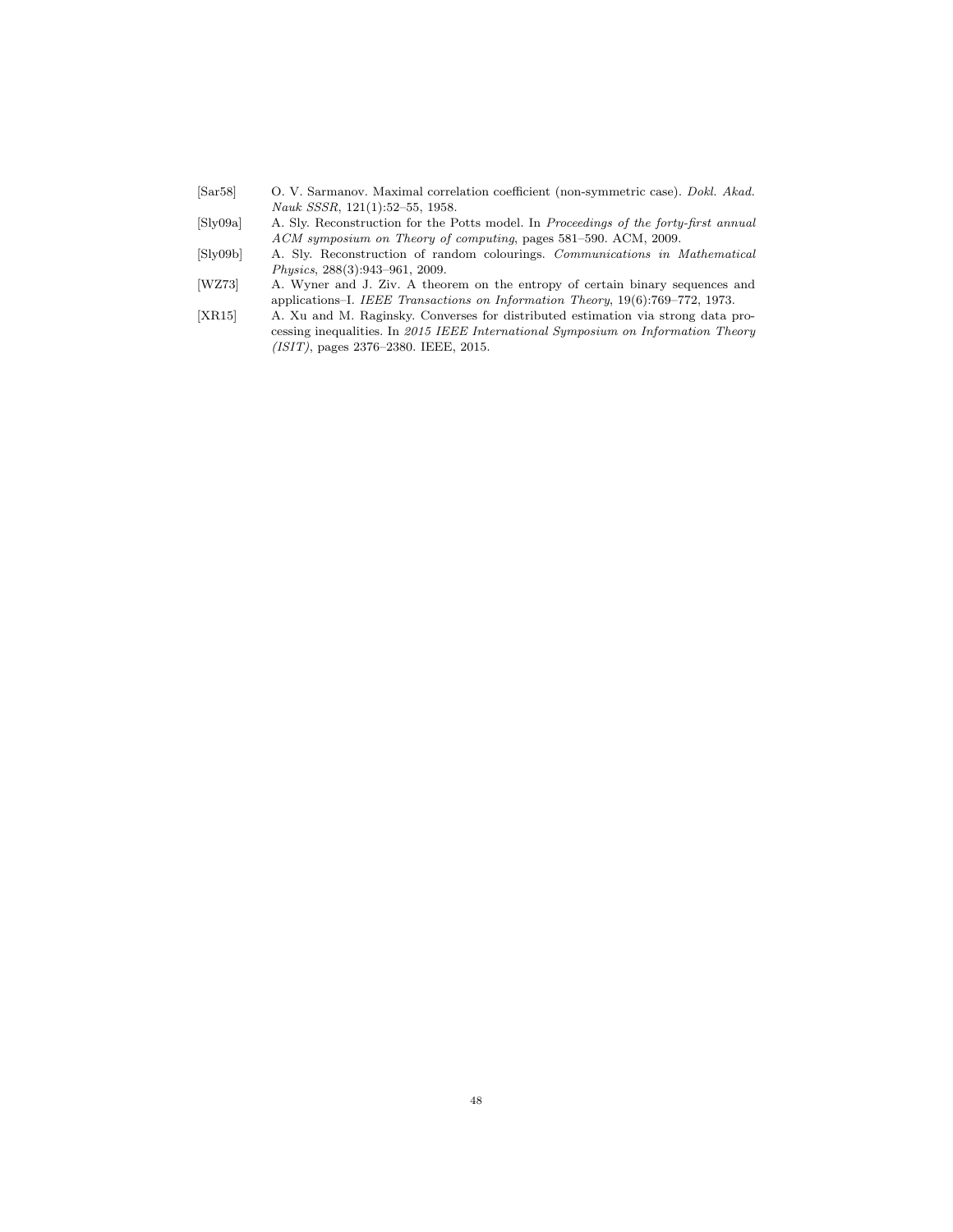[Sar58] O. V. Sarmanov. Maximal correlation coefficient (non-symmetric case). *Dokl. Akad. Nauk SSSR*, 121(1):52–55, 1958.

[Sly09a] A. Sly. Reconstruction for the Potts model. In *Proceedings of the forty-first annual ACM symposium on Theory of computing*, pages 581–590. ACM, 2009.

[Sly09b] A. Sly. Reconstruction of random colourings. *Communications in Mathematical Physics*, 288(3):943–961, 2009.

[WZ73] A. Wyner and J. Ziv. A theorem on the entropy of certain binary sequences and applications–I. *IEEE Transactions on Information Theory*, 19(6):769–772, 1973.

[XR15] A. Xu and M. Raginsky. Converses for distributed estimation via strong data processing inequalities. In *2015 IEEE International Symposium on Information Theory (ISIT)*, pages 2376–2380. IEEE, 2015.